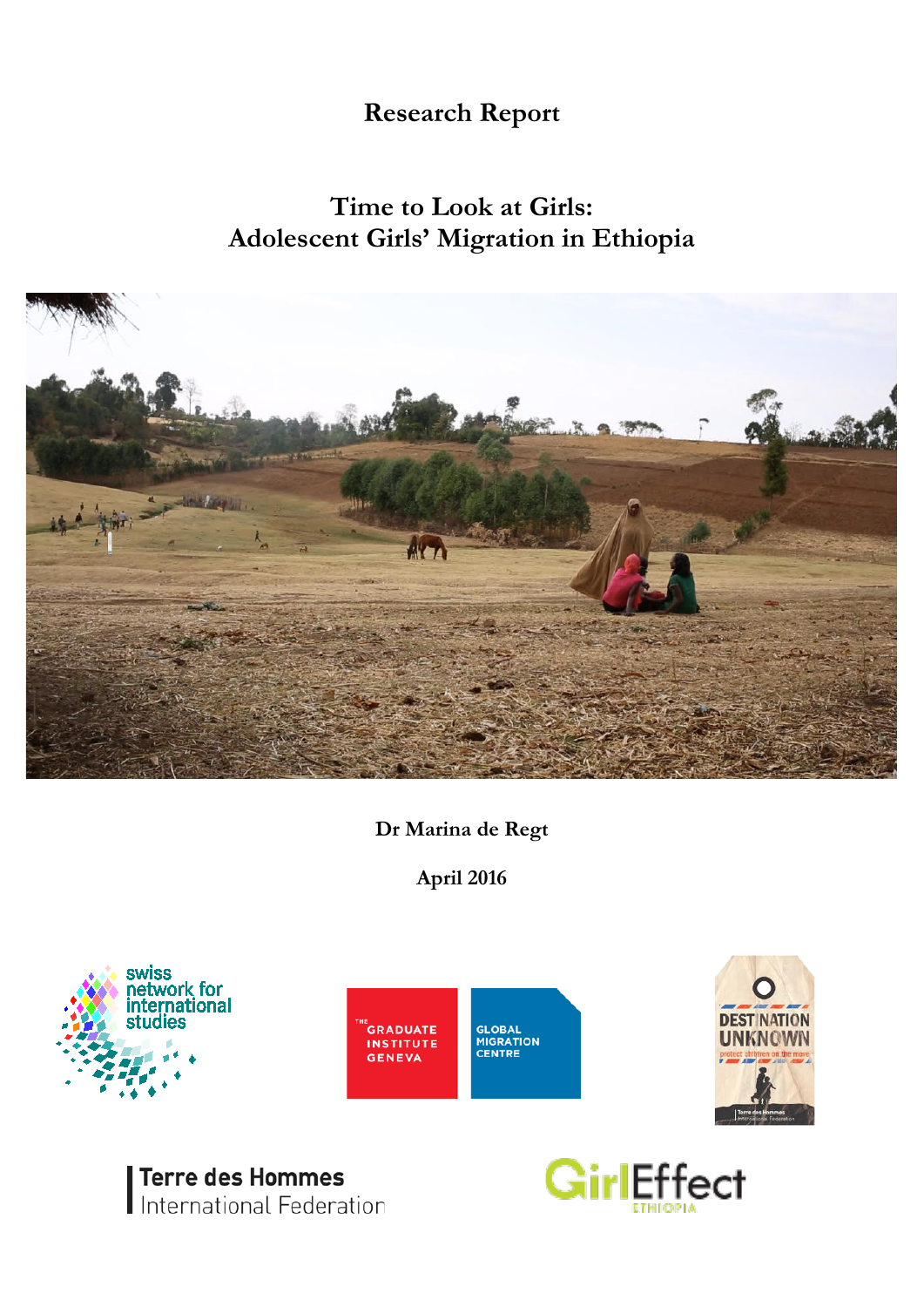Research Report

# Time to Look at Girls: Adolescent Girls' Migration in Ethiopia

**Dr Marina de Regt**

**April 2016**

swiss network for international studies

THE GRADUATE INSTITUTE GENEVA

GLOBAL MIGRATION CENTRE

DESTINATION UNKNOWN protect children on the move

Terre des Hommes International Federation

GirlEffect ETHIOPIA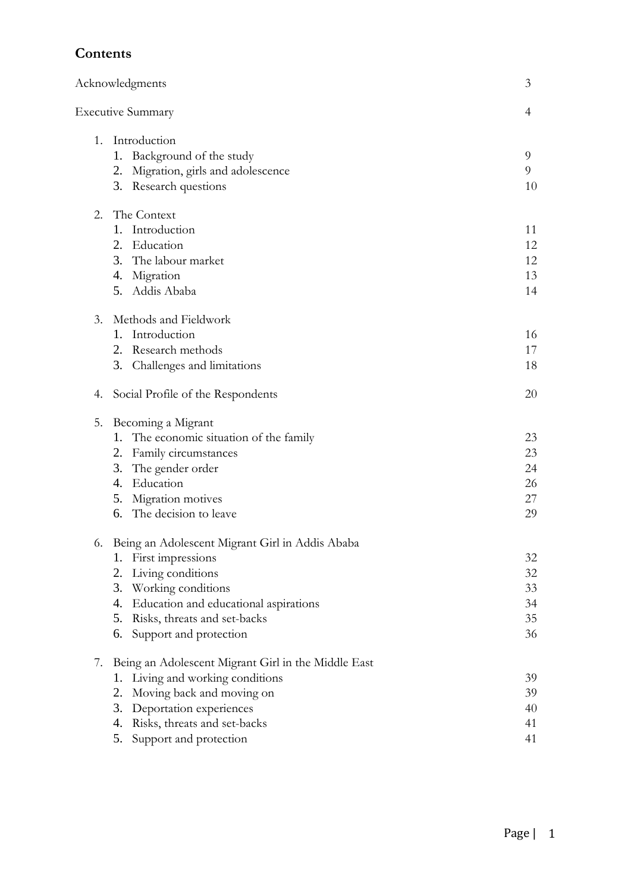# Contents

| | |
|---|---|
| Acknowledgments | 3 |
| Executive Summary | 4 |
| 1. Introduction | |
| 1. Background of the study | 9 |
| 2. Migration, girls and adolescence | 9 |
| 3. Research questions | 10 |
| 2. The Context | |
| 1. Introduction | 11 |
| 2. Education | 12 |
| 3. The labour market | 12 |
| 4. Migration | 13 |
| 5. Addis Ababa | 14 |
| 3. Methods and Fieldwork | |
| 1. Introduction | 16 |
| 2. Research methods | 17 |
| 3. Challenges and limitations | 18 |
| 4. Social Profile of the Respondents | 20 |
| 5. Becoming a Migrant | |
| 1. The economic situation of the family | 23 |
| 2. Family circumstances | 23 |
| 3. The gender order | 24 |
| 4. Education | 26 |
| 5. Migration motives | 27 |
| 6. The decision to leave | 29 |
| 6. Being an Adolescent Migrant Girl in Addis Ababa | |
| 1. First impressions | 32 |
| 2. Living conditions | 32 |
| 3. Working conditions | 33 |
| 4. Education and educational aspirations | 34 |
| 5. Risks, threats and set-backs | 35 |
| 6. Support and protection | 36 |
| 7. Being an Adolescent Migrant Girl in the Middle East | |
| 1. Living and working conditions | 39 |
| 2. Moving back and moving on | 39 |
| 3. Deportation experiences | 40 |
| 4. Risks, threats and set-backs | 41 |
| 5. Support and protection | 41 |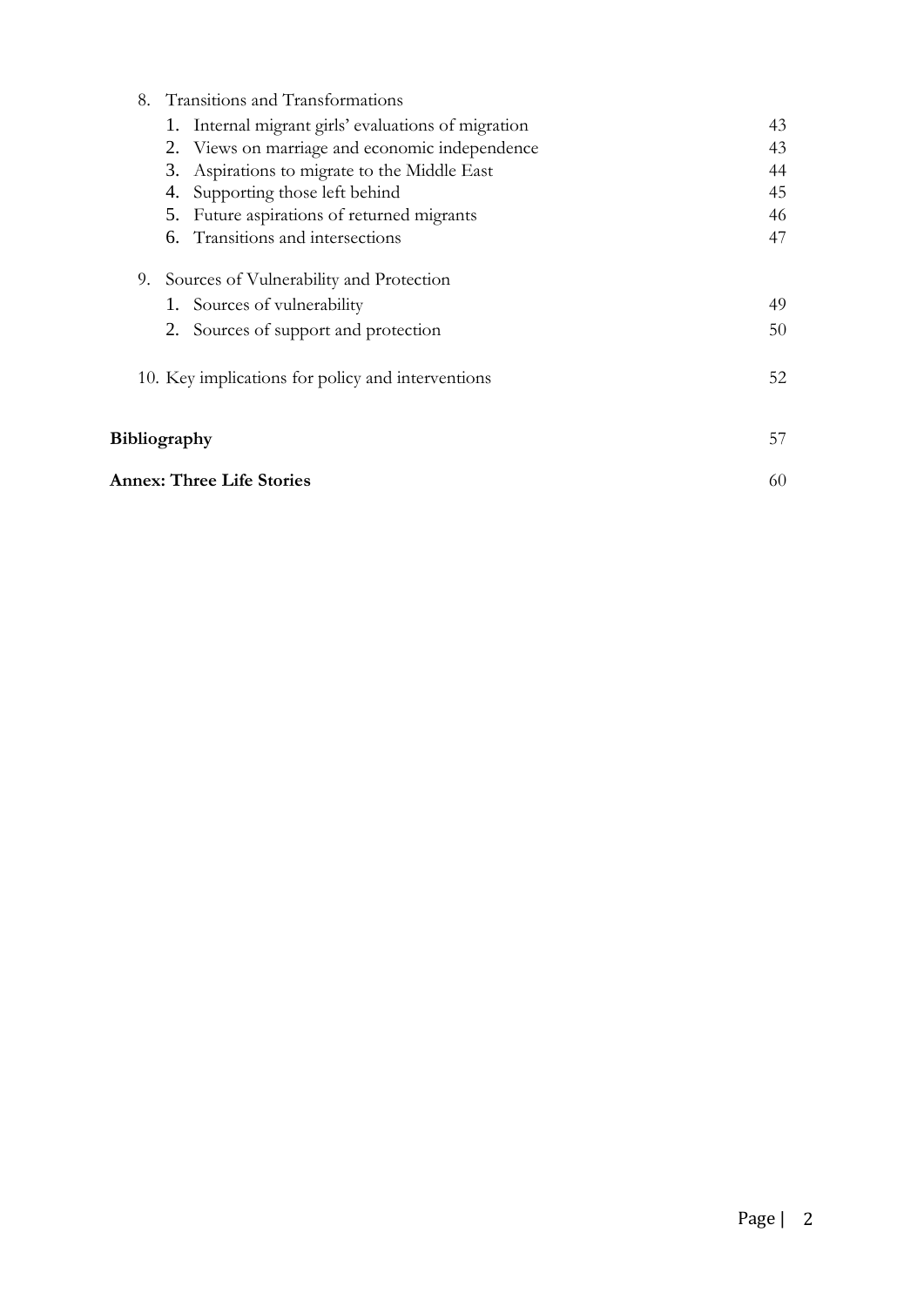8. Transitions and Transformations
    1. Internal migrant girls' evaluations of migration 43
    2. Views on marriage and economic independence 43
    3. Aspirations to migrate to the Middle East 44
    4. Supporting those left behind 45
    5. Future aspirations of returned migrants 46
    6. Transitions and intersections 47

9. Sources of Vulnerability and Protection
    1. Sources of vulnerability 49
    2. Sources of support and protection 50

10. Key implications for policy and interventions 52

**Bibliography** 57

**Annex: Three Life Stories** 60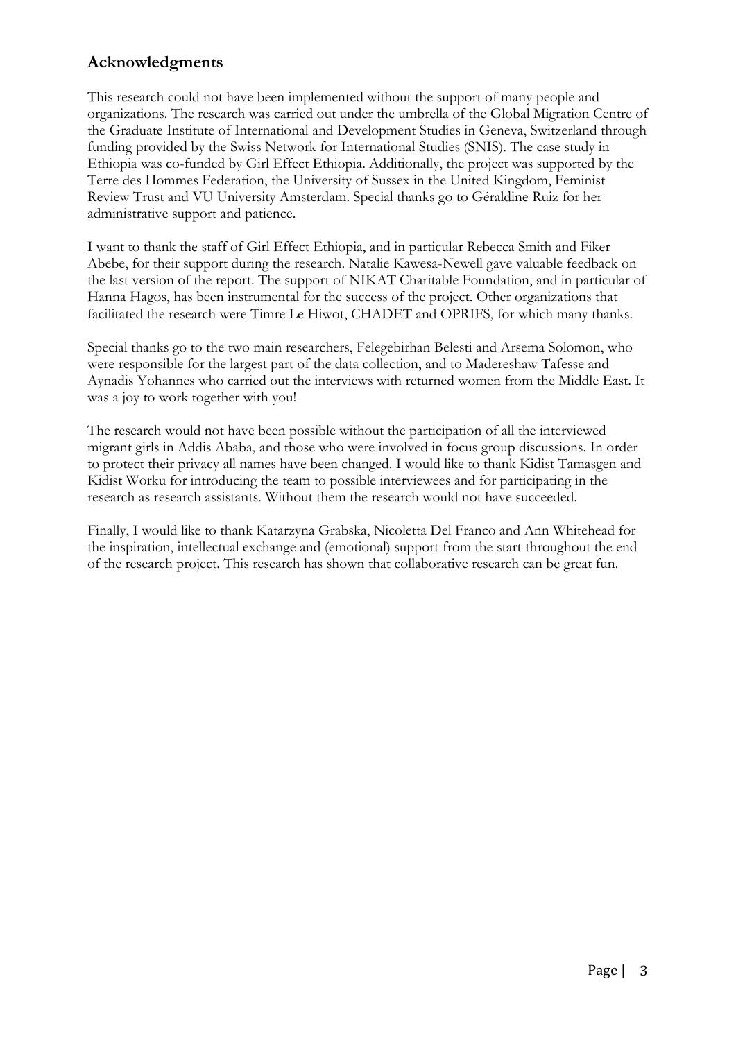## Acknowledgments

This research could not have been implemented without the support of many people and organizations. The research was carried out under the umbrella of the Global Migration Centre of the Graduate Institute of International and Development Studies in Geneva, Switzerland through funding provided by the Swiss Network for International Studies (SNIS). The case study in Ethiopia was co-funded by Girl Effect Ethiopia. Additionally, the project was supported by the Terre des Hommes Federation, the University of Sussex in the United Kingdom, Feminist Review Trust and VU University Amsterdam. Special thanks go to Géraldine Ruiz for her administrative support and patience.

I want to thank the staff of Girl Effect Ethiopia, and in particular Rebecca Smith and Fiker Abebe, for their support during the research. Natalie Kawesa-Newell gave valuable feedback on the last version of the report. The support of NIKAT Charitable Foundation, and in particular of Hanna Hagos, has been instrumental for the success of the project. Other organizations that facilitated the research were Timre Le Hiwot, CHADET and OPRIFS, for which many thanks.

Special thanks go to the two main researchers, Felegebirhan Belesti and Arsema Solomon, who were responsible for the largest part of the data collection, and to Madereshaw Tafesse and Aynadis Yohannes who carried out the interviews with returned women from the Middle East. It was a joy to work together with you!

The research would not have been possible without the participation of all the interviewed migrant girls in Addis Ababa, and those who were involved in focus group discussions. In order to protect their privacy all names have been changed. I would like to thank Kidist Tamasgen and Kidist Worku for introducing the team to possible interviewees and for participating in the research as research assistants. Without them the research would not have succeeded.

Finally, I would like to thank Katarzyna Grabska, Nicoletta Del Franco and Ann Whitehead for the inspiration, intellectual exchange and (emotional) support from the start throughout the end of the research project. This research has shown that collaborative research can be great fun.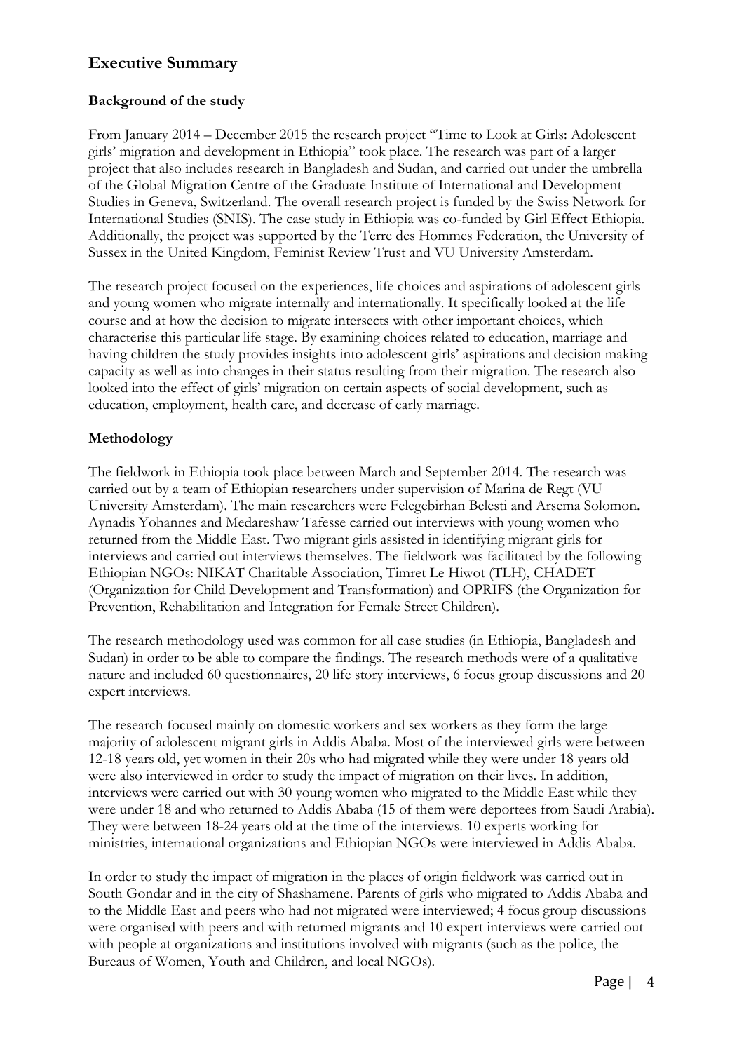# Executive Summary

### Background of the study

From January 2014 – December 2015 the research project "Time to Look at Girls: Adolescent girls' migration and development in Ethiopia" took place. The research was part of a larger project that also includes research in Bangladesh and Sudan, and carried out under the umbrella of the Global Migration Centre of the Graduate Institute of International and Development Studies in Geneva, Switzerland. The overall research project is funded by the Swiss Network for International Studies (SNIS). The case study in Ethiopia was co-funded by Girl Effect Ethiopia. Additionally, the project was supported by the Terre des Hommes Federation, the University of Sussex in the United Kingdom, Feminist Review Trust and VU University Amsterdam.

The research project focused on the experiences, life choices and aspirations of adolescent girls and young women who migrate internally and internationally. It specifically looked at the life course and at how the decision to migrate intersects with other important choices, which characterise this particular life stage. By examining choices related to education, marriage and having children the study provides insights into adolescent girls' aspirations and decision making capacity as well as into changes in their status resulting from their migration. The research also looked into the effect of girls' migration on certain aspects of social development, such as education, employment, health care, and decrease of early marriage.

### Methodology

The fieldwork in Ethiopia took place between March and September 2014. The research was carried out by a team of Ethiopian researchers under supervision of Marina de Regt (VU University Amsterdam). The main researchers were Felegebirhan Belesti and Arsema Solomon. Aynadis Yohannes and Medareshaw Tafesse carried out interviews with young women who returned from the Middle East. Two migrant girls assisted in identifying migrant girls for interviews and carried out interviews themselves. The fieldwork was facilitated by the following Ethiopian NGOs: NIKAT Charitable Association, Timret Le Hiwot (TLH), CHADET (Organization for Child Development and Transformation) and OPRIFS (the Organization for Prevention, Rehabilitation and Integration for Female Street Children).

The research methodology used was common for all case studies (in Ethiopia, Bangladesh and Sudan) in order to be able to compare the findings. The research methods were of a qualitative nature and included 60 questionnaires, 20 life story interviews, 6 focus group discussions and 20 expert interviews.

The research focused mainly on domestic workers and sex workers as they form the large majority of adolescent migrant girls in Addis Ababa. Most of the interviewed girls were between 12-18 years old, yet women in their 20s who had migrated while they were under 18 years old were also interviewed in order to study the impact of migration on their lives. In addition, interviews were carried out with 30 young women who migrated to the Middle East while they were under 18 and who returned to Addis Ababa (15 of them were deportees from Saudi Arabia). They were between 18-24 years old at the time of the interviews. 10 experts working for ministries, international organizations and Ethiopian NGOs were interviewed in Addis Ababa.

In order to study the impact of migration in the places of origin fieldwork was carried out in South Gondar and in the city of Shashamene. Parents of girls who migrated to Addis Ababa and to the Middle East and peers who had not migrated were interviewed; 4 focus group discussions were organised with peers and with returned migrants and 10 expert interviews were carried out with people at organizations and institutions involved with migrants (such as the police, the Bureaus of Women, Youth and Children, and local NGOs).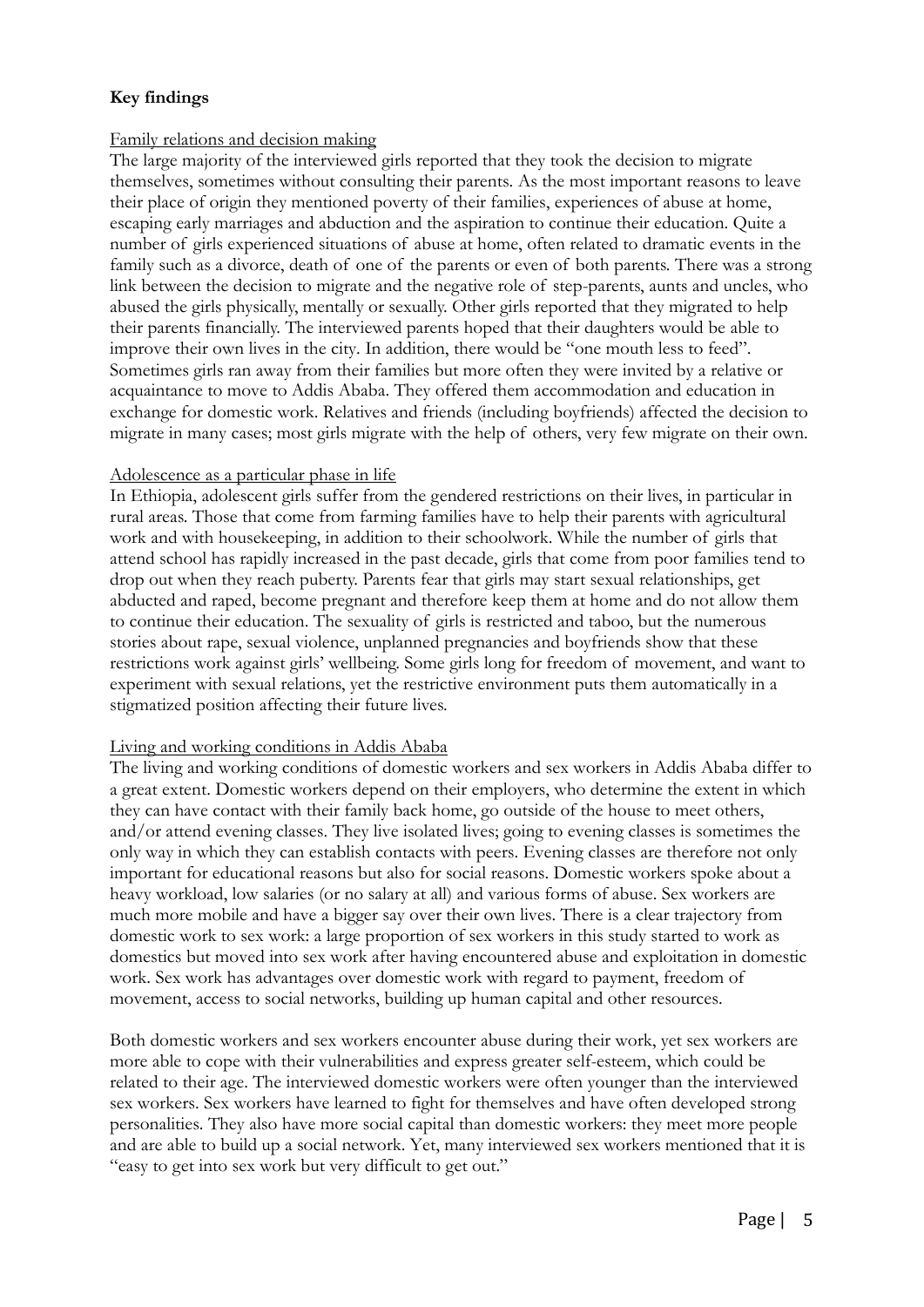**Key findings**

Family relations and decision making

The large majority of the interviewed girls reported that they took the decision to migrate themselves, sometimes without consulting their parents. As the most important reasons to leave their place of origin they mentioned poverty of their families, experiences of abuse at home, escaping early marriages and abduction and the aspiration to continue their education. Quite a number of girls experienced situations of abuse at home, often related to dramatic events in the family such as a divorce, death of one of the parents or even of both parents. There was a strong link between the decision to migrate and the negative role of step-parents, aunts and uncles, who abused the girls physically, mentally or sexually. Other girls reported that they migrated to help their parents financially. The interviewed parents hoped that their daughters would be able to improve their own lives in the city. In addition, there would be "one mouth less to feed". Sometimes girls ran away from their families but more often they were invited by a relative or acquaintance to move to Addis Ababa. They offered them accommodation and education in exchange for domestic work. Relatives and friends (including boyfriends) affected the decision to migrate in many cases; most girls migrate with the help of others, very few migrate on their own.

Adolescence as a particular phase in life

In Ethiopia, adolescent girls suffer from the gendered restrictions on their lives, in particular in rural areas. Those that come from farming families have to help their parents with agricultural work and with housekeeping, in addition to their schoolwork. While the number of girls that attend school has rapidly increased in the past decade, girls that come from poor families tend to drop out when they reach puberty. Parents fear that girls may start sexual relationships, get abducted and raped, become pregnant and therefore keep them at home and do not allow them to continue their education. The sexuality of girls is restricted and taboo, but the numerous stories about rape, sexual violence, unplanned pregnancies and boyfriends show that these restrictions work against girls' wellbeing. Some girls long for freedom of movement, and want to experiment with sexual relations, yet the restrictive environment puts them automatically in a stigmatized position affecting their future lives.

Living and working conditions in Addis Ababa

The living and working conditions of domestic workers and sex workers in Addis Ababa differ to a great extent. Domestic workers depend on their employers, who determine the extent in which they can have contact with their family back home, go outside of the house to meet others, and/or attend evening classes. They live isolated lives; going to evening classes is sometimes the only way in which they can establish contacts with peers. Evening classes are therefore not only important for educational reasons but also for social reasons. Domestic workers spoke about a heavy workload, low salaries (or no salary at all) and various forms of abuse. Sex workers are much more mobile and have a bigger say over their own lives. There is a clear trajectory from domestic work to sex work: a large proportion of sex workers in this study started to work as domestics but moved into sex work after having encountered abuse and exploitation in domestic work. Sex work has advantages over domestic work with regard to payment, freedom of movement, access to social networks, building up human capital and other resources.

Both domestic workers and sex workers encounter abuse during their work, yet sex workers are more able to cope with their vulnerabilities and express greater self-esteem, which could be related to their age. The interviewed domestic workers were often younger than the interviewed sex workers. Sex workers have learned to fight for themselves and have often developed strong personalities. They also have more social capital than domestic workers: they meet more people and are able to build up a social network. Yet, many interviewed sex workers mentioned that it is "easy to get into sex work but very difficult to get out."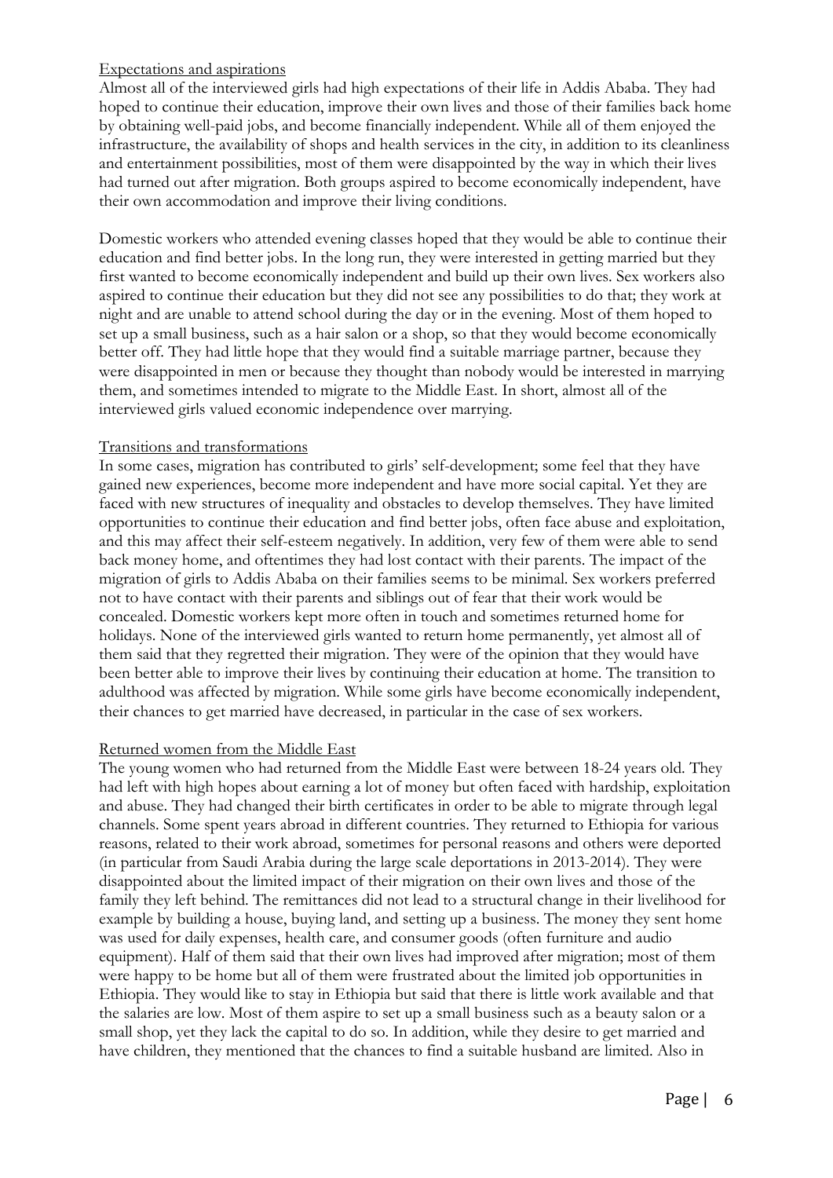Expectations and aspirations

Almost all of the interviewed girls had high expectations of their life in Addis Ababa. They had hoped to continue their education, improve their own lives and those of their families back home by obtaining well-paid jobs, and become financially independent. While all of them enjoyed the infrastructure, the availability of shops and health services in the city, in addition to its cleanliness and entertainment possibilities, most of them were disappointed by the way in which their lives had turned out after migration. Both groups aspired to become economically independent, have their own accommodation and improve their living conditions.

Domestic workers who attended evening classes hoped that they would be able to continue their education and find better jobs. In the long run, they were interested in getting married but they first wanted to become economically independent and build up their own lives. Sex workers also aspired to continue their education but they did not see any possibilities to do that; they work at night and are unable to attend school during the day or in the evening. Most of them hoped to set up a small business, such as a hair salon or a shop, so that they would become economically better off. They had little hope that they would find a suitable marriage partner, because they were disappointed in men or because they thought than nobody would be interested in marrying them, and sometimes intended to migrate to the Middle East. In short, almost all of the interviewed girls valued economic independence over marrying.

Transitions and transformations

In some cases, migration has contributed to girls' self-development; some feel that they have gained new experiences, become more independent and have more social capital. Yet they are faced with new structures of inequality and obstacles to develop themselves. They have limited opportunities to continue their education and find better jobs, often face abuse and exploitation, and this may affect their self-esteem negatively. In addition, very few of them were able to send back money home, and oftentimes they had lost contact with their parents. The impact of the migration of girls to Addis Ababa on their families seems to be minimal. Sex workers preferred not to have contact with their parents and siblings out of fear that their work would be concealed. Domestic workers kept more often in touch and sometimes returned home for holidays. None of the interviewed girls wanted to return home permanently, yet almost all of them said that they regretted their migration. They were of the opinion that they would have been better able to improve their lives by continuing their education at home. The transition to adulthood was affected by migration. While some girls have become economically independent, their chances to get married have decreased, in particular in the case of sex workers.

Returned women from the Middle East

The young women who had returned from the Middle East were between 18-24 years old. They had left with high hopes about earning a lot of money but often faced with hardship, exploitation and abuse. They had changed their birth certificates in order to be able to migrate through legal channels. Some spent years abroad in different countries. They returned to Ethiopia for various reasons, related to their work abroad, sometimes for personal reasons and others were deported (in particular from Saudi Arabia during the large scale deportations in 2013-2014). They were disappointed about the limited impact of their migration on their own lives and those of the family they left behind. The remittances did not lead to a structural change in their livelihood for example by building a house, buying land, and setting up a business. The money they sent home was used for daily expenses, health care, and consumer goods (often furniture and audio equipment). Half of them said that their own lives had improved after migration; most of them were happy to be home but all of them were frustrated about the limited job opportunities in Ethiopia. They would like to stay in Ethiopia but said that there is little work available and that the salaries are low. Most of them aspire to set up a small business such as a beauty salon or a small shop, yet they lack the capital to do so. In addition, while they desire to get married and have children, they mentioned that the chances to find a suitable husband are limited. Also in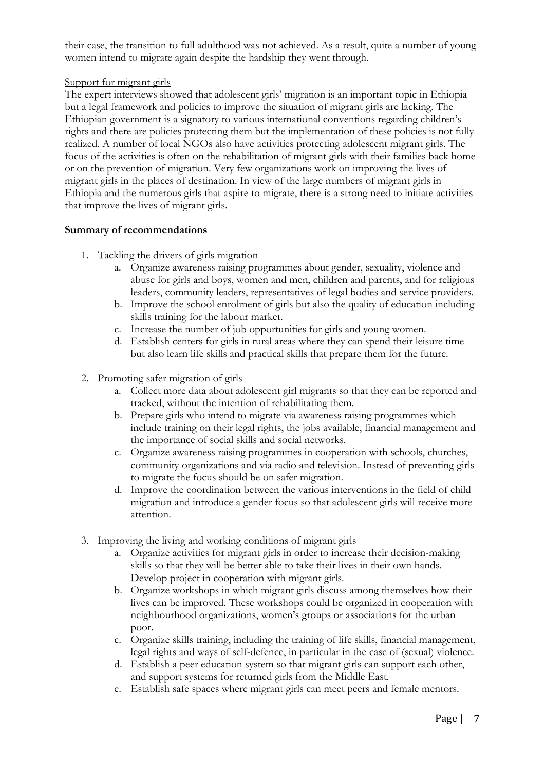their case, the transition to full adulthood was not achieved. As a result, quite a number of young women intend to migrate again despite the hardship they went through.

<u>Support for migrant girls</u>

The expert interviews showed that adolescent girls' migration is an important topic in Ethiopia but a legal framework and policies to improve the situation of migrant girls are lacking. The Ethiopian government is a signatory to various international conventions regarding children's rights and there are policies protecting them but the implementation of these policies is not fully realized. A number of local NGOs also have activities protecting adolescent migrant girls. The focus of the activities is often on the rehabilitation of migrant girls with their families back home or on the prevention of migration. Very few organizations work on improving the lives of migrant girls in the places of destination. In view of the large numbers of migrant girls in Ethiopia and the numerous girls that aspire to migrate, there is a strong need to initiate activities that improve the lives of migrant girls.

**Summary of recommendations**

1. Tackling the drivers of girls migration
   a. Organize awareness raising programmes about gender, sexuality, violence and abuse for girls and boys, women and men, children and parents, and for religious leaders, community leaders, representatives of legal bodies and service providers.
   b. Improve the school enrolment of girls but also the quality of education including skills training for the labour market.
   c. Increase the number of job opportunities for girls and young women.
   d. Establish centers for girls in rural areas where they can spend their leisure time but also learn life skills and practical skills that prepare them for the future.

2. Promoting safer migration of girls
   a. Collect more data about adolescent girl migrants so that they can be reported and tracked, without the intention of rehabilitating them.
   b. Prepare girls who intend to migrate via awareness raising programmes which include training on their legal rights, the jobs available, financial management and the importance of social skills and social networks.
   c. Organize awareness raising programmes in cooperation with schools, churches, community organizations and via radio and television. Instead of preventing girls to migrate the focus should be on safer migration.
   d. Improve the coordination between the various interventions in the field of child migration and introduce a gender focus so that adolescent girls will receive more attention.

3. Improving the living and working conditions of migrant girls
   a. Organize activities for migrant girls in order to increase their decision-making skills so that they will be better able to take their lives in their own hands. Develop project in cooperation with migrant girls.
   b. Organize workshops in which migrant girls discuss among themselves how their lives can be improved. These workshops could be organized in cooperation with neighbourhood organizations, women's groups or associations for the urban poor.
   c. Organize skills training, including the training of life skills, financial management, legal rights and ways of self-defence, in particular in the case of (sexual) violence.
   d. Establish a peer education system so that migrant girls can support each other, and support systems for returned girls from the Middle East.
   e. Establish safe spaces where migrant girls can meet peers and female mentors.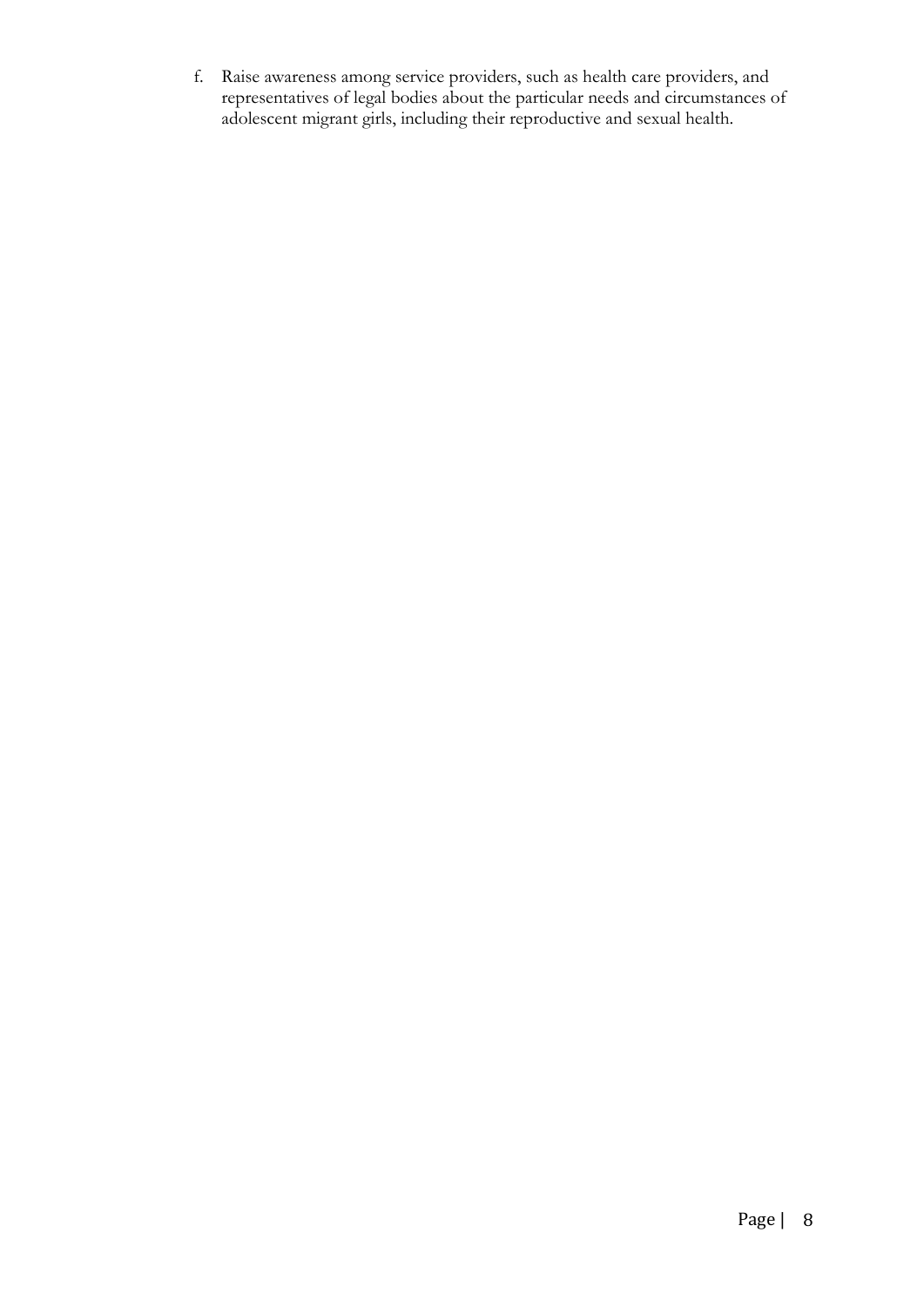f. Raise awareness among service providers, such as health care providers, and representatives of legal bodies about the particular needs and circumstances of adolescent migrant girls, including their reproductive and sexual health.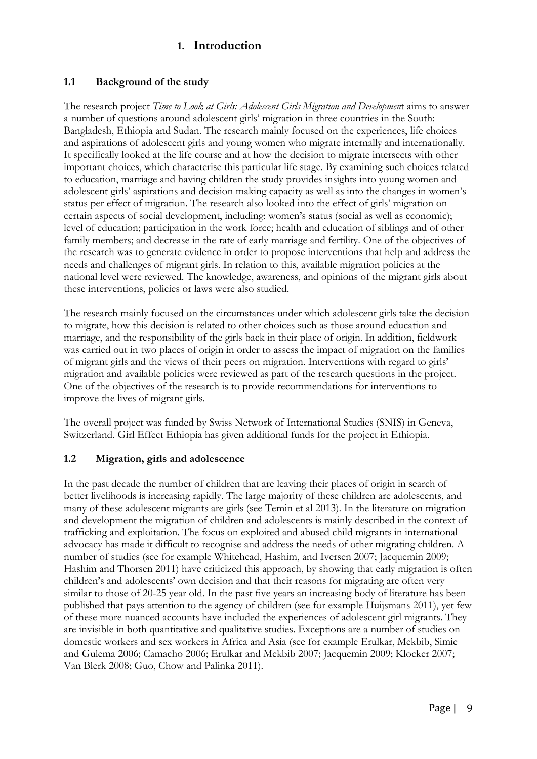# 1. Introduction

## 1.1 Background of the study

The research project *Time to Look at Girls: Adolescent Girls Migration and Developmen*t aims to answer a number of questions around adolescent girls' migration in three countries in the South: Bangladesh, Ethiopia and Sudan. The research mainly focused on the experiences, life choices and aspirations of adolescent girls and young women who migrate internally and internationally. It specifically looked at the life course and at how the decision to migrate intersects with other important choices, which characterise this particular life stage. By examining such choices related to education, marriage and having children the study provides insights into young women and adolescent girls' aspirations and decision making capacity as well as into the changes in women's status per effect of migration. The research also looked into the effect of girls' migration on certain aspects of social development, including: women's status (social as well as economic); level of education; participation in the work force; health and education of siblings and of other family members; and decrease in the rate of early marriage and fertility. One of the objectives of the research was to generate evidence in order to propose interventions that help and address the needs and challenges of migrant girls. In relation to this, available migration policies at the national level were reviewed. The knowledge, awareness, and opinions of the migrant girls about these interventions, policies or laws were also studied.

The research mainly focused on the circumstances under which adolescent girls take the decision to migrate, how this decision is related to other choices such as those around education and marriage, and the responsibility of the girls back in their place of origin. In addition, fieldwork was carried out in two places of origin in order to assess the impact of migration on the families of migrant girls and the views of their peers on migration. Interventions with regard to girls' migration and available policies were reviewed as part of the research questions in the project. One of the objectives of the research is to provide recommendations for interventions to improve the lives of migrant girls.

The overall project was funded by Swiss Network of International Studies (SNIS) in Geneva, Switzerland. Girl Effect Ethiopia has given additional funds for the project in Ethiopia.

## 1.2 Migration, girls and adolescence

In the past decade the number of children that are leaving their places of origin in search of better livelihoods is increasing rapidly. The large majority of these children are adolescents, and many of these adolescent migrants are girls (see Temin et al 2013). In the literature on migration and development the migration of children and adolescents is mainly described in the context of trafficking and exploitation. The focus on exploited and abused child migrants in international advocacy has made it difficult to recognise and address the needs of other migrating children. A number of studies (see for example Whitehead, Hashim, and Iversen 2007; Jacquemin 2009; Hashim and Thorsen 2011) have criticized this approach, by showing that early migration is often children's and adolescents' own decision and that their reasons for migrating are often very similar to those of 20-25 year old. In the past five years an increasing body of literature has been published that pays attention to the agency of children (see for example Huijsmans 2011), yet few of these more nuanced accounts have included the experiences of adolescent girl migrants. They are invisible in both quantitative and qualitative studies. Exceptions are a number of studies on domestic workers and sex workers in Africa and Asia (see for example Erulkar, Mekbib, Simie and Gulema 2006; Camacho 2006; Erulkar and Mekbib 2007; Jacquemin 2009; Klocker 2007; Van Blerk 2008; Guo, Chow and Palinka 2011).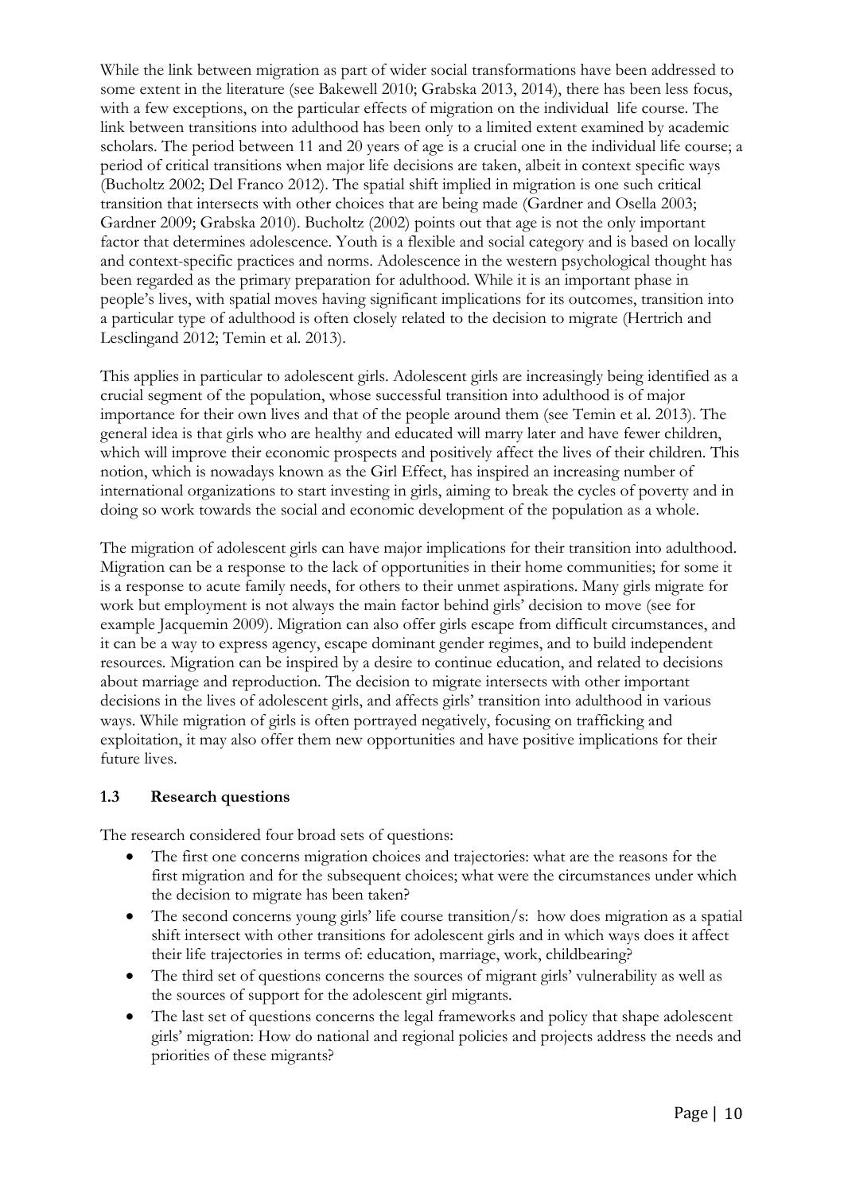While the link between migration as part of wider social transformations have been addressed to some extent in the literature (see Bakewell 2010; Grabska 2013, 2014), there has been less focus, with a few exceptions, on the particular effects of migration on the individual life course. The link between transitions into adulthood has been only to a limited extent examined by academic scholars. The period between 11 and 20 years of age is a crucial one in the individual life course; a period of critical transitions when major life decisions are taken, albeit in context specific ways (Bucholtz 2002; Del Franco 2012). The spatial shift implied in migration is one such critical transition that intersects with other choices that are being made (Gardner and Osella 2003; Gardner 2009; Grabska 2010). Bucholtz (2002) points out that age is not the only important factor that determines adolescence. Youth is a flexible and social category and is based on locally and context-specific practices and norms. Adolescence in the western psychological thought has been regarded as the primary preparation for adulthood. While it is an important phase in people's lives, with spatial moves having significant implications for its outcomes, transition into a particular type of adulthood is often closely related to the decision to migrate (Hertrich and Lesclingand 2012; Temin et al. 2013).

This applies in particular to adolescent girls. Adolescent girls are increasingly being identified as a crucial segment of the population, whose successful transition into adulthood is of major importance for their own lives and that of the people around them (see Temin et al. 2013). The general idea is that girls who are healthy and educated will marry later and have fewer children, which will improve their economic prospects and positively affect the lives of their children. This notion, which is nowadays known as the Girl Effect, has inspired an increasing number of international organizations to start investing in girls, aiming to break the cycles of poverty and in doing so work towards the social and economic development of the population as a whole.

The migration of adolescent girls can have major implications for their transition into adulthood. Migration can be a response to the lack of opportunities in their home communities; for some it is a response to acute family needs, for others to their unmet aspirations. Many girls migrate for work but employment is not always the main factor behind girls' decision to move (see for example Jacquemin 2009). Migration can also offer girls escape from difficult circumstances, and it can be a way to express agency, escape dominant gender regimes, and to build independent resources. Migration can be inspired by a desire to continue education, and related to decisions about marriage and reproduction. The decision to migrate intersects with other important decisions in the lives of adolescent girls, and affects girls' transition into adulthood in various ways. While migration of girls is often portrayed negatively, focusing on trafficking and exploitation, it may also offer them new opportunities and have positive implications for their future lives.

### 1.3 Research questions

The research considered four broad sets of questions:

- The first one concerns migration choices and trajectories: what are the reasons for the first migration and for the subsequent choices; what were the circumstances under which the decision to migrate has been taken?
- The second concerns young girls' life course transition/s: how does migration as a spatial shift intersect with other transitions for adolescent girls and in which ways does it affect their life trajectories in terms of: education, marriage, work, childbearing?
- The third set of questions concerns the sources of migrant girls' vulnerability as well as the sources of support for the adolescent girl migrants.
- The last set of questions concerns the legal frameworks and policy that shape adolescent girls' migration: How do national and regional policies and projects address the needs and priorities of these migrants?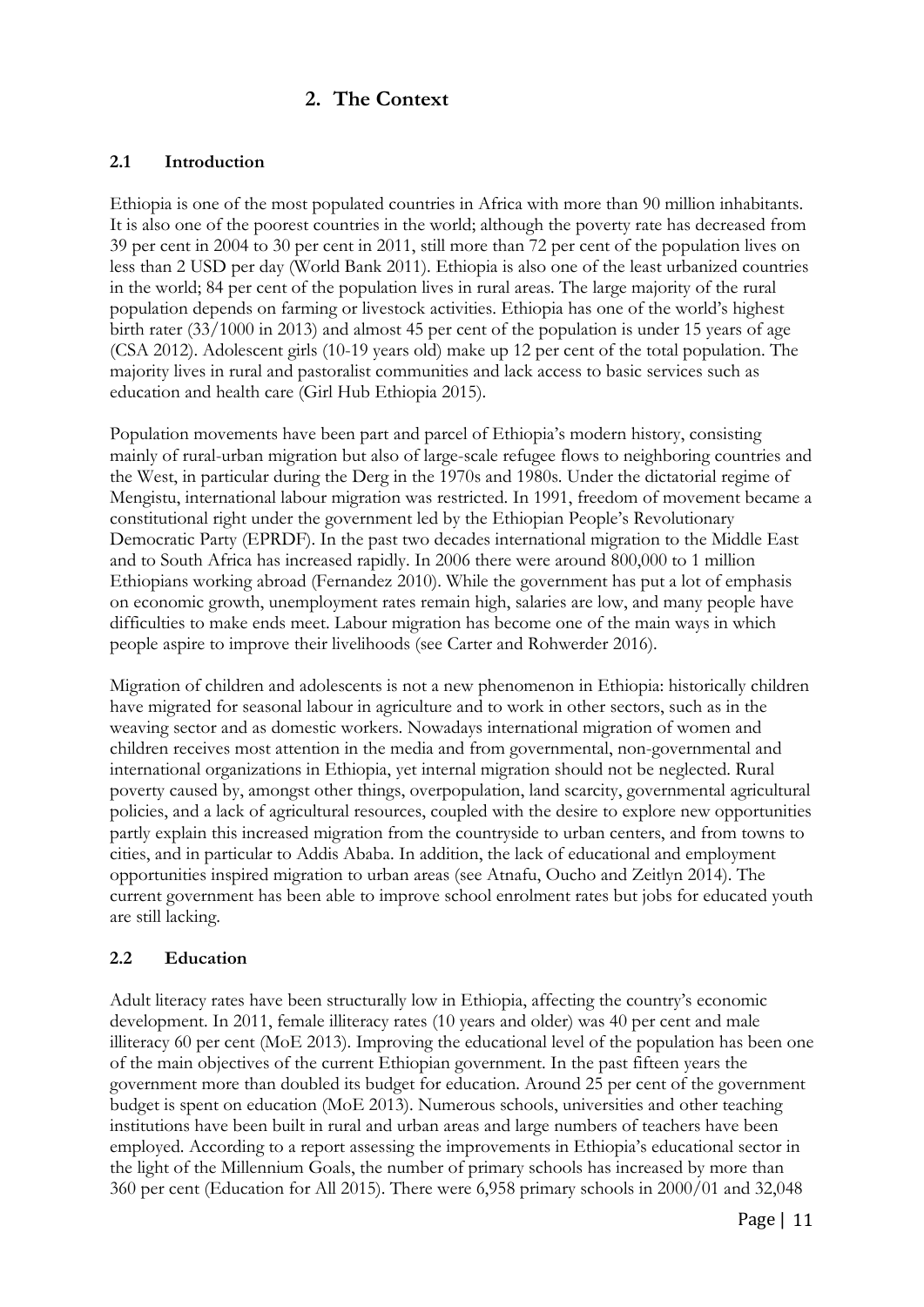## 2. The Context

### 2.1 Introduction

Ethiopia is one of the most populated countries in Africa with more than 90 million inhabitants. It is also one of the poorest countries in the world; although the poverty rate has decreased from 39 per cent in 2004 to 30 per cent in 2011, still more than 72 per cent of the population lives on less than 2 USD per day (World Bank 2011). Ethiopia is also one of the least urbanized countries in the world; 84 per cent of the population lives in rural areas. The large majority of the rural population depends on farming or livestock activities. Ethiopia has one of the world's highest birth rater (33/1000 in 2013) and almost 45 per cent of the population is under 15 years of age (CSA 2012). Adolescent girls (10-19 years old) make up 12 per cent of the total population. The majority lives in rural and pastoralist communities and lack access to basic services such as education and health care (Girl Hub Ethiopia 2015).

Population movements have been part and parcel of Ethiopia's modern history, consisting mainly of rural-urban migration but also of large-scale refugee flows to neighboring countries and the West, in particular during the Derg in the 1970s and 1980s. Under the dictatorial regime of Mengistu, international labour migration was restricted. In 1991, freedom of movement became a constitutional right under the government led by the Ethiopian People's Revolutionary Democratic Party (EPRDF). In the past two decades international migration to the Middle East and to South Africa has increased rapidly. In 2006 there were around 800,000 to 1 million Ethiopians working abroad (Fernandez 2010). While the government has put a lot of emphasis on economic growth, unemployment rates remain high, salaries are low, and many people have difficulties to make ends meet. Labour migration has become one of the main ways in which people aspire to improve their livelihoods (see Carter and Rohwerder 2016).

Migration of children and adolescents is not a new phenomenon in Ethiopia: historically children have migrated for seasonal labour in agriculture and to work in other sectors, such as in the weaving sector and as domestic workers. Nowadays international migration of women and children receives most attention in the media and from governmental, non-governmental and international organizations in Ethiopia, yet internal migration should not be neglected. Rural poverty caused by, amongst other things, overpopulation, land scarcity, governmental agricultural policies, and a lack of agricultural resources, coupled with the desire to explore new opportunities partly explain this increased migration from the countryside to urban centers, and from towns to cities, and in particular to Addis Ababa. In addition, the lack of educational and employment opportunities inspired migration to urban areas (see Atnafu, Oucho and Zeitlyn 2014). The current government has been able to improve school enrolment rates but jobs for educated youth are still lacking.

### 2.2 Education

Adult literacy rates have been structurally low in Ethiopia, affecting the country's economic development. In 2011, female illiteracy rates (10 years and older) was 40 per cent and male illiteracy 60 per cent (MoE 2013). Improving the educational level of the population has been one of the main objectives of the current Ethiopian government. In the past fifteen years the government more than doubled its budget for education. Around 25 per cent of the government budget is spent on education (MoE 2013). Numerous schools, universities and other teaching institutions have been built in rural and urban areas and large numbers of teachers have been employed. According to a report assessing the improvements in Ethiopia's educational sector in the light of the Millennium Goals, the number of primary schools has increased by more than 360 per cent (Education for All 2015). There were 6,958 primary schools in 2000/01 and 32,048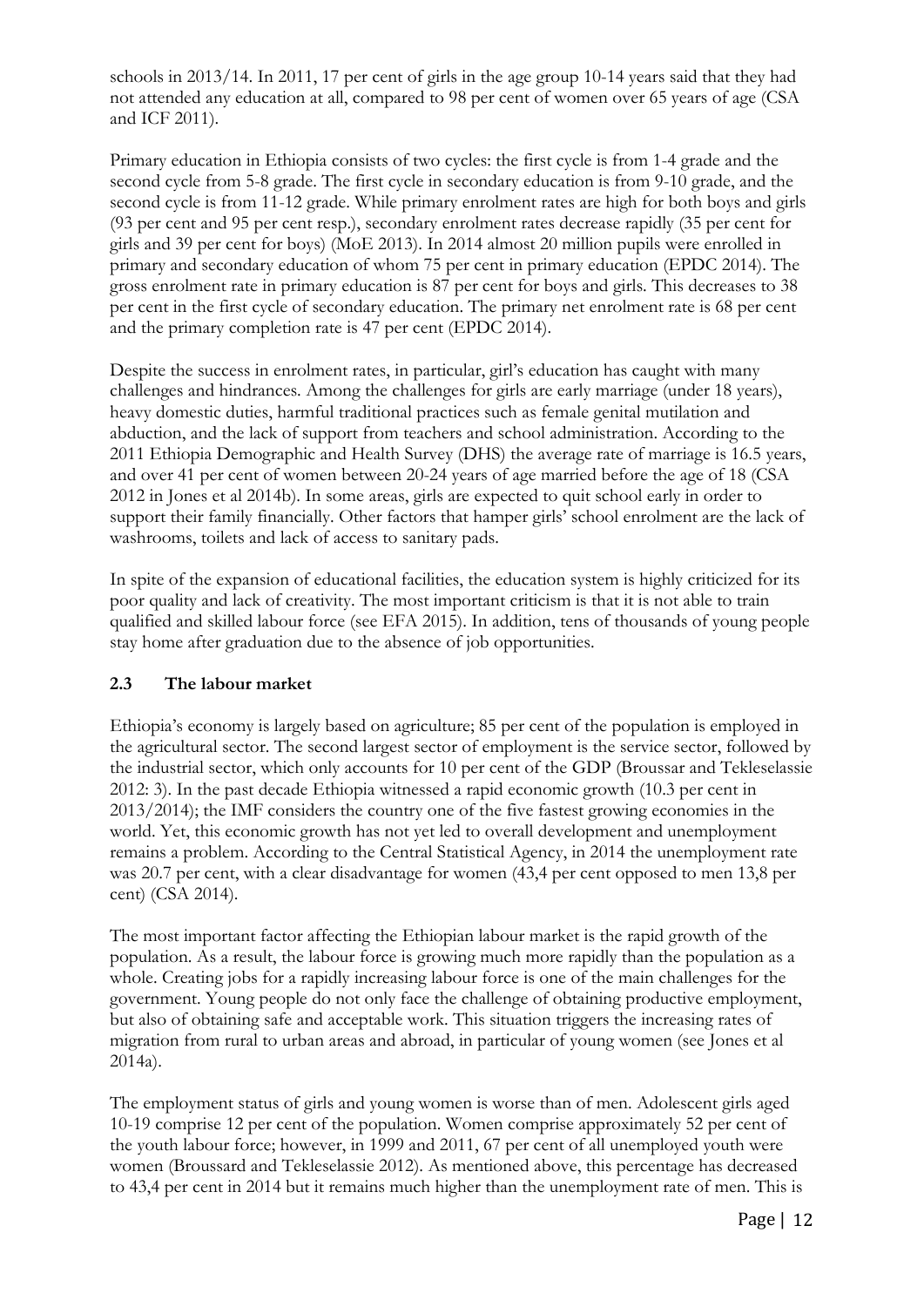schools in 2013/14. In 2011, 17 per cent of girls in the age group 10-14 years said that they had not attended any education at all, compared to 98 per cent of women over 65 years of age (CSA and ICF 2011).

Primary education in Ethiopia consists of two cycles: the first cycle is from 1-4 grade and the second cycle from 5-8 grade. The first cycle in secondary education is from 9-10 grade, and the second cycle is from 11-12 grade. While primary enrolment rates are high for both boys and girls (93 per cent and 95 per cent resp.), secondary enrolment rates decrease rapidly (35 per cent for girls and 39 per cent for boys) (MoE 2013). In 2014 almost 20 million pupils were enrolled in primary and secondary education of whom 75 per cent in primary education (EPDC 2014). The gross enrolment rate in primary education is 87 per cent for boys and girls. This decreases to 38 per cent in the first cycle of secondary education. The primary net enrolment rate is 68 per cent and the primary completion rate is 47 per cent (EPDC 2014).

Despite the success in enrolment rates, in particular, girl's education has caught with many challenges and hindrances. Among the challenges for girls are early marriage (under 18 years), heavy domestic duties, harmful traditional practices such as female genital mutilation and abduction, and the lack of support from teachers and school administration. According to the 2011 Ethiopia Demographic and Health Survey (DHS) the average rate of marriage is 16.5 years, and over 41 per cent of women between 20-24 years of age married before the age of 18 (CSA 2012 in Jones et al 2014b). In some areas, girls are expected to quit school early in order to support their family financially. Other factors that hamper girls' school enrolment are the lack of washrooms, toilets and lack of access to sanitary pads.

In spite of the expansion of educational facilities, the education system is highly criticized for its poor quality and lack of creativity. The most important criticism is that it is not able to train qualified and skilled labour force (see EFA 2015). In addition, tens of thousands of young people stay home after graduation due to the absence of job opportunities.

### 2.3 The labour market

Ethiopia's economy is largely based on agriculture; 85 per cent of the population is employed in the agricultural sector. The second largest sector of employment is the service sector, followed by the industrial sector, which only accounts for 10 per cent of the GDP (Broussar and Tekleselassie 2012: 3). In the past decade Ethiopia witnessed a rapid economic growth (10.3 per cent in 2013/2014); the IMF considers the country one of the five fastest growing economies in the world. Yet, this economic growth has not yet led to overall development and unemployment remains a problem. According to the Central Statistical Agency, in 2014 the unemployment rate was 20.7 per cent, with a clear disadvantage for women (43,4 per cent opposed to men 13,8 per cent) (CSA 2014).

The most important factor affecting the Ethiopian labour market is the rapid growth of the population. As a result, the labour force is growing much more rapidly than the population as a whole. Creating jobs for a rapidly increasing labour force is one of the main challenges for the government. Young people do not only face the challenge of obtaining productive employment, but also of obtaining safe and acceptable work. This situation triggers the increasing rates of migration from rural to urban areas and abroad, in particular of young women (see Jones et al 2014a).

The employment status of girls and young women is worse than of men. Adolescent girls aged 10-19 comprise 12 per cent of the population. Women comprise approximately 52 per cent of the youth labour force; however, in 1999 and 2011, 67 per cent of all unemployed youth were women (Broussard and Tekleselassie 2012). As mentioned above, this percentage has decreased to 43,4 per cent in 2014 but it remains much higher than the unemployment rate of men. This is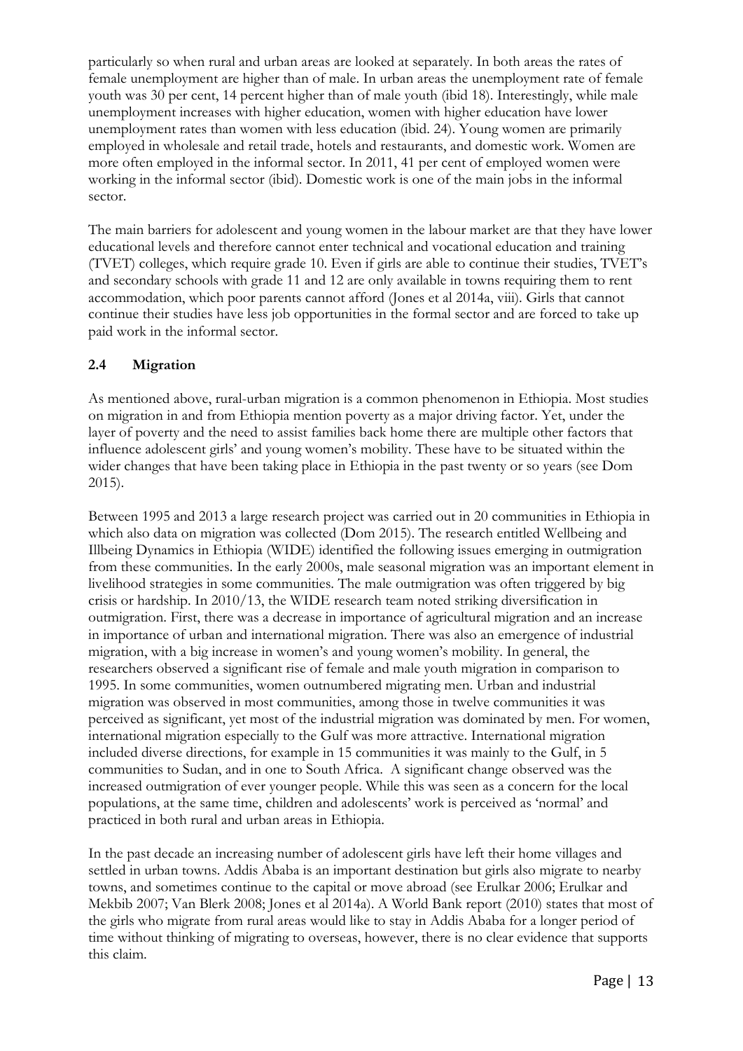particularly so when rural and urban areas are looked at separately. In both areas the rates of female unemployment are higher than of male. In urban areas the unemployment rate of female youth was 30 per cent, 14 percent higher than of male youth (ibid 18). Interestingly, while male unemployment increases with higher education, women with higher education have lower unemployment rates than women with less education (ibid. 24). Young women are primarily employed in wholesale and retail trade, hotels and restaurants, and domestic work. Women are more often employed in the informal sector. In 2011, 41 per cent of employed women were working in the informal sector (ibid). Domestic work is one of the main jobs in the informal sector.

The main barriers for adolescent and young women in the labour market are that they have lower educational levels and therefore cannot enter technical and vocational education and training (TVET) colleges, which require grade 10. Even if girls are able to continue their studies, TVET's and secondary schools with grade 11 and 12 are only available in towns requiring them to rent accommodation, which poor parents cannot afford (Jones et al 2014a, viii). Girls that cannot continue their studies have less job opportunities in the formal sector and are forced to take up paid work in the informal sector.

## 2.4 Migration

As mentioned above, rural-urban migration is a common phenomenon in Ethiopia. Most studies on migration in and from Ethiopia mention poverty as a major driving factor. Yet, under the layer of poverty and the need to assist families back home there are multiple other factors that influence adolescent girls' and young women's mobility. These have to be situated within the wider changes that have been taking place in Ethiopia in the past twenty or so years (see Dom 2015).

Between 1995 and 2013 a large research project was carried out in 20 communities in Ethiopia in which also data on migration was collected (Dom 2015). The research entitled Wellbeing and Illbeing Dynamics in Ethiopia (WIDE) identified the following issues emerging in outmigration from these communities. In the early 2000s, male seasonal migration was an important element in livelihood strategies in some communities. The male outmigration was often triggered by big crisis or hardship. In 2010/13, the WIDE research team noted striking diversification in outmigration. First, there was a decrease in importance of agricultural migration and an increase in importance of urban and international migration. There was also an emergence of industrial migration, with a big increase in women's and young women's mobility. In general, the researchers observed a significant rise of female and male youth migration in comparison to 1995. In some communities, women outnumbered migrating men. Urban and industrial migration was observed in most communities, among those in twelve communities it was perceived as significant, yet most of the industrial migration was dominated by men. For women, international migration especially to the Gulf was more attractive. International migration included diverse directions, for example in 15 communities it was mainly to the Gulf, in 5 communities to Sudan, and in one to South Africa. A significant change observed was the increased outmigration of ever younger people. While this was seen as a concern for the local populations, at the same time, children and adolescents' work is perceived as 'normal' and practiced in both rural and urban areas in Ethiopia.

In the past decade an increasing number of adolescent girls have left their home villages and settled in urban towns. Addis Ababa is an important destination but girls also migrate to nearby towns, and sometimes continue to the capital or move abroad (see Erulkar 2006; Erulkar and Mekbib 2007; Van Blerk 2008; Jones et al 2014a). A World Bank report (2010) states that most of the girls who migrate from rural areas would like to stay in Addis Ababa for a longer period of time without thinking of migrating to overseas, however, there is no clear evidence that supports this claim.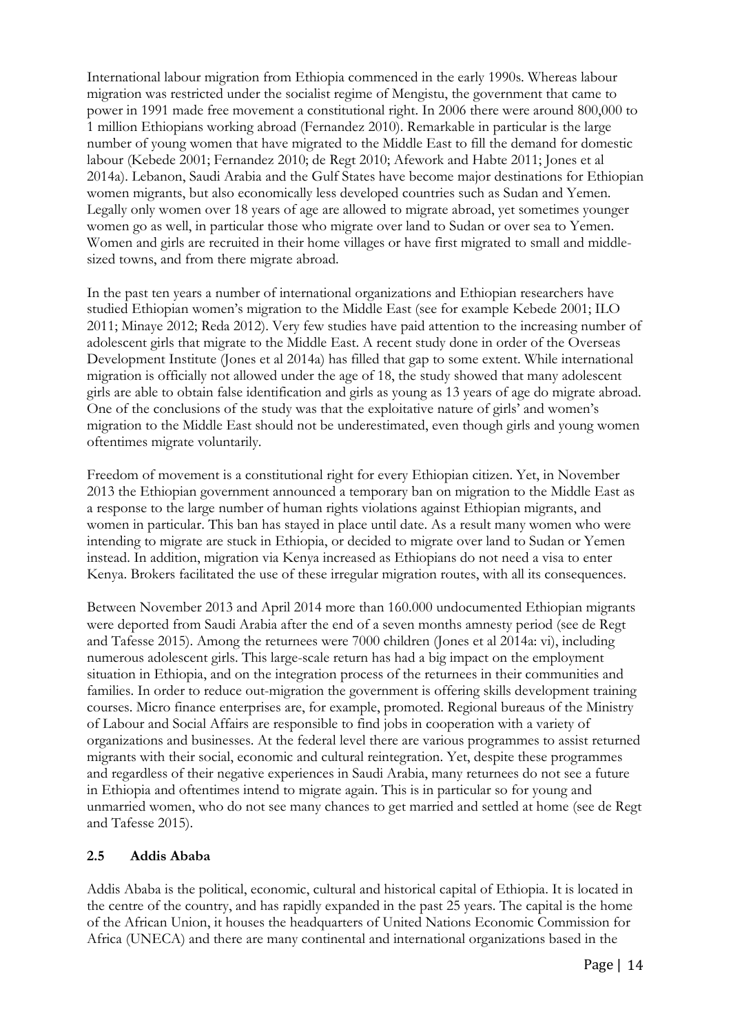International labour migration from Ethiopia commenced in the early 1990s. Whereas labour migration was restricted under the socialist regime of Mengistu, the government that came to power in 1991 made free movement a constitutional right. In 2006 there were around 800,000 to 1 million Ethiopians working abroad (Fernandez 2010). Remarkable in particular is the large number of young women that have migrated to the Middle East to fill the demand for domestic labour (Kebede 2001; Fernandez 2010; de Regt 2010; Afework and Habte 2011; Jones et al 2014a). Lebanon, Saudi Arabia and the Gulf States have become major destinations for Ethiopian women migrants, but also economically less developed countries such as Sudan and Yemen. Legally only women over 18 years of age are allowed to migrate abroad, yet sometimes younger women go as well, in particular those who migrate over land to Sudan or over sea to Yemen. Women and girls are recruited in their home villages or have first migrated to small and middle-sized towns, and from there migrate abroad.

In the past ten years a number of international organizations and Ethiopian researchers have studied Ethiopian women's migration to the Middle East (see for example Kebede 2001; ILO 2011; Minaye 2012; Reda 2012). Very few studies have paid attention to the increasing number of adolescent girls that migrate to the Middle East. A recent study done in order of the Overseas Development Institute (Jones et al 2014a) has filled that gap to some extent. While international migration is officially not allowed under the age of 18, the study showed that many adolescent girls are able to obtain false identification and girls as young as 13 years of age do migrate abroad. One of the conclusions of the study was that the exploitative nature of girls' and women's migration to the Middle East should not be underestimated, even though girls and young women oftentimes migrate voluntarily.

Freedom of movement is a constitutional right for every Ethiopian citizen. Yet, in November 2013 the Ethiopian government announced a temporary ban on migration to the Middle East as a response to the large number of human rights violations against Ethiopian migrants, and women in particular. This ban has stayed in place until date. As a result many women who were intending to migrate are stuck in Ethiopia, or decided to migrate over land to Sudan or Yemen instead. In addition, migration via Kenya increased as Ethiopians do not need a visa to enter Kenya. Brokers facilitated the use of these irregular migration routes, with all its consequences.

Between November 2013 and April 2014 more than 160.000 undocumented Ethiopian migrants were deported from Saudi Arabia after the end of a seven months amnesty period (see de Regt and Tafesse 2015). Among the returnees were 7000 children (Jones et al 2014a: vi), including numerous adolescent girls. This large-scale return has had a big impact on the employment situation in Ethiopia, and on the integration process of the returnees in their communities and families. In order to reduce out-migration the government is offering skills development training courses. Micro finance enterprises are, for example, promoted. Regional bureaus of the Ministry of Labour and Social Affairs are responsible to find jobs in cooperation with a variety of organizations and businesses. At the federal level there are various programmes to assist returned migrants with their social, economic and cultural reintegration. Yet, despite these programmes and regardless of their negative experiences in Saudi Arabia, many returnees do not see a future in Ethiopia and oftentimes intend to migrate again. This is in particular so for young and unmarried women, who do not see many chances to get married and settled at home (see de Regt and Tafesse 2015).

### 2.5 Addis Ababa

Addis Ababa is the political, economic, cultural and historical capital of Ethiopia. It is located in the centre of the country, and has rapidly expanded in the past 25 years. The capital is the home of the African Union, it houses the headquarters of United Nations Economic Commission for Africa (UNECA) and there are many continental and international organizations based in the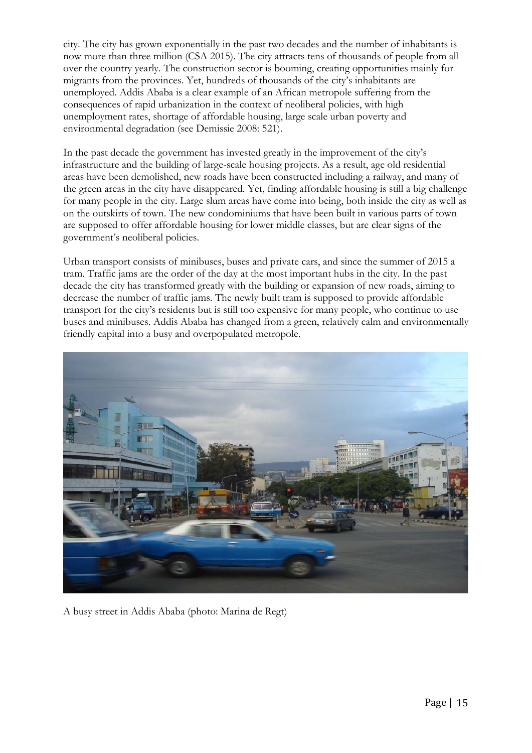city. The city has grown exponentially in the past two decades and the number of inhabitants is now more than three million (CSA 2015). The city attracts tens of thousands of people from all over the country yearly. The construction sector is booming, creating opportunities mainly for migrants from the provinces. Yet, hundreds of thousands of the city's inhabitants are unemployed. Addis Ababa is a clear example of an African metropole suffering from the consequences of rapid urbanization in the context of neoliberal policies, with high unemployment rates, shortage of affordable housing, large scale urban poverty and environmental degradation (see Demissie 2008: 521).

In the past decade the government has invested greatly in the improvement of the city's infrastructure and the building of large-scale housing projects. As a result, age old residential areas have been demolished, new roads have been constructed including a railway, and many of the green areas in the city have disappeared. Yet, finding affordable housing is still a big challenge for many people in the city. Large slum areas have come into being, both inside the city as well as on the outskirts of town. The new condominiums that have been built in various parts of town are supposed to offer affordable housing for lower middle classes, but are clear signs of the government's neoliberal policies.

Urban transport consists of minibuses, buses and private cars, and since the summer of 2015 a tram. Traffic jams are the order of the day at the most important hubs in the city. In the past decade the city has transformed greatly with the building or expansion of new roads, aiming to decrease the number of traffic jams. The newly built tram is supposed to provide affordable transport for the city's residents but is still too expensive for many people, who continue to use buses and minibuses. Addis Ababa has changed from a green, relatively calm and environmentally friendly capital into a busy and overpopulated metropole.

A busy street in Addis Ababa (photo: Marina de Regt)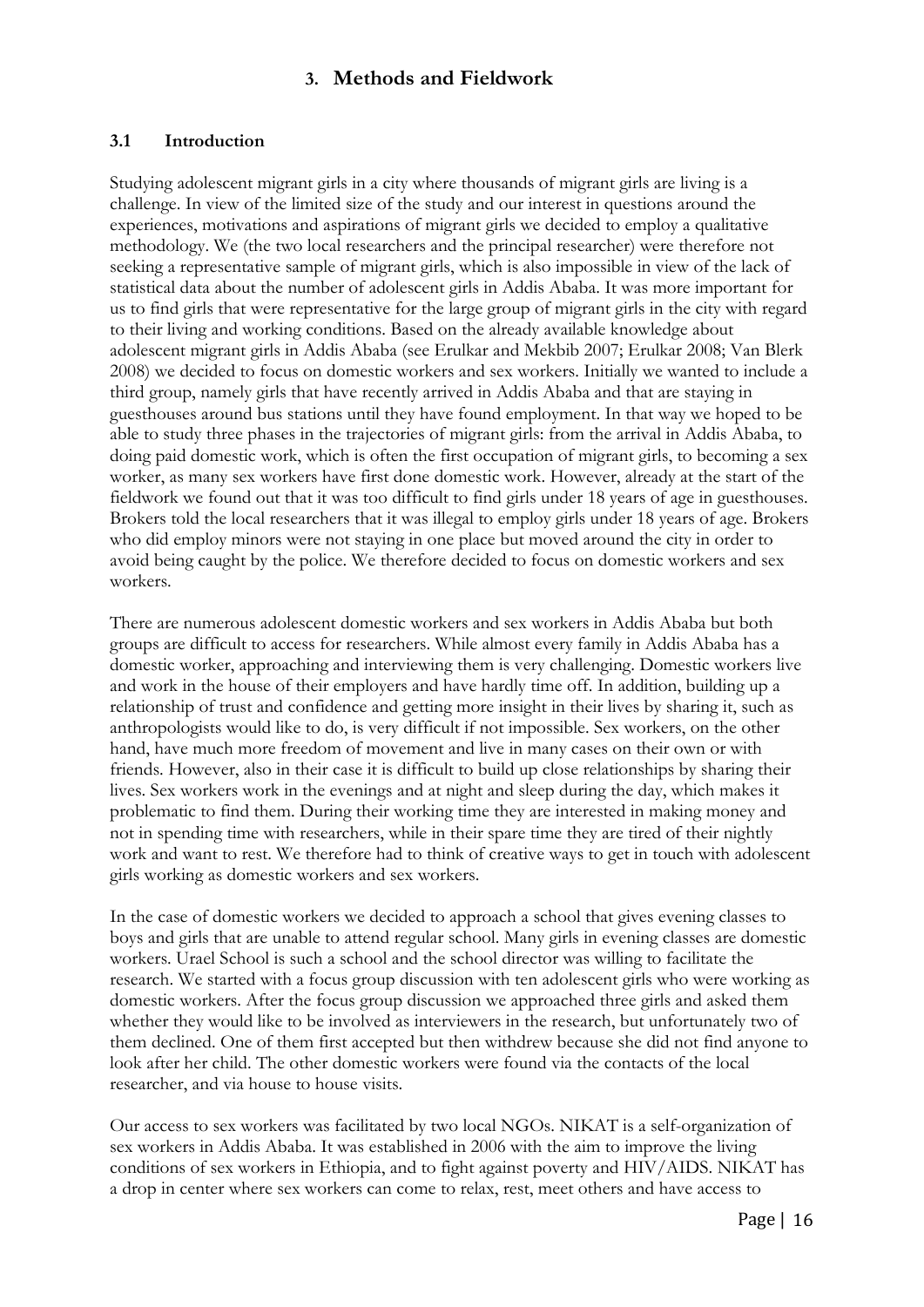# 3. Methods and Fieldwork

## 3.1 Introduction

Studying adolescent migrant girls in a city where thousands of migrant girls are living is a challenge. In view of the limited size of the study and our interest in questions around the experiences, motivations and aspirations of migrant girls we decided to employ a qualitative methodology. We (the two local researchers and the principal researcher) were therefore not seeking a representative sample of migrant girls, which is also impossible in view of the lack of statistical data about the number of adolescent girls in Addis Ababa. It was more important for us to find girls that were representative for the large group of migrant girls in the city with regard to their living and working conditions. Based on the already available knowledge about adolescent migrant girls in Addis Ababa (see Erulkar and Mekbib 2007; Erulkar 2008; Van Blerk 2008) we decided to focus on domestic workers and sex workers. Initially we wanted to include a third group, namely girls that have recently arrived in Addis Ababa and that are staying in guesthouses around bus stations until they have found employment. In that way we hoped to be able to study three phases in the trajectories of migrant girls: from the arrival in Addis Ababa, to doing paid domestic work, which is often the first occupation of migrant girls, to becoming a sex worker, as many sex workers have first done domestic work. However, already at the start of the fieldwork we found out that it was too difficult to find girls under 18 years of age in guesthouses. Brokers told the local researchers that it was illegal to employ girls under 18 years of age. Brokers who did employ minors were not staying in one place but moved around the city in order to avoid being caught by the police. We therefore decided to focus on domestic workers and sex workers.

There are numerous adolescent domestic workers and sex workers in Addis Ababa but both groups are difficult to access for researchers. While almost every family in Addis Ababa has a domestic worker, approaching and interviewing them is very challenging. Domestic workers live and work in the house of their employers and have hardly time off. In addition, building up a relationship of trust and confidence and getting more insight in their lives by sharing it, such as anthropologists would like to do, is very difficult if not impossible. Sex workers, on the other hand, have much more freedom of movement and live in many cases on their own or with friends. However, also in their case it is difficult to build up close relationships by sharing their lives. Sex workers work in the evenings and at night and sleep during the day, which makes it problematic to find them. During their working time they are interested in making money and not in spending time with researchers, while in their spare time they are tired of their nightly work and want to rest. We therefore had to think of creative ways to get in touch with adolescent girls working as domestic workers and sex workers.

In the case of domestic workers we decided to approach a school that gives evening classes to boys and girls that are unable to attend regular school. Many girls in evening classes are domestic workers. Urael School is such a school and the school director was willing to facilitate the research. We started with a focus group discussion with ten adolescent girls who were working as domestic workers. After the focus group discussion we approached three girls and asked them whether they would like to be involved as interviewers in the research, but unfortunately two of them declined. One of them first accepted but then withdrew because she did not find anyone to look after her child. The other domestic workers were found via the contacts of the local researcher, and via house to house visits.

Our access to sex workers was facilitated by two local NGOs. NIKAT is a self-organization of sex workers in Addis Ababa. It was established in 2006 with the aim to improve the living conditions of sex workers in Ethiopia, and to fight against poverty and HIV/AIDS. NIKAT has a drop in center where sex workers can come to relax, rest, meet others and have access to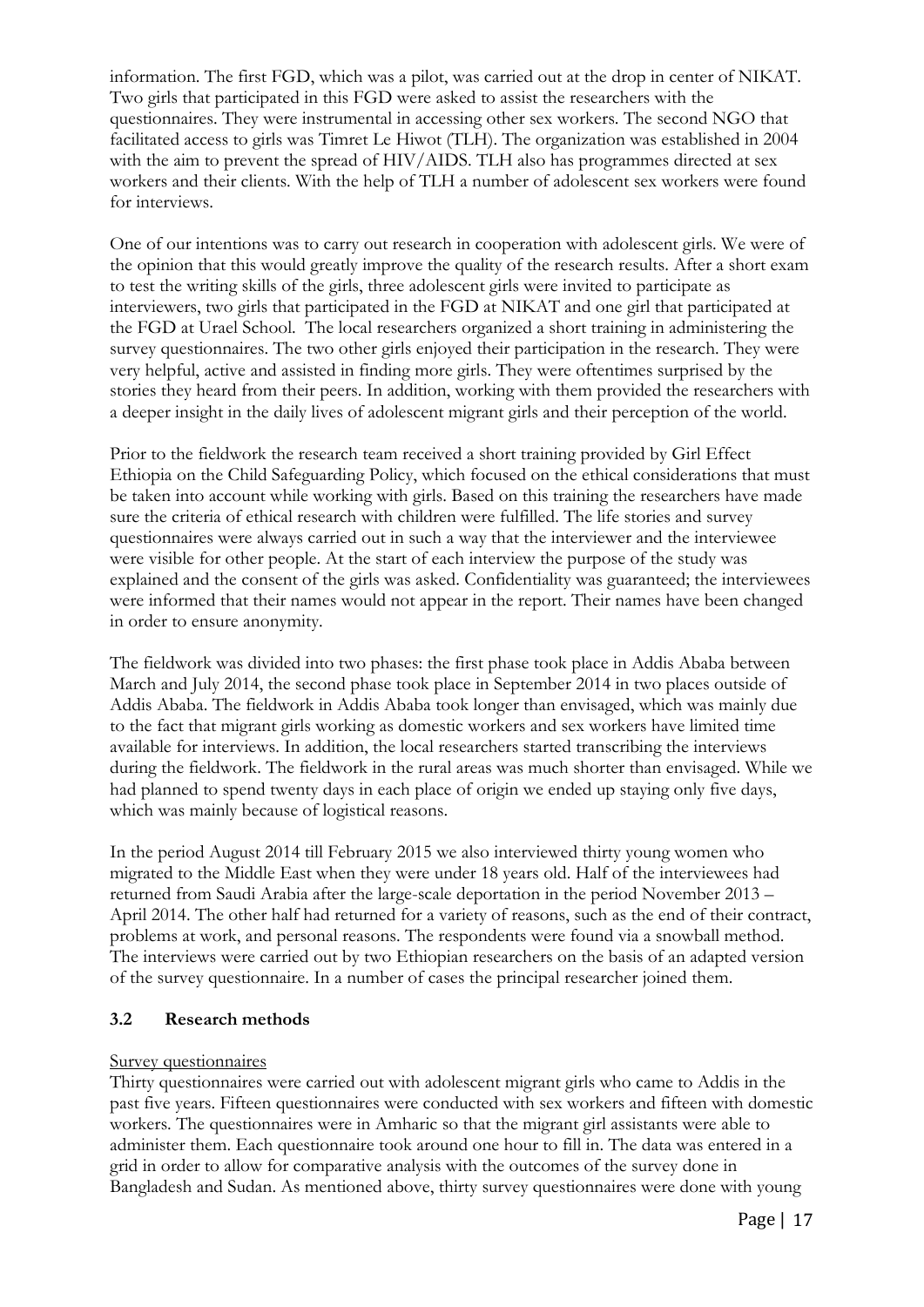information. The first FGD, which was a pilot, was carried out at the drop in center of NIKAT. Two girls that participated in this FGD were asked to assist the researchers with the questionnaires. They were instrumental in accessing other sex workers. The second NGO that facilitated access to girls was Timret Le Hiwot (TLH). The organization was established in 2004 with the aim to prevent the spread of HIV/AIDS. TLH also has programmes directed at sex workers and their clients. With the help of TLH a number of adolescent sex workers were found for interviews.

One of our intentions was to carry out research in cooperation with adolescent girls. We were of the opinion that this would greatly improve the quality of the research results. After a short exam to test the writing skills of the girls, three adolescent girls were invited to participate as interviewers, two girls that participated in the FGD at NIKAT and one girl that participated at the FGD at Urael School. The local researchers organized a short training in administering the survey questionnaires. The two other girls enjoyed their participation in the research. They were very helpful, active and assisted in finding more girls. They were oftentimes surprised by the stories they heard from their peers. In addition, working with them provided the researchers with a deeper insight in the daily lives of adolescent migrant girls and their perception of the world.

Prior to the fieldwork the research team received a short training provided by Girl Effect Ethiopia on the Child Safeguarding Policy, which focused on the ethical considerations that must be taken into account while working with girls. Based on this training the researchers have made sure the criteria of ethical research with children were fulfilled. The life stories and survey questionnaires were always carried out in such a way that the interviewer and the interviewee were visible for other people. At the start of each interview the purpose of the study was explained and the consent of the girls was asked. Confidentiality was guaranteed; the interviewees were informed that their names would not appear in the report. Their names have been changed in order to ensure anonymity.

The fieldwork was divided into two phases: the first phase took place in Addis Ababa between March and July 2014, the second phase took place in September 2014 in two places outside of Addis Ababa. The fieldwork in Addis Ababa took longer than envisaged, which was mainly due to the fact that migrant girls working as domestic workers and sex workers have limited time available for interviews. In addition, the local researchers started transcribing the interviews during the fieldwork. The fieldwork in the rural areas was much shorter than envisaged. While we had planned to spend twenty days in each place of origin we ended up staying only five days, which was mainly because of logistical reasons.

In the period August 2014 till February 2015 we also interviewed thirty young women who migrated to the Middle East when they were under 18 years old. Half of the interviewees had returned from Saudi Arabia after the large-scale deportation in the period November 2013 – April 2014. The other half had returned for a variety of reasons, such as the end of their contract, problems at work, and personal reasons. The respondents were found via a snowball method. The interviews were carried out by two Ethiopian researchers on the basis of an adapted version of the survey questionnaire. In a number of cases the principal researcher joined them.

### 3.2 Research methods

<u>Survey questionnaires</u>

Thirty questionnaires were carried out with adolescent migrant girls who came to Addis in the past five years. Fifteen questionnaires were conducted with sex workers and fifteen with domestic workers. The questionnaires were in Amharic so that the migrant girl assistants were able to administer them. Each questionnaire took around one hour to fill in. The data was entered in a grid in order to allow for comparative analysis with the outcomes of the survey done in Bangladesh and Sudan. As mentioned above, thirty survey questionnaires were done with young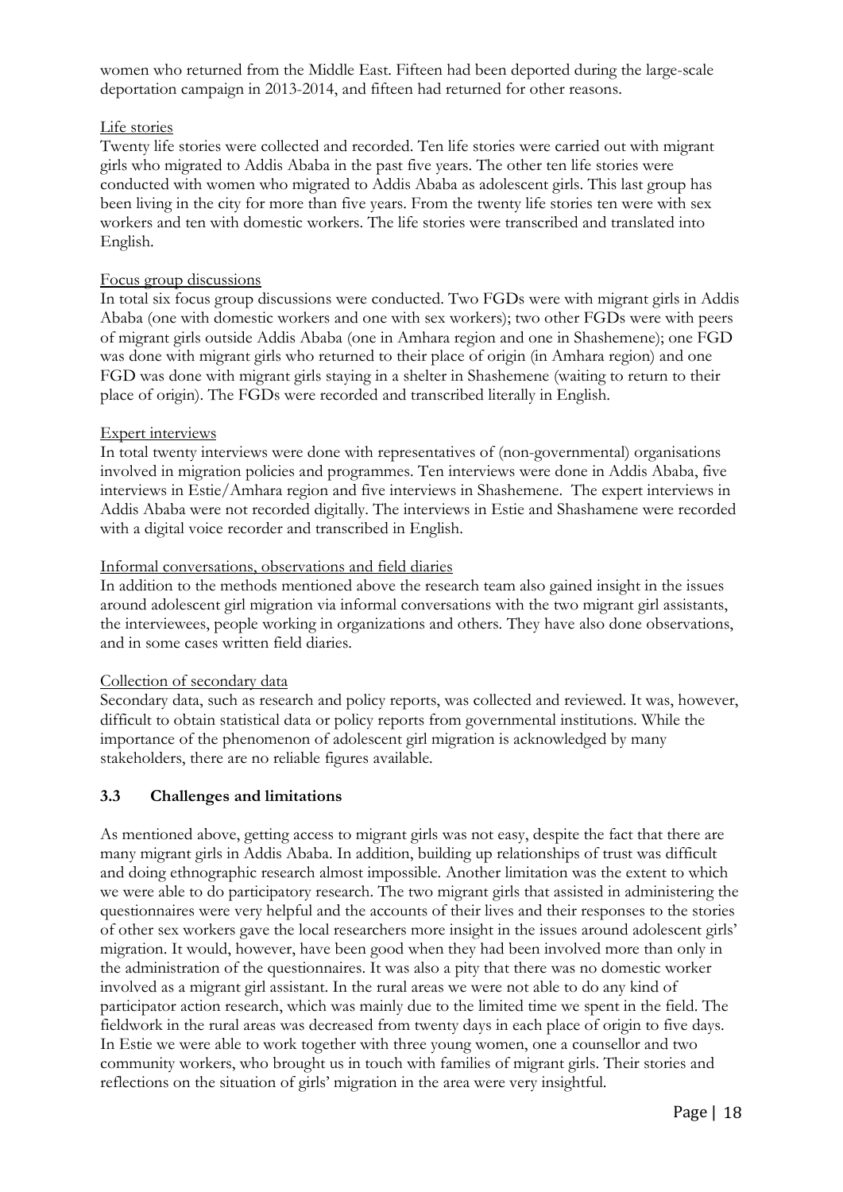women who returned from the Middle East. Fifteen had been deported during the large-scale deportation campaign in 2013-2014, and fifteen had returned for other reasons.

Life stories

Twenty life stories were collected and recorded. Ten life stories were carried out with migrant girls who migrated to Addis Ababa in the past five years. The other ten life stories were conducted with women who migrated to Addis Ababa as adolescent girls. This last group has been living in the city for more than five years. From the twenty life stories ten were with sex workers and ten with domestic workers. The life stories were transcribed and translated into English.

Focus group discussions

In total six focus group discussions were conducted. Two FGDs were with migrant girls in Addis Ababa (one with domestic workers and one with sex workers); two other FGDs were with peers of migrant girls outside Addis Ababa (one in Amhara region and one in Shashemene); one FGD was done with migrant girls who returned to their place of origin (in Amhara region) and one FGD was done with migrant girls staying in a shelter in Shashemene (waiting to return to their place of origin). The FGDs were recorded and transcribed literally in English.

Expert interviews

In total twenty interviews were done with representatives of (non-governmental) organisations involved in migration policies and programmes. Ten interviews were done in Addis Ababa, five interviews in Estie/Amhara region and five interviews in Shashemene. The expert interviews in Addis Ababa were not recorded digitally. The interviews in Estie and Shashamene were recorded with a digital voice recorder and transcribed in English.

Informal conversations, observations and field diaries

In addition to the methods mentioned above the research team also gained insight in the issues around adolescent girl migration via informal conversations with the two migrant girl assistants, the interviewees, people working in organizations and others. They have also done observations, and in some cases written field diaries.

Collection of secondary data

Secondary data, such as research and policy reports, was collected and reviewed. It was, however, difficult to obtain statistical data or policy reports from governmental institutions. While the importance of the phenomenon of adolescent girl migration is acknowledged by many stakeholders, there are no reliable figures available.

### 3.3 Challenges and limitations

As mentioned above, getting access to migrant girls was not easy, despite the fact that there are many migrant girls in Addis Ababa. In addition, building up relationships of trust was difficult and doing ethnographic research almost impossible. Another limitation was the extent to which we were able to do participatory research. The two migrant girls that assisted in administering the questionnaires were very helpful and the accounts of their lives and their responses to the stories of other sex workers gave the local researchers more insight in the issues around adolescent girls' migration. It would, however, have been good when they had been involved more than only in the administration of the questionnaires. It was also a pity that there was no domestic worker involved as a migrant girl assistant. In the rural areas we were not able to do any kind of participator action research, which was mainly due to the limited time we spent in the field. The fieldwork in the rural areas was decreased from twenty days in each place of origin to five days. In Estie we were able to work together with three young women, one a counsellor and two community workers, who brought us in touch with families of migrant girls. Their stories and reflections on the situation of girls' migration in the area were very insightful.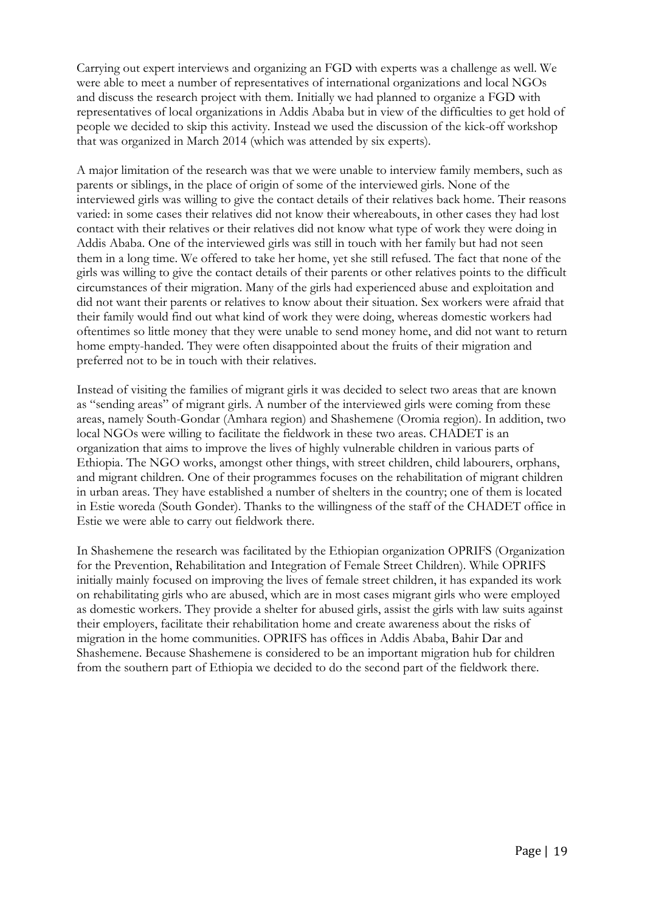Carrying out expert interviews and organizing an FGD with experts was a challenge as well. We were able to meet a number of representatives of international organizations and local NGOs and discuss the research project with them. Initially we had planned to organize a FGD with representatives of local organizations in Addis Ababa but in view of the difficulties to get hold of people we decided to skip this activity. Instead we used the discussion of the kick-off workshop that was organized in March 2014 (which was attended by six experts).

A major limitation of the research was that we were unable to interview family members, such as parents or siblings, in the place of origin of some of the interviewed girls. None of the interviewed girls was willing to give the contact details of their relatives back home. Their reasons varied: in some cases their relatives did not know their whereabouts, in other cases they had lost contact with their relatives or their relatives did not know what type of work they were doing in Addis Ababa. One of the interviewed girls was still in touch with her family but had not seen them in a long time. We offered to take her home, yet she still refused. The fact that none of the girls was willing to give the contact details of their parents or other relatives points to the difficult circumstances of their migration. Many of the girls had experienced abuse and exploitation and did not want their parents or relatives to know about their situation. Sex workers were afraid that their family would find out what kind of work they were doing, whereas domestic workers had oftentimes so little money that they were unable to send money home, and did not want to return home empty-handed. They were often disappointed about the fruits of their migration and preferred not to be in touch with their relatives.

Instead of visiting the families of migrant girls it was decided to select two areas that are known as "sending areas" of migrant girls. A number of the interviewed girls were coming from these areas, namely South-Gondar (Amhara region) and Shashemene (Oromia region). In addition, two local NGOs were willing to facilitate the fieldwork in these two areas. CHADET is an organization that aims to improve the lives of highly vulnerable children in various parts of Ethiopia. The NGO works, amongst other things, with street children, child labourers, orphans, and migrant children. One of their programmes focuses on the rehabilitation of migrant children in urban areas. They have established a number of shelters in the country; one of them is located in Estie woreda (South Gonder). Thanks to the willingness of the staff of the CHADET office in Estie we were able to carry out fieldwork there.

In Shashemene the research was facilitated by the Ethiopian organization OPRIFS (Organization for the Prevention, Rehabilitation and Integration of Female Street Children). While OPRIFS initially mainly focused on improving the lives of female street children, it has expanded its work on rehabilitating girls who are abused, which are in most cases migrant girls who were employed as domestic workers. They provide a shelter for abused girls, assist the girls with law suits against their employers, facilitate their rehabilitation home and create awareness about the risks of migration in the home communities. OPRIFS has offices in Addis Ababa, Bahir Dar and Shashemene. Because Shashemene is considered to be an important migration hub for children from the southern part of Ethiopia we decided to do the second part of the fieldwork there.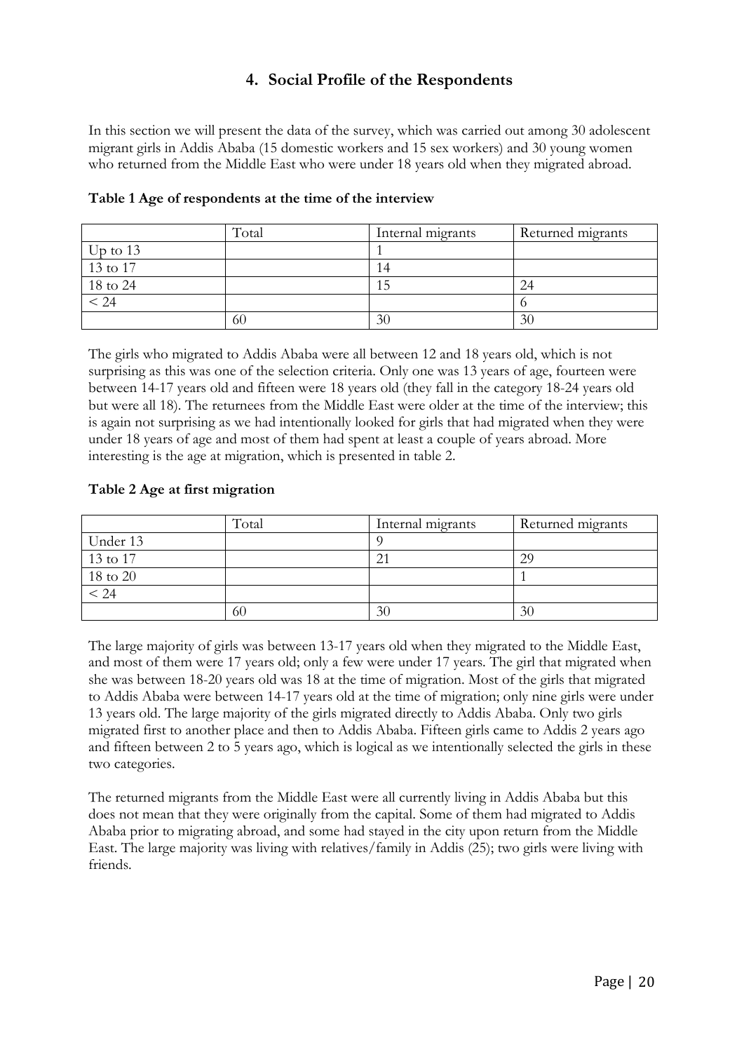## 4. Social Profile of the Respondents

In this section we will present the data of the survey, which was carried out among 30 adolescent migrant girls in Addis Ababa (15 domestic workers and 15 sex workers) and 30 young women who returned from the Middle East who were under 18 years old when they migrated abroad.

**Table 1 Age of respondents at the time of the interview**

| | Total | Internal migrants | Returned migrants |
|---|---|---|---|
| Up to 13 | | 1 | |
| 13 to 17 | | 14 | |
| 18 to 24 | | 15 | 24 |
| < 24 | | | 6 |
| | 60 | 30 | 30 |

The girls who migrated to Addis Ababa were all between 12 and 18 years old, which is not surprising as this was one of the selection criteria. Only one was 13 years of age, fourteen were between 14-17 years old and fifteen were 18 years old (they fall in the category 18-24 years old but were all 18). The returnees from the Middle East were older at the time of the interview; this is again not surprising as we had intentionally looked for girls that had migrated when they were under 18 years of age and most of them had spent at least a couple of years abroad. More interesting is the age at migration, which is presented in table 2.

**Table 2 Age at first migration**

| | Total | Internal migrants | Returned migrants |
|---|---|---|---|
| Under 13 | | 9 | |
| 13 to 17 | | 21 | 29 |
| 18 to 20 | | | 1 |
| < 24 | | | |
| | 60 | 30 | 30 |

The large majority of girls was between 13-17 years old when they migrated to the Middle East, and most of them were 17 years old; only a few were under 17 years. The girl that migrated when she was between 18-20 years old was 18 at the time of migration. Most of the girls that migrated to Addis Ababa were between 14-17 years old at the time of migration; only nine girls were under 13 years old. The large majority of the girls migrated directly to Addis Ababa. Only two girls migrated first to another place and then to Addis Ababa. Fifteen girls came to Addis 2 years ago and fifteen between 2 to 5 years ago, which is logical as we intentionally selected the girls in these two categories.

The returned migrants from the Middle East were all currently living in Addis Ababa but this does not mean that they were originally from the capital. Some of them had migrated to Addis Ababa prior to migrating abroad, and some had stayed in the city upon return from the Middle East. The large majority was living with relatives/family in Addis (25); two girls were living with friends.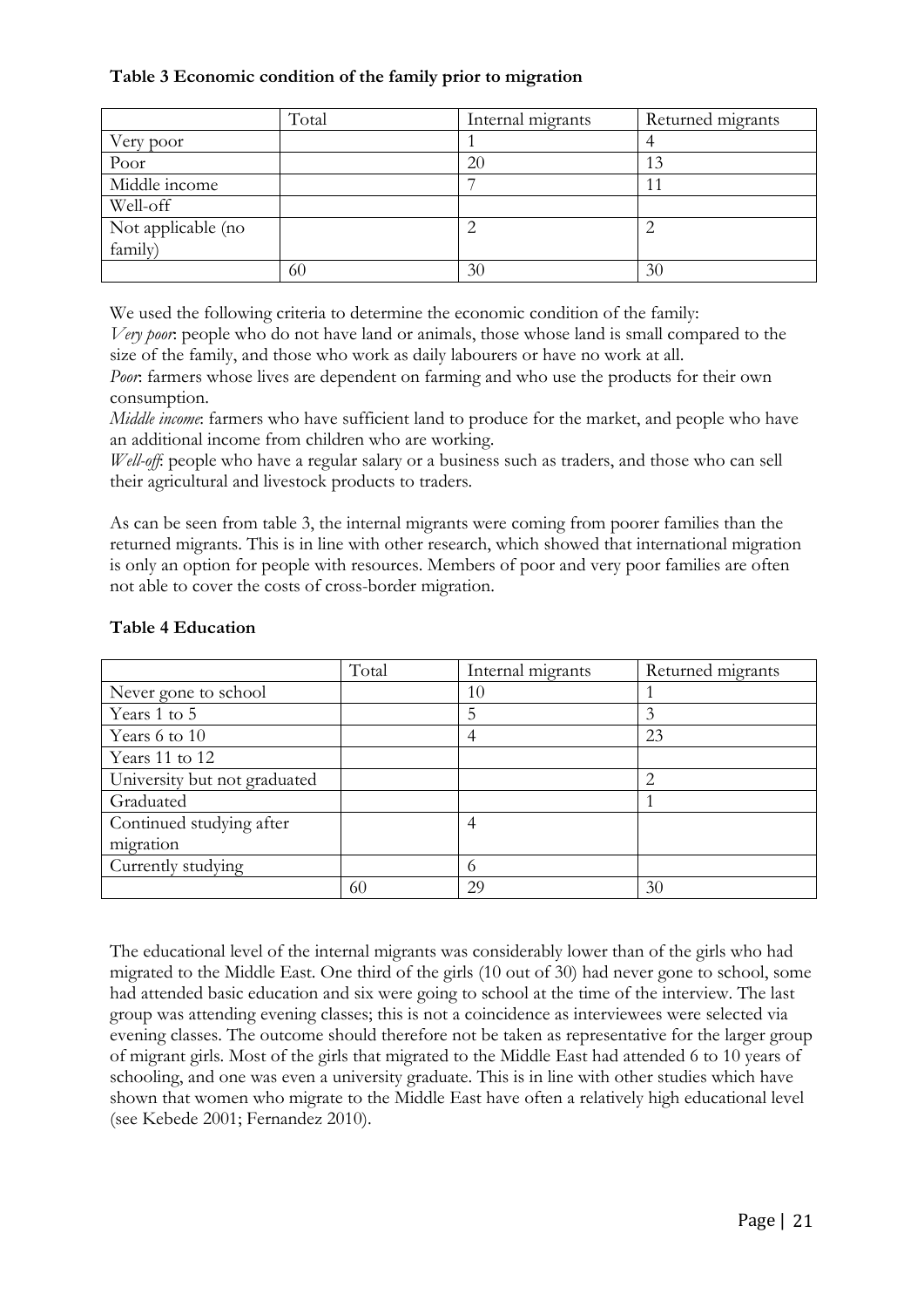**Table 3 Economic condition of the family prior to migration**

| | Total | Internal migrants | Returned migrants |
|---|---|---|---|
| Very poor | | 1 | 4 |
| Poor | | 20 | 13 |
| Middle income | | 7 | 11 |
| Well-off | | | |
| Not applicable (no family) | | 2 | 2 |
| | 60 | 30 | 30 |

We used the following criteria to determine the economic condition of the family:

*Very poor*: people who do not have land or animals, those whose land is small compared to the size of the family, and those who work as daily labourers or have no work at all.

*Poor*: farmers whose lives are dependent on farming and who use the products for their own consumption.

*Middle income*: farmers who have sufficient land to produce for the market, and people who have an additional income from children who are working.

*Well-off*: people who have a regular salary or a business such as traders, and those who can sell their agricultural and livestock products to traders.

As can be seen from table 3, the internal migrants were coming from poorer families than the returned migrants. This is in line with other research, which showed that international migration is only an option for people with resources. Members of poor and very poor families are often not able to cover the costs of cross-border migration.

**Table 4 Education**

| | Total | Internal migrants | Returned migrants |
|---|---|---|---|
| Never gone to school | | 10 | 1 |
| Years 1 to 5 | | 5 | 3 |
| Years 6 to 10 | | 4 | 23 |
| Years 11 to 12 | | | |
| University but not graduated | | | 2 |
| Graduated | | | 1 |
| Continued studying after migration | | 4 | |
| Currently studying | | 6 | |
| | 60 | 29 | 30 |

The educational level of the internal migrants was considerably lower than of the girls who had migrated to the Middle East. One third of the girls (10 out of 30) had never gone to school, some had attended basic education and six were going to school at the time of the interview. The last group was attending evening classes; this is not a coincidence as interviewees were selected via evening classes. The outcome should therefore not be taken as representative for the larger group of migrant girls. Most of the girls that migrated to the Middle East had attended 6 to 10 years of schooling, and one was even a university graduate. This is in line with other studies which have shown that women who migrate to the Middle East have often a relatively high educational level (see Kebede 2001; Fernandez 2010).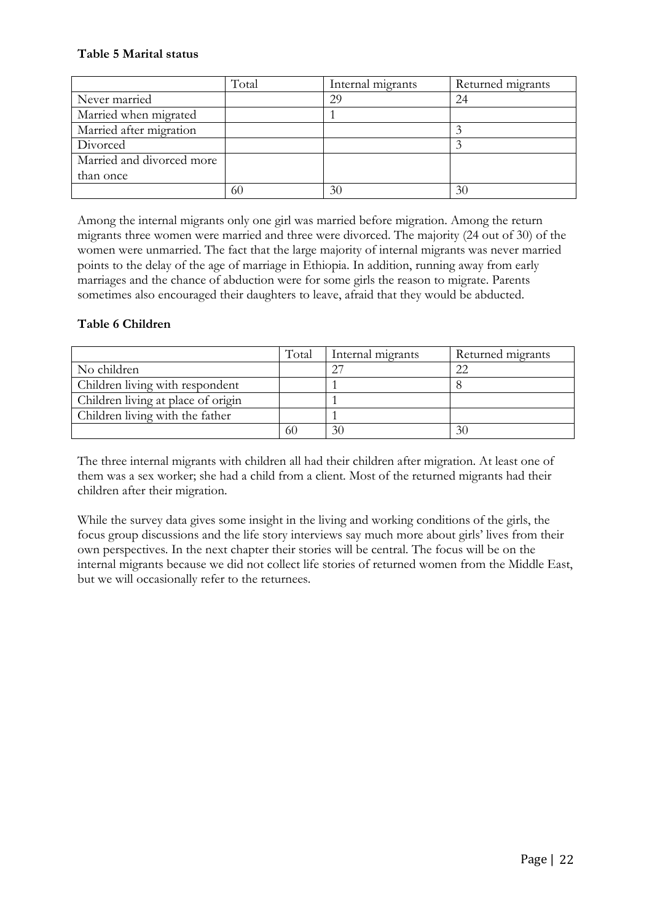**Table 5 Marital status**

| | Total | Internal migrants | Returned migrants |
|---|---|---|---|
| Never married | | 29 | 24 |
| Married when migrated | | 1 | |
| Married after migration | | | 3 |
| Divorced | | | 3 |
| Married and divorced more than once | | | |
| | 60 | 30 | 30 |

Among the internal migrants only one girl was married before migration. Among the return migrants three women were married and three were divorced. The majority (24 out of 30) of the women were unmarried. The fact that the large majority of internal migrants was never married points to the delay of the age of marriage in Ethiopia. In addition, running away from early marriages and the chance of abduction were for some girls the reason to migrate. Parents sometimes also encouraged their daughters to leave, afraid that they would be abducted.

**Table 6 Children**

| | Total | Internal migrants | Returned migrants |
|---|---|---|---|
| No children | | 27 | 22 |
| Children living with respondent | | 1 | 8 |
| Children living at place of origin | | 1 | |
| Children living with the father | | 1 | |
| | 60 | 30 | 30 |

The three internal migrants with children all had their children after migration. At least one of them was a sex worker; she had a child from a client. Most of the returned migrants had their children after their migration.

While the survey data gives some insight in the living and working conditions of the girls, the focus group discussions and the life story interviews say much more about girls' lives from their own perspectives. In the next chapter their stories will be central. The focus will be on the internal migrants because we did not collect life stories of returned women from the Middle East, but we will occasionally refer to the returnees.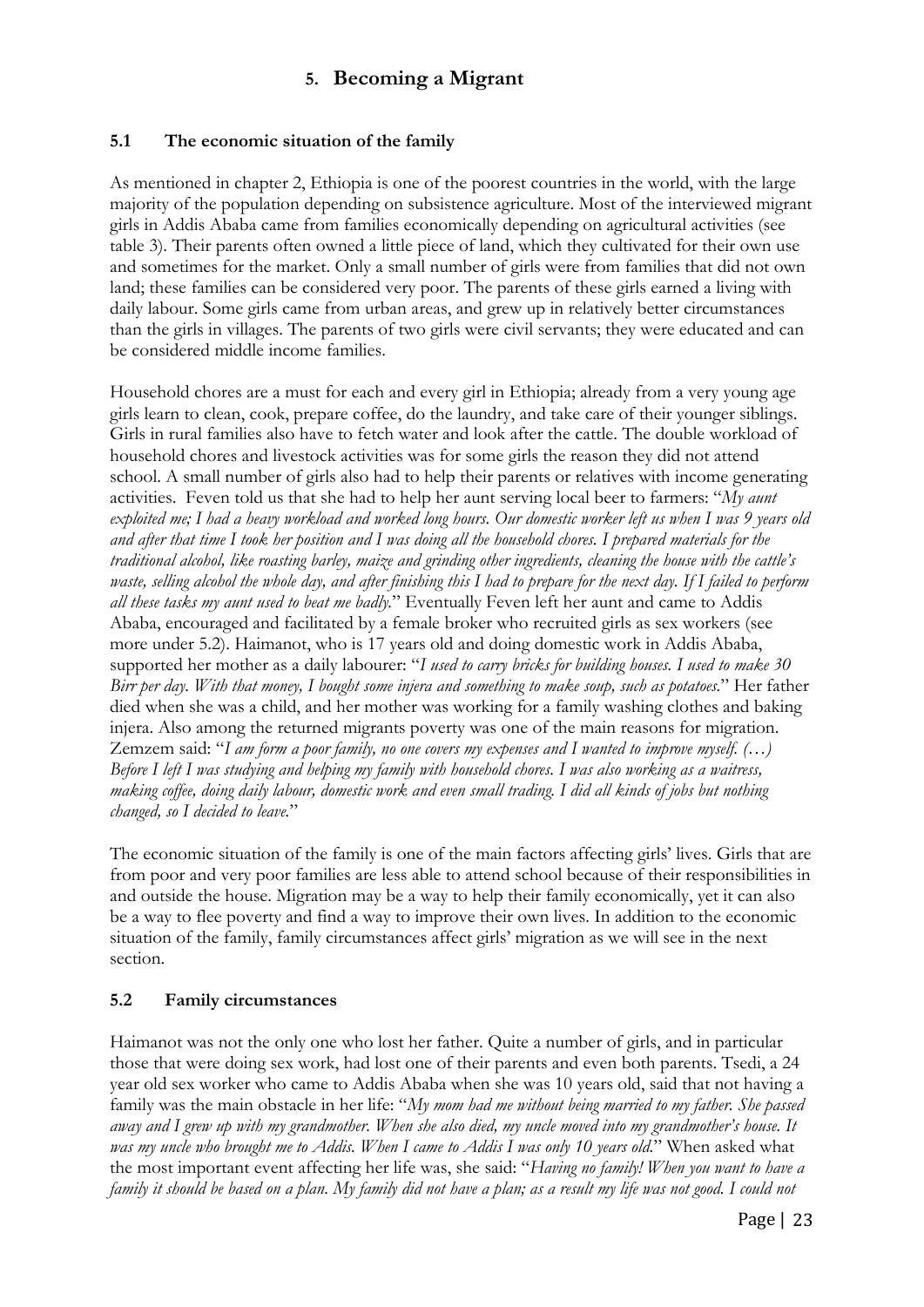# 5. Becoming a Migrant

## 5.1 The economic situation of the family

As mentioned in chapter 2, Ethiopia is one of the poorest countries in the world, with the large majority of the population depending on subsistence agriculture. Most of the interviewed migrant girls in Addis Ababa came from families economically depending on agricultural activities (see table 3). Their parents often owned a little piece of land, which they cultivated for their own use and sometimes for the market. Only a small number of girls were from families that did not own land; these families can be considered very poor. The parents of these girls earned a living with daily labour. Some girls came from urban areas, and grew up in relatively better circumstances than the girls in villages. The parents of two girls were civil servants; they were educated and can be considered middle income families.

Household chores are a must for each and every girl in Ethiopia; already from a very young age girls learn to clean, cook, prepare coffee, do the laundry, and take care of their younger siblings. Girls in rural families also have to fetch water and look after the cattle. The double workload of household chores and livestock activities was for some girls the reason they did not attend school. A small number of girls also had to help their parents or relatives with income generating activities. Feven told us that she had to help her aunt serving local beer to farmers: "*My aunt exploited me; I had a heavy workload and worked long hours. Our domestic worker left us when I was 9 years old and after that time I took her position and I was doing all the household chores. I prepared materials for the traditional alcohol, like roasting barley, maize and grinding other ingredients, cleaning the house with the cattle's waste, selling alcohol the whole day, and after finishing this I had to prepare for the next day. If I failed to perform all these tasks my aunt used to beat me badly.*" Eventually Feven left her aunt and came to Addis Ababa, encouraged and facilitated by a female broker who recruited girls as sex workers (see more under 5.2). Haimanot, who is 17 years old and doing domestic work in Addis Ababa, supported her mother as a daily labourer: "*I used to carry bricks for building houses. I used to make 30 Birr per day. With that money, I bought some injera and something to make soup, such as potatoes.*" Her father died when she was a child, and her mother was working for a family washing clothes and baking injera. Also among the returned migrants poverty was one of the main reasons for migration. Zemzem said: "*I am form a poor family, no one covers my expenses and I wanted to improve myself. (…) Before I left I was studying and helping my family with household chores. I was also working as a waitress, making coffee, doing daily labour, domestic work and even small trading. I did all kinds of jobs but nothing changed, so I decided to leave.*"

The economic situation of the family is one of the main factors affecting girls' lives. Girls that are from poor and very poor families are less able to attend school because of their responsibilities in and outside the house. Migration may be a way to help their family economically, yet it can also be a way to flee poverty and find a way to improve their own lives. In addition to the economic situation of the family, family circumstances affect girls' migration as we will see in the next section.

## 5.2 Family circumstances

Haimanot was not the only one who lost her father. Quite a number of girls, and in particular those that were doing sex work, had lost one of their parents and even both parents. Tsedi, a 24 year old sex worker who came to Addis Ababa when she was 10 years old, said that not having a family was the main obstacle in her life: "*My mom had me without being married to my father. She passed away and I grew up with my grandmother. When she also died, my uncle moved into my grandmother's house. It was my uncle who brought me to Addis. When I came to Addis I was only 10 years old.*" When asked what the most important event affecting her life was, she said: "*Having no family! When you want to have a family it should be based on a plan. My family did not have a plan; as a result my life was not good. I could not*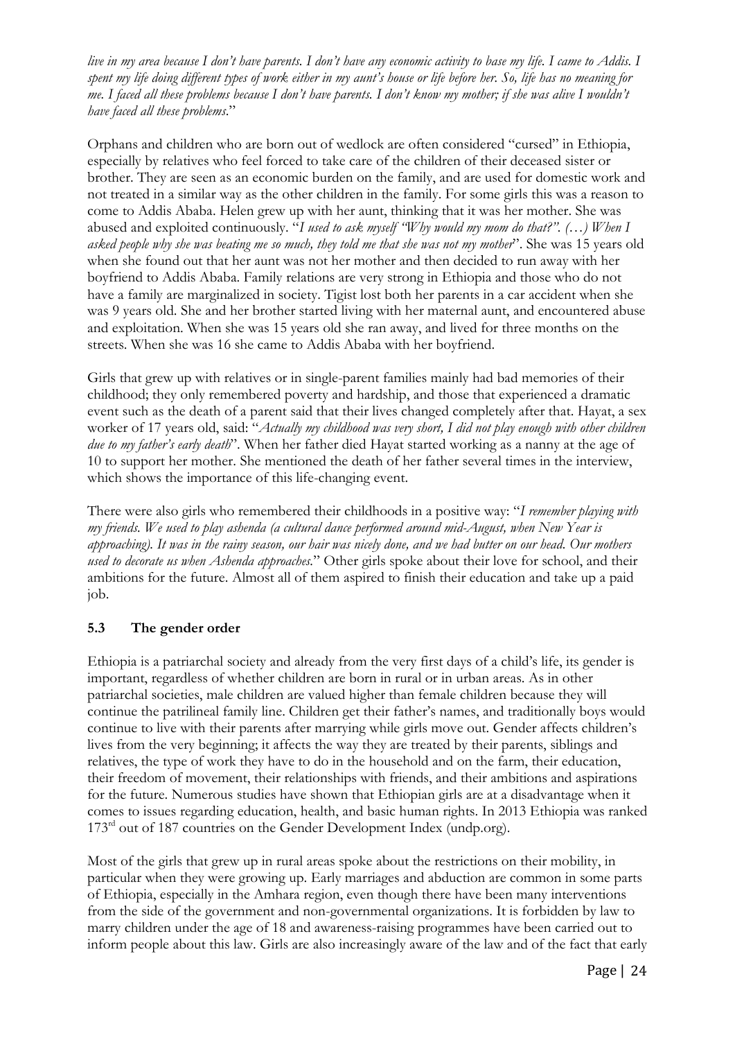*live in my area because I don't have parents. I don't have any economic activity to base my life. I came to Addis. I spent my life doing different types of work either in my aunt's house or life before her. So, life has no meaning for me. I faced all these problems because I don't have parents. I don't know my mother; if she was alive I wouldn't have faced all these problems*."

Orphans and children who are born out of wedlock are often considered "cursed" in Ethiopia, especially by relatives who feel forced to take care of the children of their deceased sister or brother. They are seen as an economic burden on the family, and are used for domestic work and not treated in a similar way as the other children in the family. For some girls this was a reason to come to Addis Ababa. Helen grew up with her aunt, thinking that it was her mother. She was abused and exploited continuously. "*I used to ask myself "Why would my mom do that?". (…) When I asked people why she was beating me so much, they told me that she was not my mother*". She was 15 years old when she found out that her aunt was not her mother and then decided to run away with her boyfriend to Addis Ababa. Family relations are very strong in Ethiopia and those who do not have a family are marginalized in society. Tigist lost both her parents in a car accident when she was 9 years old. She and her brother started living with her maternal aunt, and encountered abuse and exploitation. When she was 15 years old she ran away, and lived for three months on the streets. When she was 16 she came to Addis Ababa with her boyfriend.

Girls that grew up with relatives or in single-parent families mainly had bad memories of their childhood; they only remembered poverty and hardship, and those that experienced a dramatic event such as the death of a parent said that their lives changed completely after that. Hayat, a sex worker of 17 years old, said: "*Actually my childhood was very short, I did not play enough with other children due to my father's early death*". When her father died Hayat started working as a nanny at the age of 10 to support her mother. She mentioned the death of her father several times in the interview, which shows the importance of this life-changing event.

There were also girls who remembered their childhoods in a positive way: "*I remember playing with my friends. We used to play ashenda (a cultural dance performed around mid-August, when New Year is approaching). It was in the rainy season, our hair was nicely done, and we had butter on our head. Our mothers used to decorate us when Ashenda approaches.*" Other girls spoke about their love for school, and their ambitions for the future. Almost all of them aspired to finish their education and take up a paid job.

### 5.3 The gender order

Ethiopia is a patriarchal society and already from the very first days of a child's life, its gender is important, regardless of whether children are born in rural or in urban areas. As in other patriarchal societies, male children are valued higher than female children because they will continue the patrilineal family line. Children get their father's names, and traditionally boys would continue to live with their parents after marrying while girls move out. Gender affects children's lives from the very beginning; it affects the way they are treated by their parents, siblings and relatives, the type of work they have to do in the household and on the farm, their education, their freedom of movement, their relationships with friends, and their ambitions and aspirations for the future. Numerous studies have shown that Ethiopian girls are at a disadvantage when it comes to issues regarding education, health, and basic human rights. In 2013 Ethiopia was ranked 173rd out of 187 countries on the Gender Development Index (undp.org).

Most of the girls that grew up in rural areas spoke about the restrictions on their mobility, in particular when they were growing up. Early marriages and abduction are common in some parts of Ethiopia, especially in the Amhara region, even though there have been many interventions from the side of the government and non-governmental organizations. It is forbidden by law to marry children under the age of 18 and awareness-raising programmes have been carried out to inform people about this law. Girls are also increasingly aware of the law and of the fact that early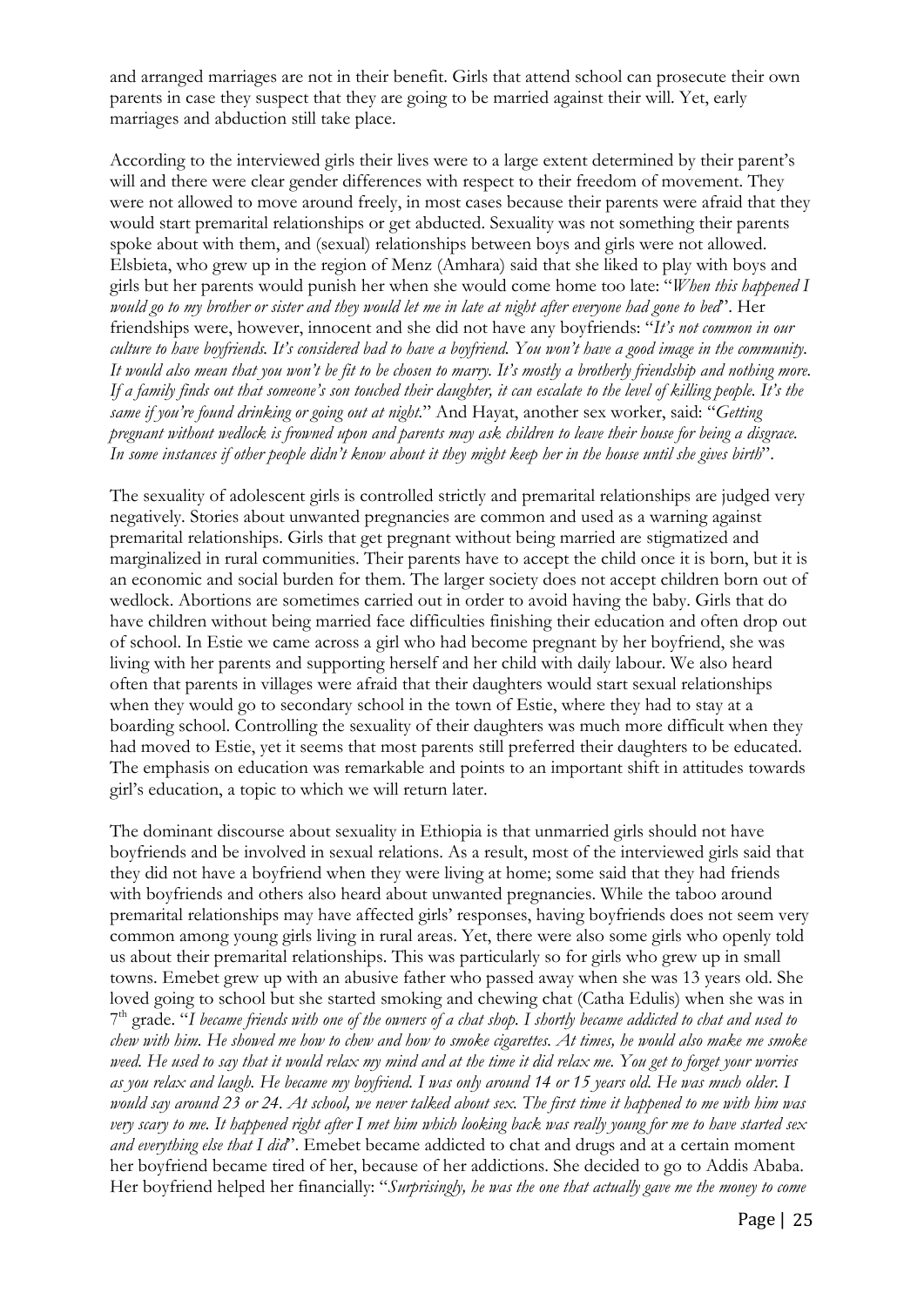and arranged marriages are not in their benefit. Girls that attend school can prosecute their own parents in case they suspect that they are going to be married against their will. Yet, early marriages and abduction still take place.

According to the interviewed girls their lives were to a large extent determined by their parent's will and there were clear gender differences with respect to their freedom of movement. They were not allowed to move around freely, in most cases because their parents were afraid that they would start premarital relationships or get abducted. Sexuality was not something their parents spoke about with them, and (sexual) relationships between boys and girls were not allowed. Elsbieta, who grew up in the region of Menz (Amhara) said that she liked to play with boys and girls but her parents would punish her when she would come home too late: "*When this happened I would go to my brother or sister and they would let me in late at night after everyone had gone to bed*". Her friendships were, however, innocent and she did not have any boyfriends: "*It's not common in our culture to have boyfriends. It's considered bad to have a boyfriend. You won't have a good image in the community. It would also mean that you won't be fit to be chosen to marry. It's mostly a brotherly friendship and nothing more. If a family finds out that someone's son touched their daughter, it can escalate to the level of killing people. It's the same if you're found drinking or going out at night.*" And Hayat, another sex worker, said: "*Getting pregnant without wedlock is frowned upon and parents may ask children to leave their house for being a disgrace. In some instances if other people didn't know about it they might keep her in the house until she gives birth*".

The sexuality of adolescent girls is controlled strictly and premarital relationships are judged very negatively. Stories about unwanted pregnancies are common and used as a warning against premarital relationships. Girls that get pregnant without being married are stigmatized and marginalized in rural communities. Their parents have to accept the child once it is born, but it is an economic and social burden for them. The larger society does not accept children born out of wedlock. Abortions are sometimes carried out in order to avoid having the baby. Girls that do have children without being married face difficulties finishing their education and often drop out of school. In Estie we came across a girl who had become pregnant by her boyfriend, she was living with her parents and supporting herself and her child with daily labour. We also heard often that parents in villages were afraid that their daughters would start sexual relationships when they would go to secondary school in the town of Estie, where they had to stay at a boarding school. Controlling the sexuality of their daughters was much more difficult when they had moved to Estie, yet it seems that most parents still preferred their daughters to be educated. The emphasis on education was remarkable and points to an important shift in attitudes towards girl's education, a topic to which we will return later.

The dominant discourse about sexuality in Ethiopia is that unmarried girls should not have boyfriends and be involved in sexual relations. As a result, most of the interviewed girls said that they did not have a boyfriend when they were living at home; some said that they had friends with boyfriends and others also heard about unwanted pregnancies. While the taboo around premarital relationships may have affected girls' responses, having boyfriends does not seem very common among young girls living in rural areas. Yet, there were also some girls who openly told us about their premarital relationships. This was particularly so for girls who grew up in small towns. Emebet grew up with an abusive father who passed away when she was 13 years old. She loved going to school but she started smoking and chewing chat (Catha Edulis) when she was in 7th grade. "*I became friends with one of the owners of a chat shop. I shortly became addicted to chat and used to chew with him. He showed me how to chew and how to smoke cigarettes. At times, he would also make me smoke weed. He used to say that it would relax my mind and at the time it did relax me. You get to forget your worries as you relax and laugh. He became my boyfriend. I was only around 14 or 15 years old. He was much older. I would say around 23 or 24. At school, we never talked about sex. The first time it happened to me with him was very scary to me. It happened right after I met him which looking back was really young for me to have started sex and everything else that I did*". Emebet became addicted to chat and drugs and at a certain moment her boyfriend became tired of her, because of her addictions. She decided to go to Addis Ababa. Her boyfriend helped her financially: "*Surprisingly, he was the one that actually gave me the money to come*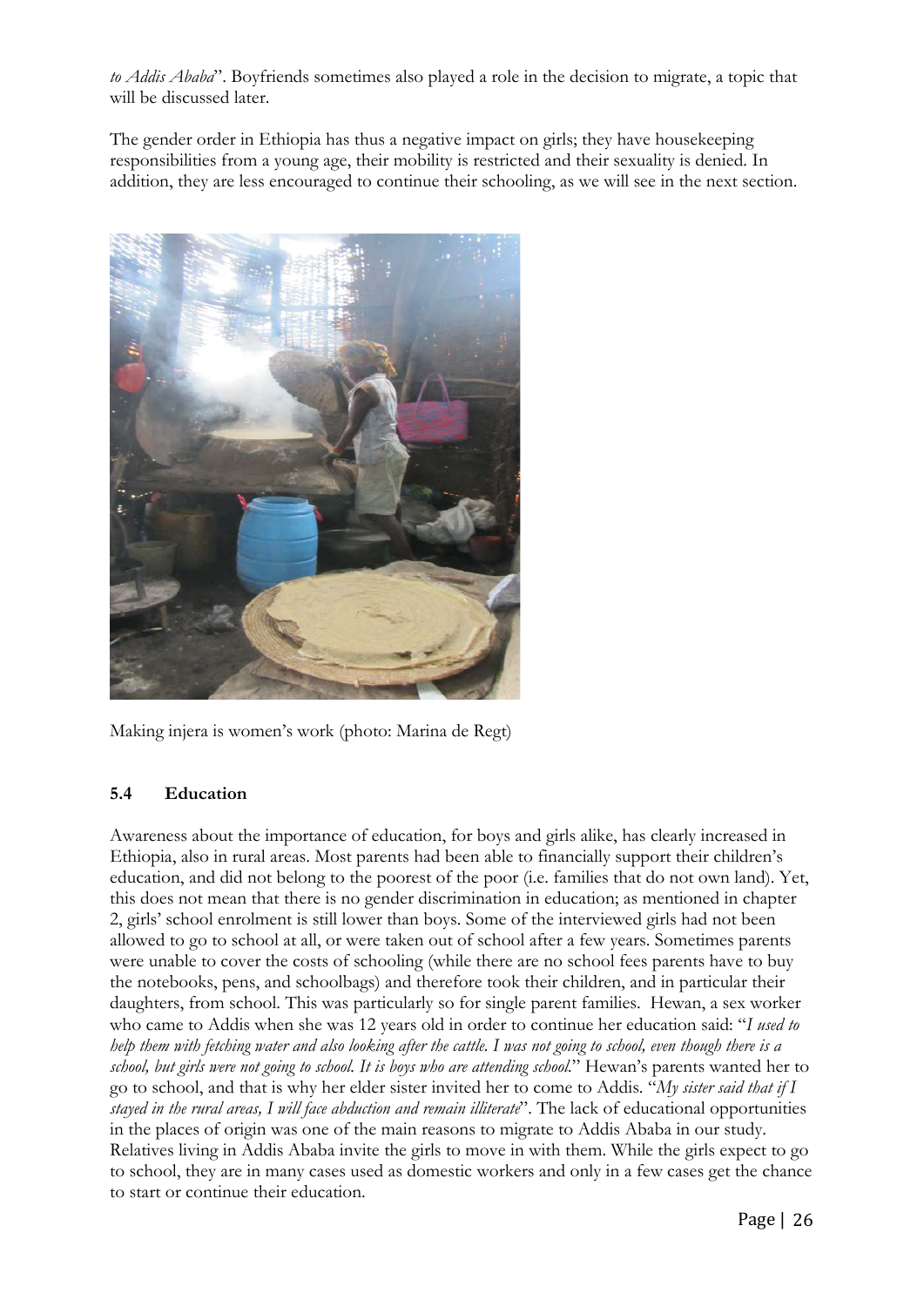*to Addis Ababa*". Boyfriends sometimes also played a role in the decision to migrate, a topic that will be discussed later.

The gender order in Ethiopia has thus a negative impact on girls; they have housekeeping responsibilities from a young age, their mobility is restricted and their sexuality is denied. In addition, they are less encouraged to continue their schooling, as we will see in the next section.

Making injera is women's work (photo: Marina de Regt)

### 5.4 Education

Awareness about the importance of education, for boys and girls alike, has clearly increased in Ethiopia, also in rural areas. Most parents had been able to financially support their children's education, and did not belong to the poorest of the poor (i.e. families that do not own land). Yet, this does not mean that there is no gender discrimination in education; as mentioned in chapter 2, girls' school enrolment is still lower than boys. Some of the interviewed girls had not been allowed to go to school at all, or were taken out of school after a few years. Sometimes parents were unable to cover the costs of schooling (while there are no school fees parents have to buy the notebooks, pens, and schoolbags) and therefore took their children, and in particular their daughters, from school. This was particularly so for single parent families. Hewan, a sex worker who came to Addis when she was 12 years old in order to continue her education said: "*I used to help them with fetching water and also looking after the cattle. I was not going to school, even though there is a school, but girls were not going to school. It is boys who are attending school.*" Hewan's parents wanted her to go to school, and that is why her elder sister invited her to come to Addis. "*My sister said that if I stayed in the rural areas, I will face abduction and remain illiterate*". The lack of educational opportunities in the places of origin was one of the main reasons to migrate to Addis Ababa in our study. Relatives living in Addis Ababa invite the girls to move in with them. While the girls expect to go to school, they are in many cases used as domestic workers and only in a few cases get the chance to start or continue their education.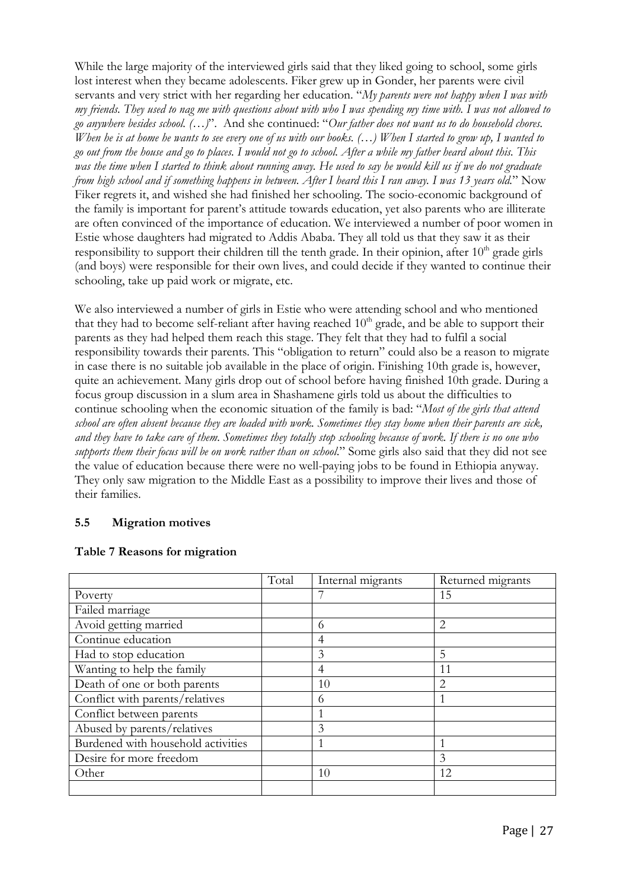While the large majority of the interviewed girls said that they liked going to school, some girls lost interest when they became adolescents. Fiker grew up in Gonder, her parents were civil servants and very strict with her regarding her education. "*My parents were not happy when I was with my friends. They used to nag me with questions about with who I was spending my time with. I was not allowed to go anywhere besides school. (…)*". And she continued: "*Our father does not want us to do household chores. When he is at home he wants to see every one of us with our books. (…) When I started to grow up, I wanted to go out from the house and go to places. I would not go to school. After a while my father heard about this. This was the time when I started to think about running away. He used to say he would kill us if we do not graduate from high school and if something happens in between. After I heard this I ran away. I was 13 years old.*" Now Fiker regrets it, and wished she had finished her schooling. The socio-economic background of the family is important for parent's attitude towards education, yet also parents who are illiterate are often convinced of the importance of education. We interviewed a number of poor women in Estie whose daughters had migrated to Addis Ababa. They all told us that they saw it as their responsibility to support their children till the tenth grade. In their opinion, after 10th grade girls (and boys) were responsible for their own lives, and could decide if they wanted to continue their schooling, take up paid work or migrate, etc.

We also interviewed a number of girls in Estie who were attending school and who mentioned that they had to become self-reliant after having reached 10th grade, and be able to support their parents as they had helped them reach this stage. They felt that they had to fulfil a social responsibility towards their parents. This "obligation to return" could also be a reason to migrate in case there is no suitable job available in the place of origin. Finishing 10th grade is, however, quite an achievement. Many girls drop out of school before having finished 10th grade. During a focus group discussion in a slum area in Shashamene girls told us about the difficulties to continue schooling when the economic situation of the family is bad: "*Most of the girls that attend school are often absent because they are loaded with work. Sometimes they stay home when their parents are sick, and they have to take care of them. Sometimes they totally stop schooling because of work. If there is no one who supports them their focus will be on work rather than on school.*" Some girls also said that they did not see the value of education because there were no well-paying jobs to be found in Ethiopia anyway. They only saw migration to the Middle East as a possibility to improve their lives and those of their families.

## 5.5 Migration motives

**Table 7 Reasons for migration**

| | Total | Internal migrants | Returned migrants |
|---|---|---|---|
| Poverty | | 7 | 15 |
| Failed marriage | | | |
| Avoid getting married | | 6 | 2 |
| Continue education | | 4 | |
| Had to stop education | | 3 | 5 |
| Wanting to help the family | | 4 | 11 |
| Death of one or both parents | | 10 | 2 |
| Conflict with parents/relatives | | 6 | 1 |
| Conflict between parents | | 1 | |
| Abused by parents/relatives | | 3 | |
| Burdened with household activities | | 1 | 1 |
| Desire for more freedom | | | 3 |
| Other | | 10 | 12 |
| | | | |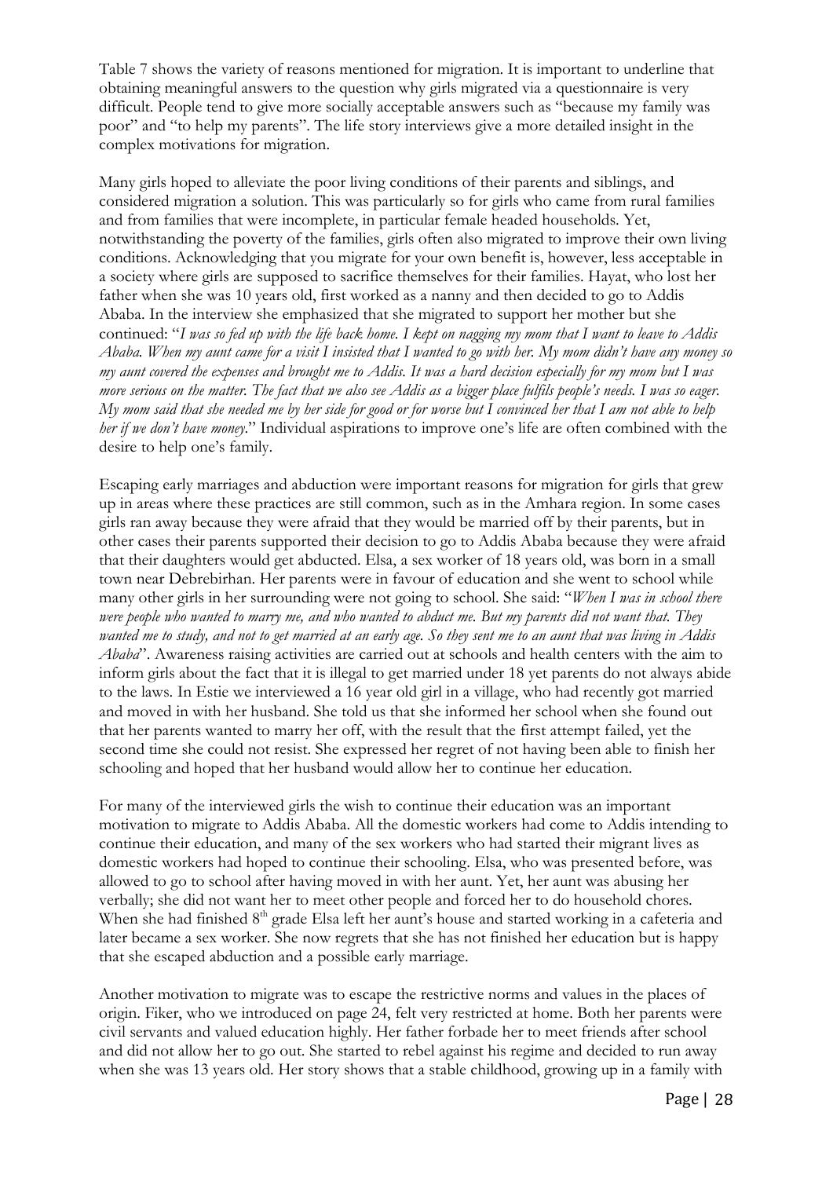Table 7 shows the variety of reasons mentioned for migration. It is important to underline that obtaining meaningful answers to the question why girls migrated via a questionnaire is very difficult. People tend to give more socially acceptable answers such as "because my family was poor" and "to help my parents". The life story interviews give a more detailed insight in the complex motivations for migration.

Many girls hoped to alleviate the poor living conditions of their parents and siblings, and considered migration a solution. This was particularly so for girls who came from rural families and from families that were incomplete, in particular female headed households. Yet, notwithstanding the poverty of the families, girls often also migrated to improve their own living conditions. Acknowledging that you migrate for your own benefit is, however, less acceptable in a society where girls are supposed to sacrifice themselves for their families. Hayat, who lost her father when she was 10 years old, first worked as a nanny and then decided to go to Addis Ababa. In the interview she emphasized that she migrated to support her mother but she continued: "*I was so fed up with the life back home. I kept on nagging my mom that I want to leave to Addis Ababa. When my aunt came for a visit I insisted that I wanted to go with her. My mom didn't have any money so my aunt covered the expenses and brought me to Addis. It was a hard decision especially for my mom but I was more serious on the matter. The fact that we also see Addis as a bigger place fulfils people's needs. I was so eager. My mom said that she needed me by her side for good or for worse but I convinced her that I am not able to help her if we don't have money.*" Individual aspirations to improve one's life are often combined with the desire to help one's family.

Escaping early marriages and abduction were important reasons for migration for girls that grew up in areas where these practices are still common, such as in the Amhara region. In some cases girls ran away because they were afraid that they would be married off by their parents, but in other cases their parents supported their decision to go to Addis Ababa because they were afraid that their daughters would get abducted. Elsa, a sex worker of 18 years old, was born in a small town near Debrebirhan. Her parents were in favour of education and she went to school while many other girls in her surrounding were not going to school. She said: "*When I was in school there were people who wanted to marry me, and who wanted to abduct me. But my parents did not want that. They wanted me to study, and not to get married at an early age. So they sent me to an aunt that was living in Addis Ababa*". Awareness raising activities are carried out at schools and health centers with the aim to inform girls about the fact that it is illegal to get married under 18 yet parents do not always abide to the laws. In Estie we interviewed a 16 year old girl in a village, who had recently got married and moved in with her husband. She told us that she informed her school when she found out that her parents wanted to marry her off, with the result that the first attempt failed, yet the second time she could not resist. She expressed her regret of not having been able to finish her schooling and hoped that her husband would allow her to continue her education.

For many of the interviewed girls the wish to continue their education was an important motivation to migrate to Addis Ababa. All the domestic workers had come to Addis intending to continue their education, and many of the sex workers who had started their migrant lives as domestic workers had hoped to continue their schooling. Elsa, who was presented before, was allowed to go to school after having moved in with her aunt. Yet, her aunt was abusing her verbally; she did not want her to meet other people and forced her to do household chores. When she had finished 8th grade Elsa left her aunt's house and started working in a cafeteria and later became a sex worker. She now regrets that she has not finished her education but is happy that she escaped abduction and a possible early marriage.

Another motivation to migrate was to escape the restrictive norms and values in the places of origin. Fiker, who we introduced on page 24, felt very restricted at home. Both her parents were civil servants and valued education highly. Her father forbade her to meet friends after school and did not allow her to go out. She started to rebel against his regime and decided to run away when she was 13 years old. Her story shows that a stable childhood, growing up in a family with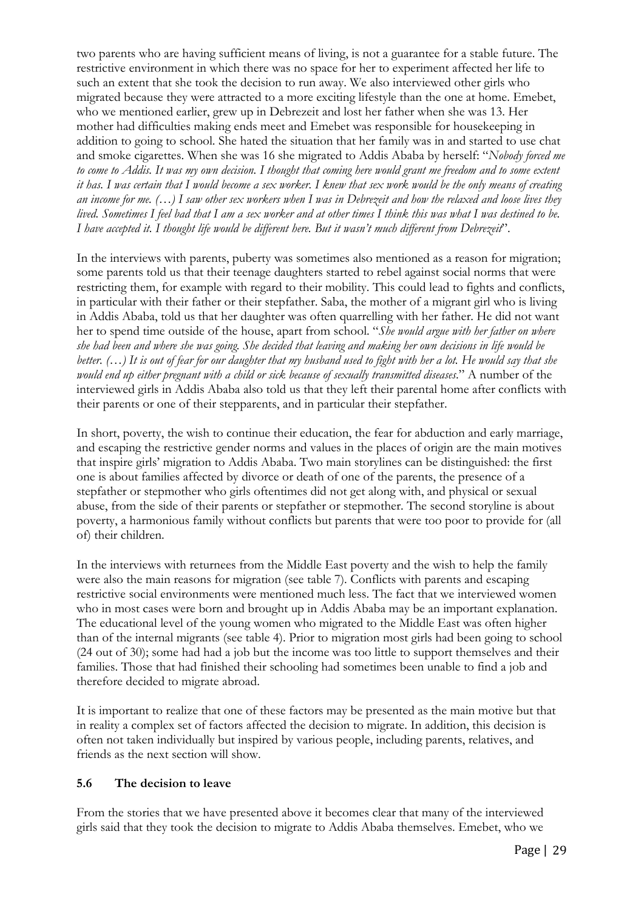two parents who are having sufficient means of living, is not a guarantee for a stable future. The restrictive environment in which there was no space for her to experiment affected her life to such an extent that she took the decision to run away. We also interviewed other girls who migrated because they were attracted to a more exciting lifestyle than the one at home. Emebet, who we mentioned earlier, grew up in Debrezeit and lost her father when she was 13. Her mother had difficulties making ends meet and Emebet was responsible for housekeeping in addition to going to school. She hated the situation that her family was in and started to use chat and smoke cigarettes. When she was 16 she migrated to Addis Ababa by herself: "*Nobody forced me to come to Addis. It was my own decision. I thought that coming here would grant me freedom and to some extent it has. I was certain that I would become a sex worker. I knew that sex work would be the only means of creating an income for me. (…) I saw other sex workers when I was in Debrezeit and how the relaxed and loose lives they lived. Sometimes I feel bad that I am a sex worker and at other times I think this was what I was destined to be. I have accepted it. I thought life would be different here. But it wasn't much different from Debrezeit*".

In the interviews with parents, puberty was sometimes also mentioned as a reason for migration; some parents told us that their teenage daughters started to rebel against social norms that were restricting them, for example with regard to their mobility. This could lead to fights and conflicts, in particular with their father or their stepfather. Saba, the mother of a migrant girl who is living in Addis Ababa, told us that her daughter was often quarrelling with her father. He did not want her to spend time outside of the house, apart from school. "*She would argue with her father on where she had been and where she was going. She decided that leaving and making her own decisions in life would be better. (…) It is out of fear for our daughter that my husband used to fight with her a lot. He would say that she would end up either pregnant with a child or sick because of sexually transmitted diseases*." A number of the interviewed girls in Addis Ababa also told us that they left their parental home after conflicts with their parents or one of their stepparents, and in particular their stepfather.

In short, poverty, the wish to continue their education, the fear for abduction and early marriage, and escaping the restrictive gender norms and values in the places of origin are the main motives that inspire girls' migration to Addis Ababa. Two main storylines can be distinguished: the first one is about families affected by divorce or death of one of the parents, the presence of a stepfather or stepmother who girls oftentimes did not get along with, and physical or sexual abuse, from the side of their parents or stepfather or stepmother. The second storyline is about poverty, a harmonious family without conflicts but parents that were too poor to provide for (all of) their children.

In the interviews with returnees from the Middle East poverty and the wish to help the family were also the main reasons for migration (see table 7). Conflicts with parents and escaping restrictive social environments were mentioned much less. The fact that we interviewed women who in most cases were born and brought up in Addis Ababa may be an important explanation. The educational level of the young women who migrated to the Middle East was often higher than of the internal migrants (see table 4). Prior to migration most girls had been going to school (24 out of 30); some had had a job but the income was too little to support themselves and their families. Those that had finished their schooling had sometimes been unable to find a job and therefore decided to migrate abroad.

It is important to realize that one of these factors may be presented as the main motive but that in reality a complex set of factors affected the decision to migrate. In addition, this decision is often not taken individually but inspired by various people, including parents, relatives, and friends as the next section will show.

### 5.6 The decision to leave

From the stories that we have presented above it becomes clear that many of the interviewed girls said that they took the decision to migrate to Addis Ababa themselves. Emebet, who we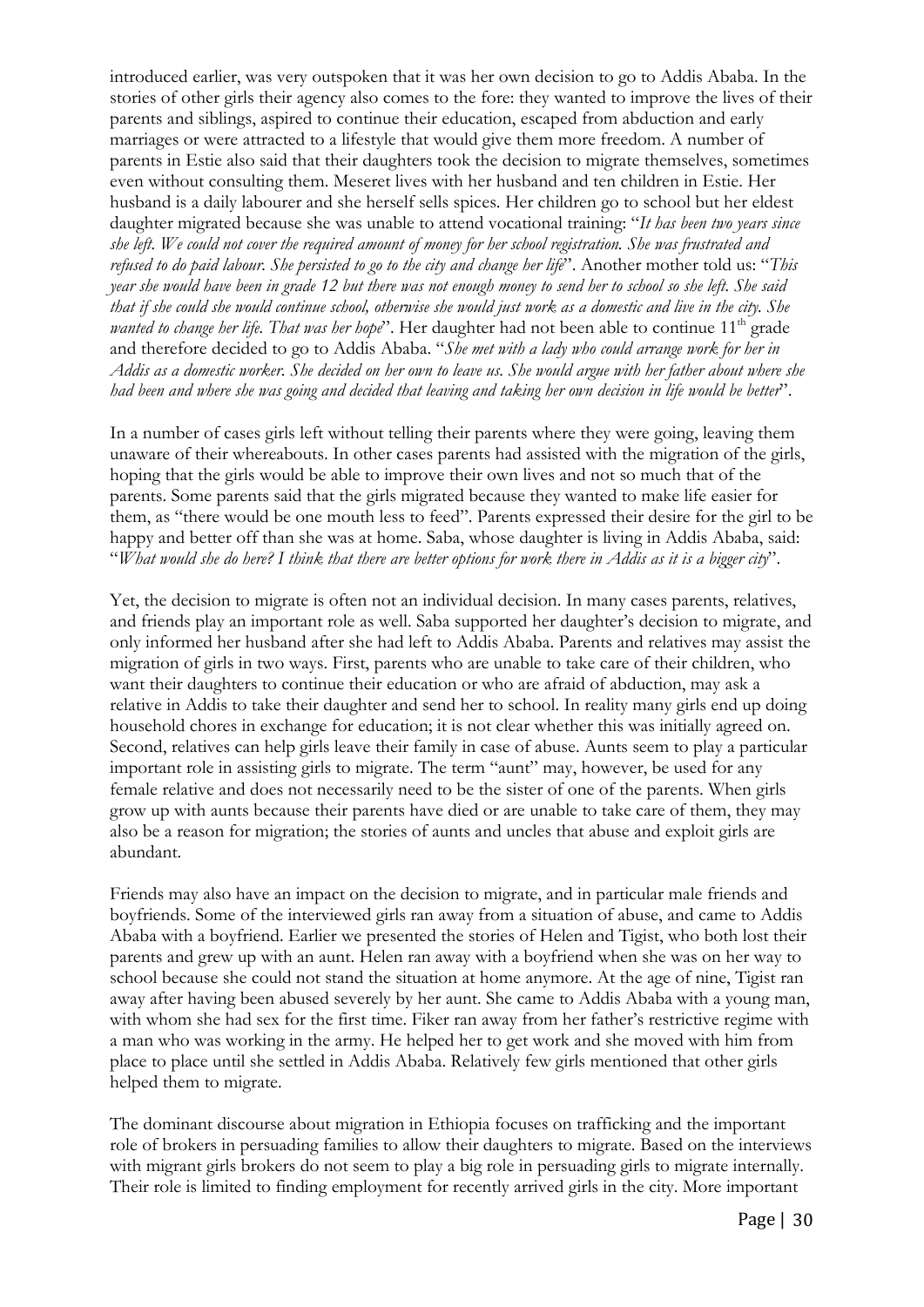introduced earlier, was very outspoken that it was her own decision to go to Addis Ababa. In the stories of other girls their agency also comes to the fore: they wanted to improve the lives of their parents and siblings, aspired to continue their education, escaped from abduction and early marriages or were attracted to a lifestyle that would give them more freedom. A number of parents in Estie also said that their daughters took the decision to migrate themselves, sometimes even without consulting them. Meseret lives with her husband and ten children in Estie. Her husband is a daily labourer and she herself sells spices. Her children go to school but her eldest daughter migrated because she was unable to attend vocational training: "*It has been two years since she left. We could not cover the required amount of money for her school registration. She was frustrated and refused to do paid labour. She persisted to go to the city and change her life*". Another mother told us: "*This year she would have been in grade 12 but there was not enough money to send her to school so she left. She said that if she could she would continue school, otherwise she would just work as a domestic and live in the city. She wanted to change her life. That was her hope*". Her daughter had not been able to continue 11th grade and therefore decided to go to Addis Ababa. "*She met with a lady who could arrange work for her in Addis as a domestic worker. She decided on her own to leave us. She would argue with her father about where she had been and where she was going and decided that leaving and taking her own decision in life would be better*".

In a number of cases girls left without telling their parents where they were going, leaving them unaware of their whereabouts. In other cases parents had assisted with the migration of the girls, hoping that the girls would be able to improve their own lives and not so much that of the parents. Some parents said that the girls migrated because they wanted to make life easier for them, as "there would be one mouth less to feed". Parents expressed their desire for the girl to be happy and better off than she was at home. Saba, whose daughter is living in Addis Ababa, said: "*What would she do here? I think that there are better options for work there in Addis as it is a bigger city*".

Yet, the decision to migrate is often not an individual decision. In many cases parents, relatives, and friends play an important role as well. Saba supported her daughter's decision to migrate, and only informed her husband after she had left to Addis Ababa. Parents and relatives may assist the migration of girls in two ways. First, parents who are unable to take care of their children, who want their daughters to continue their education or who are afraid of abduction, may ask a relative in Addis to take their daughter and send her to school. In reality many girls end up doing household chores in exchange for education; it is not clear whether this was initially agreed on. Second, relatives can help girls leave their family in case of abuse. Aunts seem to play a particular important role in assisting girls to migrate. The term "aunt" may, however, be used for any female relative and does not necessarily need to be the sister of one of the parents. When girls grow up with aunts because their parents have died or are unable to take care of them, they may also be a reason for migration; the stories of aunts and uncles that abuse and exploit girls are abundant.

Friends may also have an impact on the decision to migrate, and in particular male friends and boyfriends. Some of the interviewed girls ran away from a situation of abuse, and came to Addis Ababa with a boyfriend. Earlier we presented the stories of Helen and Tigist, who both lost their parents and grew up with an aunt. Helen ran away with a boyfriend when she was on her way to school because she could not stand the situation at home anymore. At the age of nine, Tigist ran away after having been abused severely by her aunt. She came to Addis Ababa with a young man, with whom she had sex for the first time. Fiker ran away from her father's restrictive regime with a man who was working in the army. He helped her to get work and she moved with him from place to place until she settled in Addis Ababa. Relatively few girls mentioned that other girls helped them to migrate.

The dominant discourse about migration in Ethiopia focuses on trafficking and the important role of brokers in persuading families to allow their daughters to migrate. Based on the interviews with migrant girls brokers do not seem to play a big role in persuading girls to migrate internally. Their role is limited to finding employment for recently arrived girls in the city. More important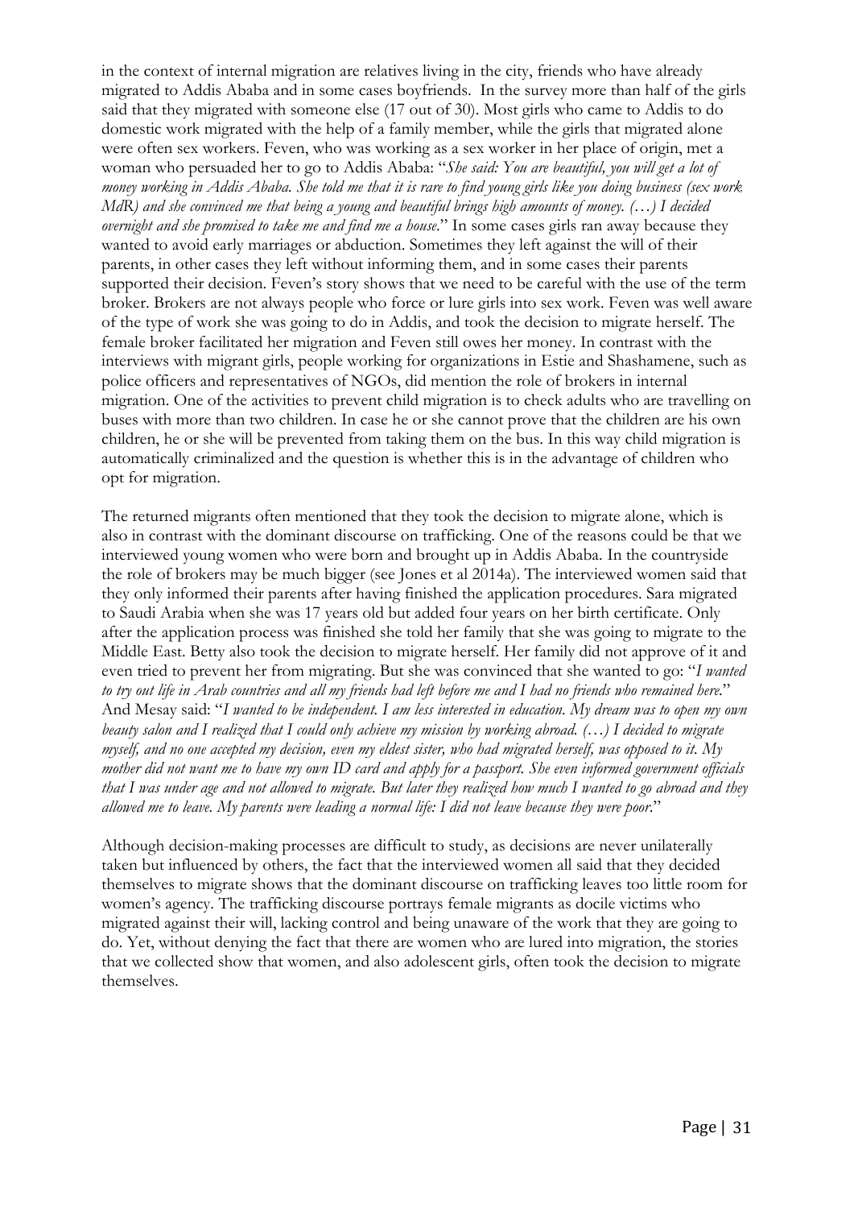in the context of internal migration are relatives living in the city, friends who have already migrated to Addis Ababa and in some cases boyfriends. In the survey more than half of the girls said that they migrated with someone else (17 out of 30). Most girls who came to Addis to do domestic work migrated with the help of a family member, while the girls that migrated alone were often sex workers. Feven, who was working as a sex worker in her place of origin, met a woman who persuaded her to go to Addis Ababa: "*She said: You are beautiful, you will get a lot of money working in Addis Ababa. She told me that it is rare to find young girls like you doing business (sex work MdR) and she convinced me that being a young and beautiful brings high amounts of money. (…) I decided overnight and she promised to take me and find me a house.*" In some cases girls ran away because they wanted to avoid early marriages or abduction. Sometimes they left against the will of their parents, in other cases they left without informing them, and in some cases their parents supported their decision. Feven's story shows that we need to be careful with the use of the term broker. Brokers are not always people who force or lure girls into sex work. Feven was well aware of the type of work she was going to do in Addis, and took the decision to migrate herself. The female broker facilitated her migration and Feven still owes her money. In contrast with the interviews with migrant girls, people working for organizations in Estie and Shashamene, such as police officers and representatives of NGOs, did mention the role of brokers in internal migration. One of the activities to prevent child migration is to check adults who are travelling on buses with more than two children. In case he or she cannot prove that the children are his own children, he or she will be prevented from taking them on the bus. In this way child migration is automatically criminalized and the question is whether this is in the advantage of children who opt for migration.

The returned migrants often mentioned that they took the decision to migrate alone, which is also in contrast with the dominant discourse on trafficking. One of the reasons could be that we interviewed young women who were born and brought up in Addis Ababa. In the countryside the role of brokers may be much bigger (see Jones et al 2014a). The interviewed women said that they only informed their parents after having finished the application procedures. Sara migrated to Saudi Arabia when she was 17 years old but added four years on her birth certificate. Only after the application process was finished she told her family that she was going to migrate to the Middle East. Betty also took the decision to migrate herself. Her family did not approve of it and even tried to prevent her from migrating. But she was convinced that she wanted to go: "*I wanted to try out life in Arab countries and all my friends had left before me and I had no friends who remained here.*" And Mesay said: "*I wanted to be independent. I am less interested in education. My dream was to open my own beauty salon and I realized that I could only achieve my mission by working abroad. (…) I decided to migrate myself, and no one accepted my decision, even my eldest sister, who had migrated herself, was opposed to it. My mother did not want me to have my own ID card and apply for a passport. She even informed government officials that I was under age and not allowed to migrate. But later they realized how much I wanted to go abroad and they allowed me to leave. My parents were leading a normal life: I did not leave because they were poor.*"

Although decision-making processes are difficult to study, as decisions are never unilaterally taken but influenced by others, the fact that the interviewed women all said that they decided themselves to migrate shows that the dominant discourse on trafficking leaves too little room for women's agency. The trafficking discourse portrays female migrants as docile victims who migrated against their will, lacking control and being unaware of the work that they are going to do. Yet, without denying the fact that there are women who are lured into migration, the stories that we collected show that women, and also adolescent girls, often took the decision to migrate themselves.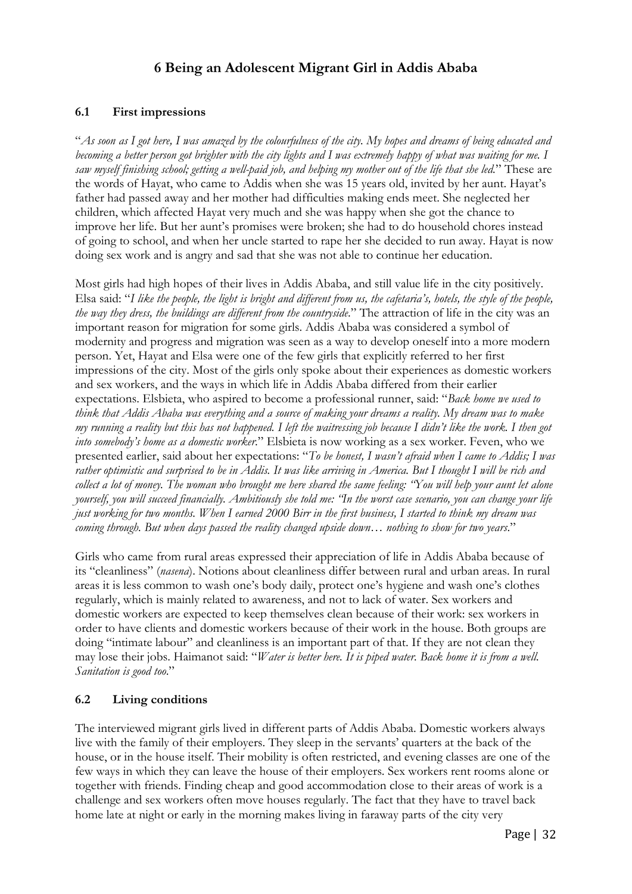# 6 Being an Adolescent Migrant Girl in Addis Ababa

## 6.1 First impressions

"*As soon as I got here, I was amazed by the colourfulness of the city. My hopes and dreams of being educated and becoming a better person got brighter with the city lights and I was extremely happy of what was waiting for me. I saw myself finishing school; getting a well-paid job, and helping my mother out of the life that she led.*" These are the words of Hayat, who came to Addis when she was 15 years old, invited by her aunt. Hayat's father had passed away and her mother had difficulties making ends meet. She neglected her children, which affected Hayat very much and she was happy when she got the chance to improve her life. But her aunt's promises were broken; she had to do household chores instead of going to school, and when her uncle started to rape her she decided to run away. Hayat is now doing sex work and is angry and sad that she was not able to continue her education.

Most girls had high hopes of their lives in Addis Ababa, and still value life in the city positively. Elsa said: "*I like the people, the light is bright and different from us, the cafetaria's, hotels, the style of the people, the way they dress, the buildings are different from the countryside.*" The attraction of life in the city was an important reason for migration for some girls. Addis Ababa was considered a symbol of modernity and progress and migration was seen as a way to develop oneself into a more modern person. Yet, Hayat and Elsa were one of the few girls that explicitly referred to her first impressions of the city. Most of the girls only spoke about their experiences as domestic workers and sex workers, and the ways in which life in Addis Ababa differed from their earlier expectations. Elsbieta, who aspired to become a professional runner, said: "*Back home we used to think that Addis Ababa was everything and a source of making your dreams a reality. My dream was to make my running a reality but this has not happened. I left the waitressing job because I didn't like the work. I then got into somebody's home as a domestic worker.*" Elsbieta is now working as a sex worker. Feven, who we presented earlier, said about her expectations: "*To be honest, I wasn't afraid when I came to Addis; I was rather optimistic and surprised to be in Addis. It was like arriving in America. But I thought I will be rich and collect a lot of money. The woman who brought me here shared the same feeling: "You will help your aunt let alone yourself, you will succeed financially. Ambitiously she told me: "In the worst case scenario, you can change your life just working for two months. When I earned 2000 Birr in the first business, I started to think my dream was coming through. But when days passed the reality changed upside down… nothing to show for two years.*"

Girls who came from rural areas expressed their appreciation of life in Addis Ababa because of its "cleanliness" (*nasena*). Notions about cleanliness differ between rural and urban areas. In rural areas it is less common to wash one's body daily, protect one's hygiene and wash one's clothes regularly, which is mainly related to awareness, and not to lack of water. Sex workers and domestic workers are expected to keep themselves clean because of their work: sex workers in order to have clients and domestic workers because of their work in the house. Both groups are doing "intimate labour" and cleanliness is an important part of that. If they are not clean they may lose their jobs. Haimanot said: "*Water is better here. It is piped water. Back home it is from a well. Sanitation is good too.*"

## 6.2 Living conditions

The interviewed migrant girls lived in different parts of Addis Ababa. Domestic workers always live with the family of their employers. They sleep in the servants' quarters at the back of the house, or in the house itself. Their mobility is often restricted, and evening classes are one of the few ways in which they can leave the house of their employers. Sex workers rent rooms alone or together with friends. Finding cheap and good accommodation close to their areas of work is a challenge and sex workers often move houses regularly. The fact that they have to travel back home late at night or early in the morning makes living in faraway parts of the city very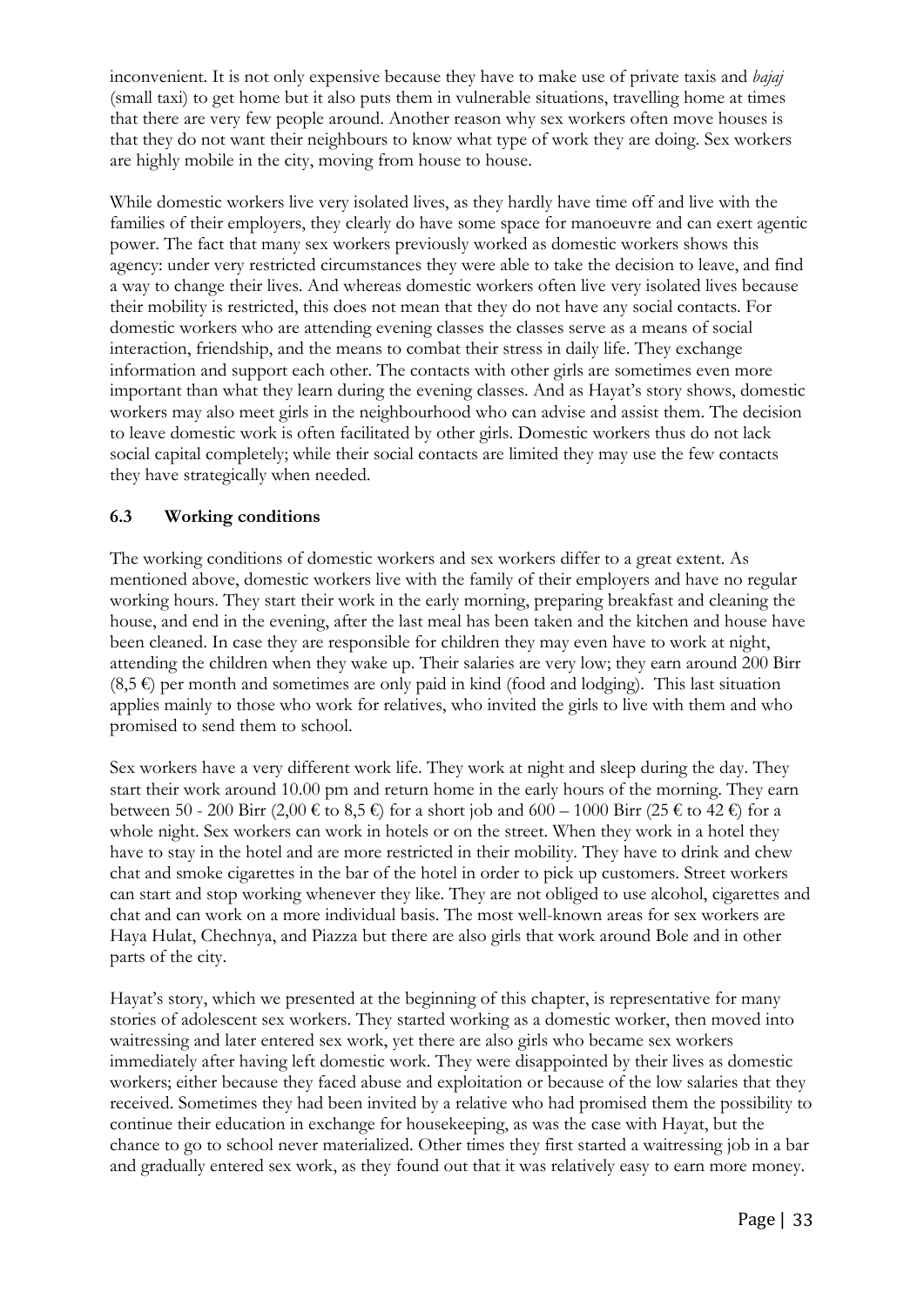inconvenient. It is not only expensive because they have to make use of private taxis and *bajaj* (small taxi) to get home but it also puts them in vulnerable situations, travelling home at times that there are very few people around. Another reason why sex workers often move houses is that they do not want their neighbours to know what type of work they are doing. Sex workers are highly mobile in the city, moving from house to house.

While domestic workers live very isolated lives, as they hardly have time off and live with the families of their employers, they clearly do have some space for manoeuvre and can exert agentic power. The fact that many sex workers previously worked as domestic workers shows this agency: under very restricted circumstances they were able to take the decision to leave, and find a way to change their lives. And whereas domestic workers often live very isolated lives because their mobility is restricted, this does not mean that they do not have any social contacts. For domestic workers who are attending evening classes the classes serve as a means of social interaction, friendship, and the means to combat their stress in daily life. They exchange information and support each other. The contacts with other girls are sometimes even more important than what they learn during the evening classes. And as Hayat's story shows, domestic workers may also meet girls in the neighbourhood who can advise and assist them. The decision to leave domestic work is often facilitated by other girls. Domestic workers thus do not lack social capital completely; while their social contacts are limited they may use the few contacts they have strategically when needed.

### 6.3 Working conditions

The working conditions of domestic workers and sex workers differ to a great extent. As mentioned above, domestic workers live with the family of their employers and have no regular working hours. They start their work in the early morning, preparing breakfast and cleaning the house, and end in the evening, after the last meal has been taken and the kitchen and house have been cleaned. In case they are responsible for children they may even have to work at night, attending the children when they wake up. Their salaries are very low; they earn around 200 Birr (8,5 €) per month and sometimes are only paid in kind (food and lodging). This last situation applies mainly to those who work for relatives, who invited the girls to live with them and who promised to send them to school.

Sex workers have a very different work life. They work at night and sleep during the day. They start their work around 10.00 pm and return home in the early hours of the morning. They earn between 50 - 200 Birr (2,00 € to 8,5 €) for a short job and 600 – 1000 Birr (25 € to 42 €) for a whole night. Sex workers can work in hotels or on the street. When they work in a hotel they have to stay in the hotel and are more restricted in their mobility. They have to drink and chew chat and smoke cigarettes in the bar of the hotel in order to pick up customers. Street workers can start and stop working whenever they like. They are not obliged to use alcohol, cigarettes and chat and can work on a more individual basis. The most well-known areas for sex workers are Haya Hulat, Chechnya, and Piazza but there are also girls that work around Bole and in other parts of the city.

Hayat's story, which we presented at the beginning of this chapter, is representative for many stories of adolescent sex workers. They started working as a domestic worker, then moved into waitressing and later entered sex work, yet there are also girls who became sex workers immediately after having left domestic work. They were disappointed by their lives as domestic workers; either because they faced abuse and exploitation or because of the low salaries that they received. Sometimes they had been invited by a relative who had promised them the possibility to continue their education in exchange for housekeeping, as was the case with Hayat, but the chance to go to school never materialized. Other times they first started a waitressing job in a bar and gradually entered sex work, as they found out that it was relatively easy to earn more money.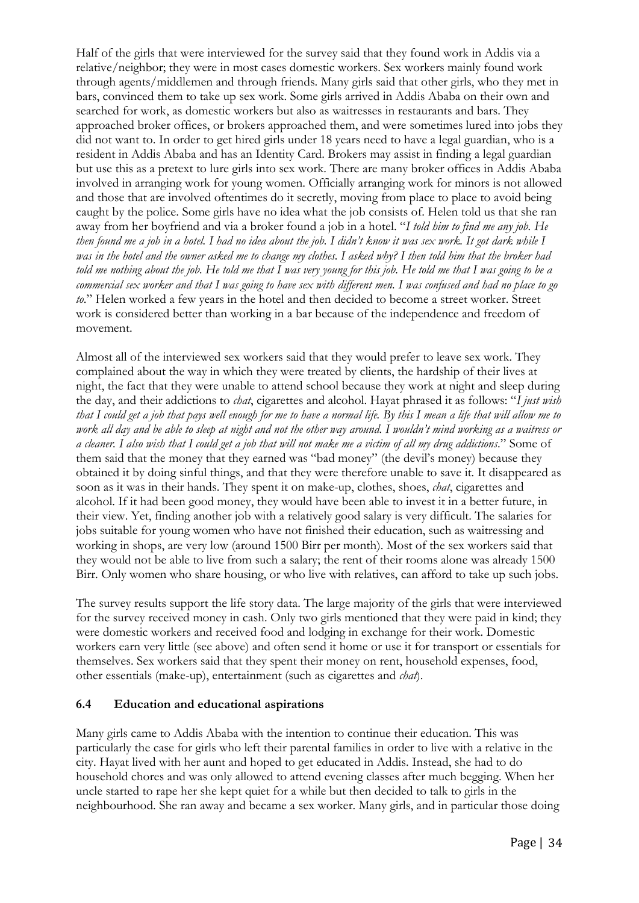Half of the girls that were interviewed for the survey said that they found work in Addis via a relative/neighbor; they were in most cases domestic workers. Sex workers mainly found work through agents/middlemen and through friends. Many girls said that other girls, who they met in bars, convinced them to take up sex work. Some girls arrived in Addis Ababa on their own and searched for work, as domestic workers but also as waitresses in restaurants and bars. They approached broker offices, or brokers approached them, and were sometimes lured into jobs they did not want to. In order to get hired girls under 18 years need to have a legal guardian, who is a resident in Addis Ababa and has an Identity Card. Brokers may assist in finding a legal guardian but use this as a pretext to lure girls into sex work. There are many broker offices in Addis Ababa involved in arranging work for young women. Officially arranging work for minors is not allowed and those that are involved oftentimes do it secretly, moving from place to place to avoid being caught by the police. Some girls have no idea what the job consists of. Helen told us that she ran away from her boyfriend and via a broker found a job in a hotel. "*I told him to find me any job. He then found me a job in a hotel. I had no idea about the job. I didn't know it was sex work. It got dark while I was in the hotel and the owner asked me to change my clothes. I asked why? I then told him that the broker had told me nothing about the job. He told me that I was very young for this job. He told me that I was going to be a commercial sex worker and that I was going to have sex with different men. I was confused and had no place to go to.*" Helen worked a few years in the hotel and then decided to become a street worker. Street work is considered better than working in a bar because of the independence and freedom of movement.

Almost all of the interviewed sex workers said that they would prefer to leave sex work. They complained about the way in which they were treated by clients, the hardship of their lives at night, the fact that they were unable to attend school because they work at night and sleep during the day, and their addictions to *chat*, cigarettes and alcohol. Hayat phrased it as follows: "*I just wish that I could get a job that pays well enough for me to have a normal life. By this I mean a life that will allow me to work all day and be able to sleep at night and not the other way around. I wouldn't mind working as a waitress or a cleaner. I also wish that I could get a job that will not make me a victim of all my drug addictions.*" Some of them said that the money that they earned was "bad money" (the devil's money) because they obtained it by doing sinful things, and that they were therefore unable to save it. It disappeared as soon as it was in their hands. They spent it on make-up, clothes, shoes, *chat*, cigarettes and alcohol. If it had been good money, they would have been able to invest it in a better future, in their view. Yet, finding another job with a relatively good salary is very difficult. The salaries for jobs suitable for young women who have not finished their education, such as waitressing and working in shops, are very low (around 1500 Birr per month). Most of the sex workers said that they would not be able to live from such a salary; the rent of their rooms alone was already 1500 Birr. Only women who share housing, or who live with relatives, can afford to take up such jobs.

The survey results support the life story data. The large majority of the girls that were interviewed for the survey received money in cash. Only two girls mentioned that they were paid in kind; they were domestic workers and received food and lodging in exchange for their work. Domestic workers earn very little (see above) and often send it home or use it for transport or essentials for themselves. Sex workers said that they spent their money on rent, household expenses, food, other essentials (make-up), entertainment (such as cigarettes and *chat*).

### 6.4 Education and educational aspirations

Many girls came to Addis Ababa with the intention to continue their education. This was particularly the case for girls who left their parental families in order to live with a relative in the city. Hayat lived with her aunt and hoped to get educated in Addis. Instead, she had to do household chores and was only allowed to attend evening classes after much begging. When her uncle started to rape her she kept quiet for a while but then decided to talk to girls in the neighbourhood. She ran away and became a sex worker. Many girls, and in particular those doing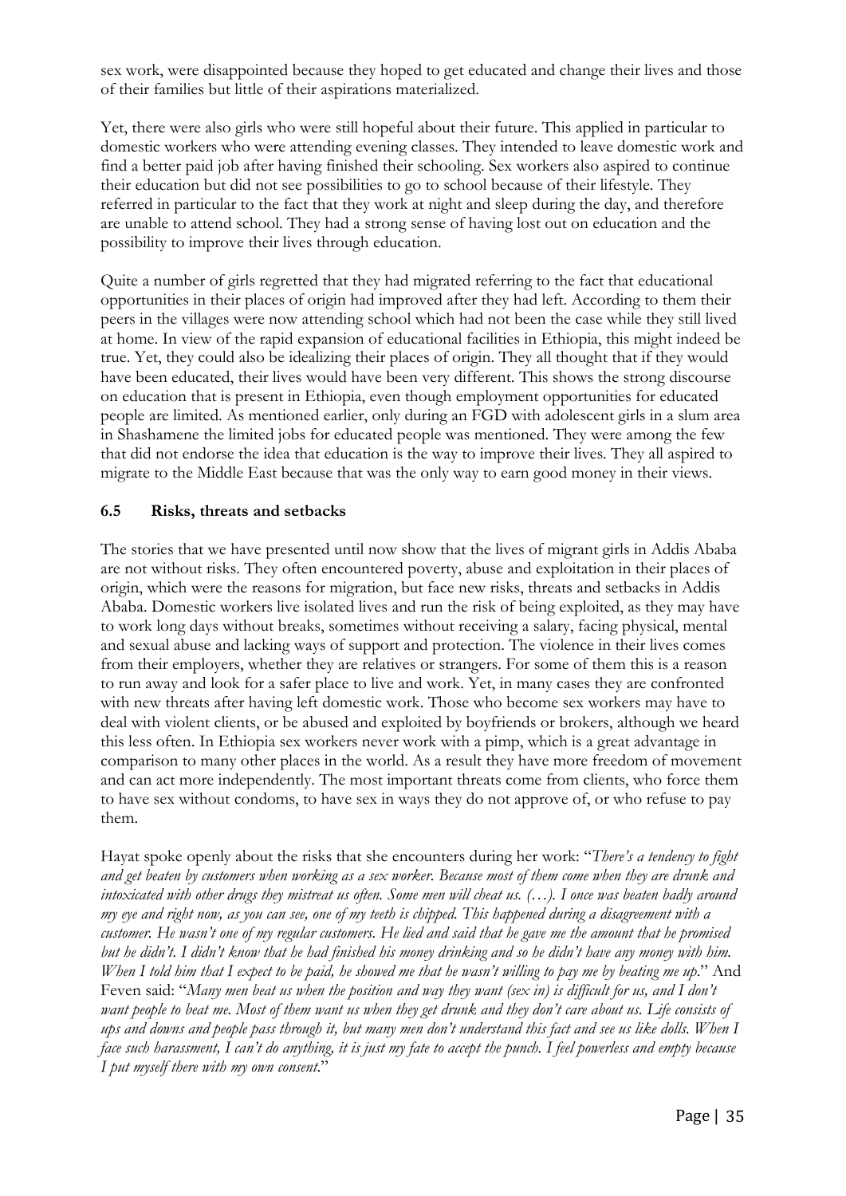sex work, were disappointed because they hoped to get educated and change their lives and those of their families but little of their aspirations materialized.

Yet, there were also girls who were still hopeful about their future. This applied in particular to domestic workers who were attending evening classes. They intended to leave domestic work and find a better paid job after having finished their schooling. Sex workers also aspired to continue their education but did not see possibilities to go to school because of their lifestyle. They referred in particular to the fact that they work at night and sleep during the day, and therefore are unable to attend school. They had a strong sense of having lost out on education and the possibility to improve their lives through education.

Quite a number of girls regretted that they had migrated referring to the fact that educational opportunities in their places of origin had improved after they had left. According to them their peers in the villages were now attending school which had not been the case while they still lived at home. In view of the rapid expansion of educational facilities in Ethiopia, this might indeed be true. Yet, they could also be idealizing their places of origin. They all thought that if they would have been educated, their lives would have been very different. This shows the strong discourse on education that is present in Ethiopia, even though employment opportunities for educated people are limited. As mentioned earlier, only during an FGD with adolescent girls in a slum area in Shashamene the limited jobs for educated people was mentioned. They were among the few that did not endorse the idea that education is the way to improve their lives. They all aspired to migrate to the Middle East because that was the only way to earn good money in their views.

### 6.5 Risks, threats and setbacks

The stories that we have presented until now show that the lives of migrant girls in Addis Ababa are not without risks. They often encountered poverty, abuse and exploitation in their places of origin, which were the reasons for migration, but face new risks, threats and setbacks in Addis Ababa. Domestic workers live isolated lives and run the risk of being exploited, as they may have to work long days without breaks, sometimes without receiving a salary, facing physical, mental and sexual abuse and lacking ways of support and protection. The violence in their lives comes from their employers, whether they are relatives or strangers. For some of them this is a reason to run away and look for a safer place to live and work. Yet, in many cases they are confronted with new threats after having left domestic work. Those who become sex workers may have to deal with violent clients, or be abused and exploited by boyfriends or brokers, although we heard this less often. In Ethiopia sex workers never work with a pimp, which is a great advantage in comparison to many other places in the world. As a result they have more freedom of movement and can act more independently. The most important threats come from clients, who force them to have sex without condoms, to have sex in ways they do not approve of, or who refuse to pay them.

Hayat spoke openly about the risks that she encounters during her work: "*There's a tendency to fight and get beaten by customers when working as a sex worker. Because most of them come when they are drunk and intoxicated with other drugs they mistreat us often. Some men will cheat us. (…). I once was beaten badly around my eye and right now, as you can see, one of my teeth is chipped. This happened during a disagreement with a customer. He wasn't one of my regular customers. He lied and said that he gave me the amount that he promised but he didn't. I didn't know that he had finished his money drinking and so he didn't have any money with him. When I told him that I expect to be paid, he showed me that he wasn't willing to pay me by beating me up*." And Feven said: "*Many men beat us when the position and way they want (sex in) is difficult for us, and I don't want people to beat me. Most of them want us when they get drunk and they don't care about us. Life consists of ups and downs and people pass through it, but many men don't understand this fact and see us like dolls. When I face such harassment, I can't do anything, it is just my fate to accept the punch. I feel powerless and empty because I put myself there with my own consent*."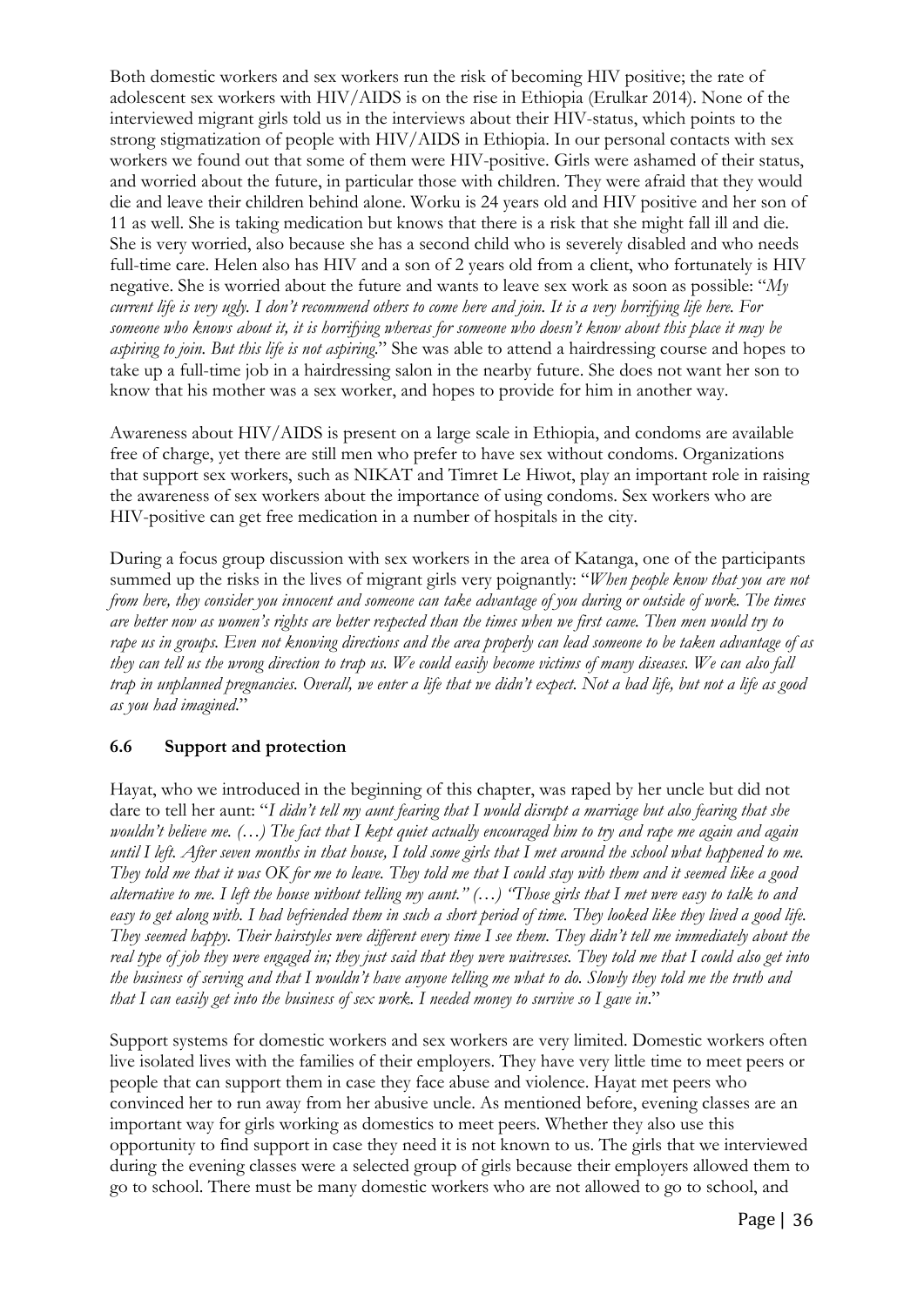Both domestic workers and sex workers run the risk of becoming HIV positive; the rate of adolescent sex workers with HIV/AIDS is on the rise in Ethiopia (Erulkar 2014). None of the interviewed migrant girls told us in the interviews about their HIV-status, which points to the strong stigmatization of people with HIV/AIDS in Ethiopia. In our personal contacts with sex workers we found out that some of them were HIV-positive. Girls were ashamed of their status, and worried about the future, in particular those with children. They were afraid that they would die and leave their children behind alone. Worku is 24 years old and HIV positive and her son of 11 as well. She is taking medication but knows that there is a risk that she might fall ill and die. She is very worried, also because she has a second child who is severely disabled and who needs full-time care. Helen also has HIV and a son of 2 years old from a client, who fortunately is HIV negative. She is worried about the future and wants to leave sex work as soon as possible: "*My current life is very ugly. I don't recommend others to come here and join. It is a very horrifying life here. For someone who knows about it, it is horrifying whereas for someone who doesn't know about this place it may be aspiring to join. But this life is not aspiring.*" She was able to attend a hairdressing course and hopes to take up a full-time job in a hairdressing salon in the nearby future. She does not want her son to know that his mother was a sex worker, and hopes to provide for him in another way.

Awareness about HIV/AIDS is present on a large scale in Ethiopia, and condoms are available free of charge, yet there are still men who prefer to have sex without condoms. Organizations that support sex workers, such as NIKAT and Timret Le Hiwot, play an important role in raising the awareness of sex workers about the importance of using condoms. Sex workers who are HIV-positive can get free medication in a number of hospitals in the city.

During a focus group discussion with sex workers in the area of Katanga, one of the participants summed up the risks in the lives of migrant girls very poignantly: "*When people know that you are not from here, they consider you innocent and someone can take advantage of you during or outside of work. The times are better now as women's rights are better respected than the times when we first came. Then men would try to rape us in groups. Even not knowing directions and the area properly can lead someone to be taken advantage of as they can tell us the wrong direction to trap us. We could easily become victims of many diseases. We can also fall trap in unplanned pregnancies. Overall, we enter a life that we didn't expect. Not a bad life, but not a life as good as you had imagined.*"

### 6.6 Support and protection

Hayat, who we introduced in the beginning of this chapter, was raped by her uncle but did not dare to tell her aunt: "*I didn't tell my aunt fearing that I would disrupt a marriage but also fearing that she wouldn't believe me. (…) The fact that I kept quiet actually encouraged him to try and rape me again and again until I left. After seven months in that house, I told some girls that I met around the school what happened to me. They told me that it was OK for me to leave. They told me that I could stay with them and it seemed like a good alternative to me. I left the house without telling my aunt." (…) "Those girls that I met were easy to talk to and easy to get along with. I had befriended them in such a short period of time. They looked like they lived a good life. They seemed happy. Their hairstyles were different every time I see them. They didn't tell me immediately about the real type of job they were engaged in; they just said that they were waitresses. They told me that I could also get into the business of serving and that I wouldn't have anyone telling me what to do. Slowly they told me the truth and that I can easily get into the business of sex work. I needed money to survive so I gave in.*"

Support systems for domestic workers and sex workers are very limited. Domestic workers often live isolated lives with the families of their employers. They have very little time to meet peers or people that can support them in case they face abuse and violence. Hayat met peers who convinced her to run away from her abusive uncle. As mentioned before, evening classes are an important way for girls working as domestics to meet peers. Whether they also use this opportunity to find support in case they need it is not known to us. The girls that we interviewed during the evening classes were a selected group of girls because their employers allowed them to go to school. There must be many domestic workers who are not allowed to go to school, and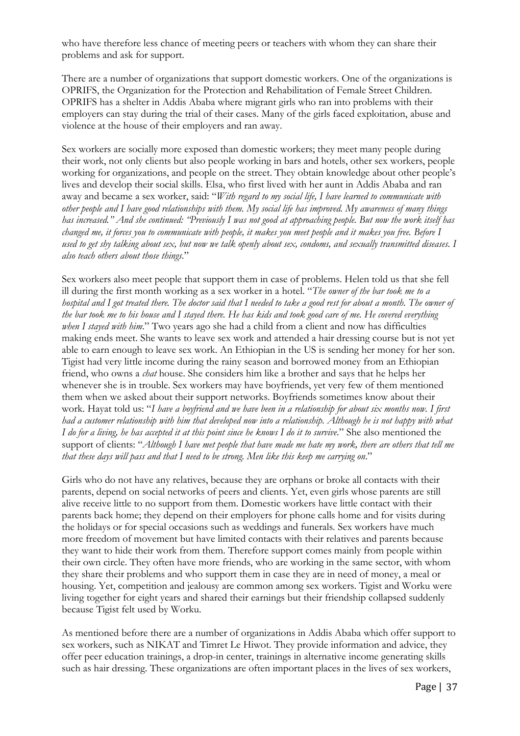who have therefore less chance of meeting peers or teachers with whom they can share their problems and ask for support.

There are a number of organizations that support domestic workers. One of the organizations is OPRIFS, the Organization for the Protection and Rehabilitation of Female Street Children. OPRIFS has a shelter in Addis Ababa where migrant girls who ran into problems with their employers can stay during the trial of their cases. Many of the girls faced exploitation, abuse and violence at the house of their employers and ran away.

Sex workers are socially more exposed than domestic workers; they meet many people during their work, not only clients but also people working in bars and hotels, other sex workers, people working for organizations, and people on the street. They obtain knowledge about other people's lives and develop their social skills. Elsa, who first lived with her aunt in Addis Ababa and ran away and became a sex worker, said: "*With regard to my social life, I have learned to communicate with other people and I have good relationships with them. My social life has improved. My awareness of many things has increased." And she continued: "Previously I was not good at approaching people. But now the work itself has changed me, it forces you to communicate with people, it makes you meet people and it makes you free. Before I used to get shy talking about sex, but now we talk openly about sex, condoms, and sexually transmitted diseases. I also teach others about those things*."

Sex workers also meet people that support them in case of problems. Helen told us that she fell ill during the first month working as a sex worker in a hotel. "*The owner of the bar took me to a hospital and I got treated there. The doctor said that I needed to take a good rest for about a month. The owner of the bar took me to his house and I stayed there. He has kids and took good care of me. He covered everything when I stayed with him*." Two years ago she had a child from a client and now has difficulties making ends meet. She wants to leave sex work and attended a hair dressing course but is not yet able to earn enough to leave sex work. An Ethiopian in the US is sending her money for her son. Tigist had very little income during the rainy season and borrowed money from an Ethiopian friend, who owns a *chat* house. She considers him like a brother and says that he helps her whenever she is in trouble. Sex workers may have boyfriends, yet very few of them mentioned them when we asked about their support networks. Boyfriends sometimes know about their work. Hayat told us: "*I have a boyfriend and we have been in a relationship for about six months now. I first had a customer relationship with him that developed now into a relationship. Although he is not happy with what I do for a living, he has accepted it at this point since he knows I do it to survive*." She also mentioned the support of clients: "*Although I have met people that have made me hate my work, there are others that tell me that these days will pass and that I need to be strong. Men like this keep me carrying on*."

Girls who do not have any relatives, because they are orphans or broke all contacts with their parents, depend on social networks of peers and clients. Yet, even girls whose parents are still alive receive little to no support from them. Domestic workers have little contact with their parents back home; they depend on their employers for phone calls home and for visits during the holidays or for special occasions such as weddings and funerals. Sex workers have much more freedom of movement but have limited contacts with their relatives and parents because they want to hide their work from them. Therefore support comes mainly from people within their own circle. They often have more friends, who are working in the same sector, with whom they share their problems and who support them in case they are in need of money, a meal or housing. Yet, competition and jealousy are common among sex workers. Tigist and Worku were living together for eight years and shared their earnings but their friendship collapsed suddenly because Tigist felt used by Worku.

As mentioned before there are a number of organizations in Addis Ababa which offer support to sex workers, such as NIKAT and Timret Le Hiwot. They provide information and advice, they offer peer education trainings, a drop-in center, trainings in alternative income generating skills such as hair dressing. These organizations are often important places in the lives of sex workers,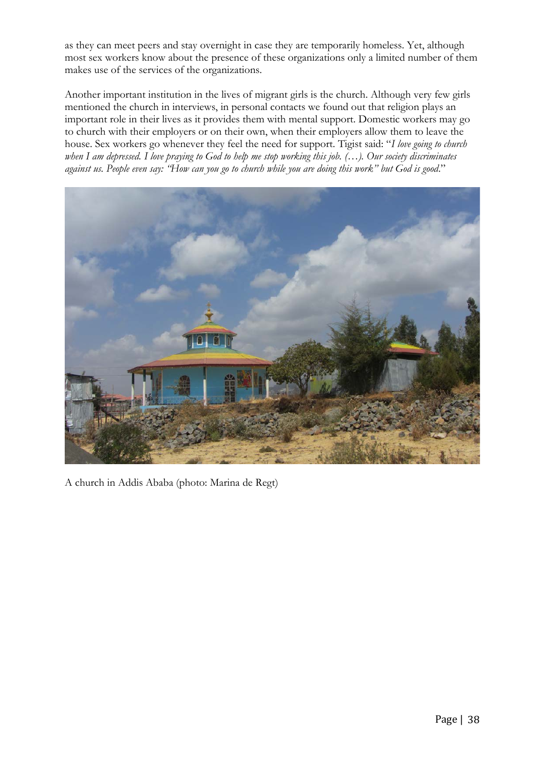as they can meet peers and stay overnight in case they are temporarily homeless. Yet, although most sex workers know about the presence of these organizations only a limited number of them makes use of the services of the organizations.

Another important institution in the lives of migrant girls is the church. Although very few girls mentioned the church in interviews, in personal contacts we found out that religion plays an important role in their lives as it provides them with mental support. Domestic workers may go to church with their employers or on their own, when their employers allow them to leave the house. Sex workers go whenever they feel the need for support. Tigist said: "*I love going to church when I am depressed. I love praying to God to help me stop working this job. (…). Our society discriminates against us. People even say: "How can you go to church while you are doing this work" but God is good.*"

A church in Addis Ababa (photo: Marina de Regt)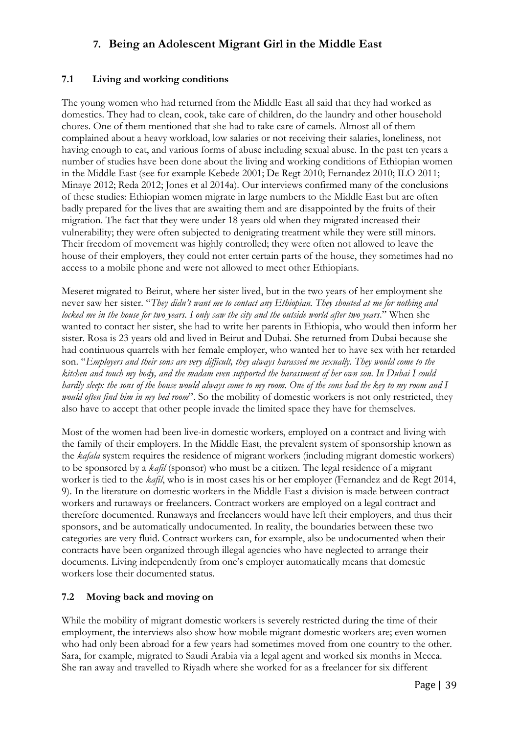## 7. Being an Adolescent Migrant Girl in the Middle East

### 7.1 Living and working conditions

The young women who had returned from the Middle East all said that they had worked as domestics. They had to clean, cook, take care of children, do the laundry and other household chores. One of them mentioned that she had to take care of camels. Almost all of them complained about a heavy workload, low salaries or not receiving their salaries, loneliness, not having enough to eat, and various forms of abuse including sexual abuse. In the past ten years a number of studies have been done about the living and working conditions of Ethiopian women in the Middle East (see for example Kebede 2001; De Regt 2010; Fernandez 2010; ILO 2011; Minaye 2012; Reda 2012; Jones et al 2014a). Our interviews confirmed many of the conclusions of these studies: Ethiopian women migrate in large numbers to the Middle East but are often badly prepared for the lives that are awaiting them and are disappointed by the fruits of their migration. The fact that they were under 18 years old when they migrated increased their vulnerability; they were often subjected to denigrating treatment while they were still minors. Their freedom of movement was highly controlled; they were often not allowed to leave the house of their employers, they could not enter certain parts of the house, they sometimes had no access to a mobile phone and were not allowed to meet other Ethiopians.

Meseret migrated to Beirut, where her sister lived, but in the two years of her employment she never saw her sister. "*They didn't want me to contact any Ethiopian. They shouted at me for nothing and locked me in the house for two years. I only saw the city and the outside world after two years.*" When she wanted to contact her sister, she had to write her parents in Ethiopia, who would then inform her sister. Rosa is 23 years old and lived in Beirut and Dubai. She returned from Dubai because she had continuous quarrels with her female employer, who wanted her to have sex with her retarded son. "*Employers and their sons are very difficult, they always harassed me sexually. They would come to the kitchen and touch my body, and the madam even supported the harassment of her own son. In Dubai I could hardly sleep: the sons of the house would always come to my room. One of the sons had the key to my room and I would often find him in my bed room*". So the mobility of domestic workers is not only restricted, they also have to accept that other people invade the limited space they have for themselves.

Most of the women had been live-in domestic workers, employed on a contract and living with the family of their employers. In the Middle East, the prevalent system of sponsorship known as the *kafala* system requires the residence of migrant workers (including migrant domestic workers) to be sponsored by a *kafil* (sponsor) who must be a citizen. The legal residence of a migrant worker is tied to the *kafil*, who is in most cases his or her employer (Fernandez and de Regt 2014, 9). In the literature on domestic workers in the Middle East a division is made between contract workers and runaways or freelancers. Contract workers are employed on a legal contract and therefore documented. Runaways and freelancers would have left their employers, and thus their sponsors, and be automatically undocumented. In reality, the boundaries between these two categories are very fluid. Contract workers can, for example, also be undocumented when their contracts have been organized through illegal agencies who have neglected to arrange their documents. Living independently from one's employer automatically means that domestic workers lose their documented status.

### 7.2 Moving back and moving on

While the mobility of migrant domestic workers is severely restricted during the time of their employment, the interviews also show how mobile migrant domestic workers are; even women who had only been abroad for a few years had sometimes moved from one country to the other. Sara, for example, migrated to Saudi Arabia via a legal agent and worked six months in Mecca. She ran away and travelled to Riyadh where she worked for as a freelancer for six different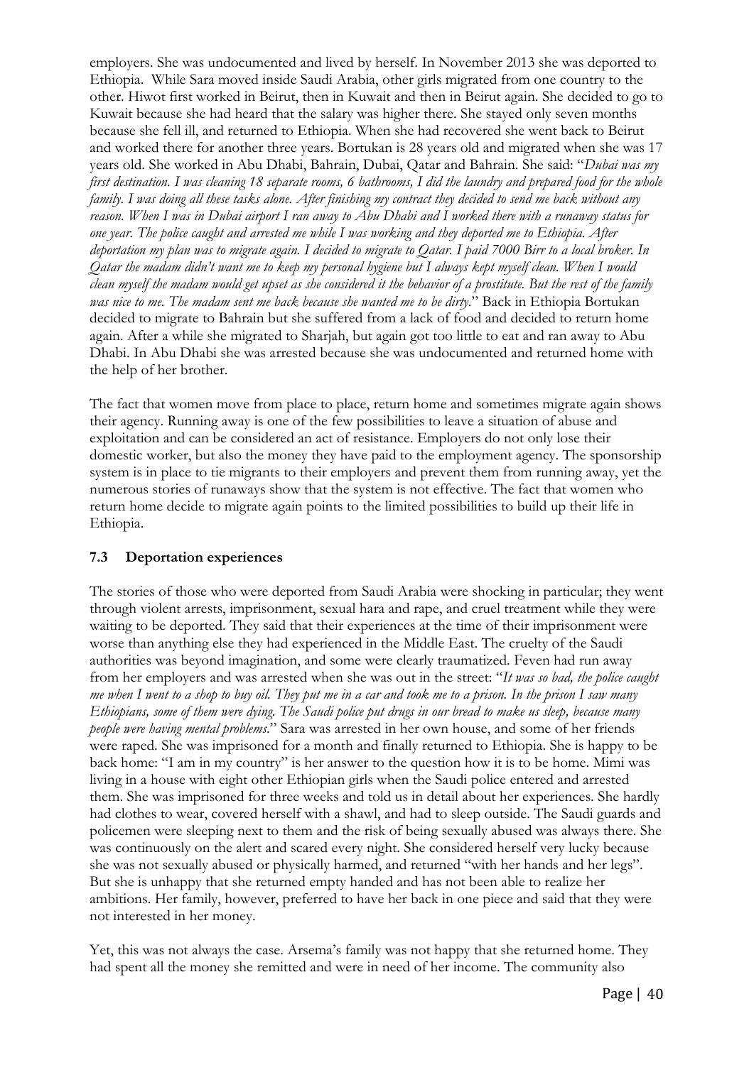employers. She was undocumented and lived by herself. In November 2013 she was deported to Ethiopia. While Sara moved inside Saudi Arabia, other girls migrated from one country to the other. Hiwot first worked in Beirut, then in Kuwait and then in Beirut again. She decided to go to Kuwait because she had heard that the salary was higher there. She stayed only seven months because she fell ill, and returned to Ethiopia. When she had recovered she went back to Beirut and worked there for another three years. Bortukan is 28 years old and migrated when she was 17 years old. She worked in Abu Dhabi, Bahrain, Dubai, Qatar and Bahrain. She said: "*Dubai was my first destination. I was cleaning 18 separate rooms, 6 bathrooms, I did the laundry and prepared food for the whole family. I was doing all these tasks alone. After finishing my contract they decided to send me back without any reason. When I was in Dubai airport I ran away to Abu Dhabi and I worked there with a runaway status for one year. The police caught and arrested me while I was working and they deported me to Ethiopia. After deportation my plan was to migrate again. I decided to migrate to Qatar. I paid 7000 Birr to a local broker. In Qatar the madam didn't want me to keep my personal hygiene but I always kept myself clean. When I would clean myself the madam would get upset as she considered it the behavior of a prostitute. But the rest of the family was nice to me. The madam sent me back because she wanted me to be dirty.*" Back in Ethiopia Bortukan decided to migrate to Bahrain but she suffered from a lack of food and decided to return home again. After a while she migrated to Sharjah, but again got too little to eat and ran away to Abu Dhabi. In Abu Dhabi she was arrested because she was undocumented and returned home with the help of her brother.

The fact that women move from place to place, return home and sometimes migrate again shows their agency. Running away is one of the few possibilities to leave a situation of abuse and exploitation and can be considered an act of resistance. Employers do not only lose their domestic worker, but also the money they have paid to the employment agency. The sponsorship system is in place to tie migrants to their employers and prevent them from running away, yet the numerous stories of runaways show that the system is not effective. The fact that women who return home decide to migrate again points to the limited possibilities to build up their life in Ethiopia.

### 7.3 Deportation experiences

The stories of those who were deported from Saudi Arabia were shocking in particular; they went through violent arrests, imprisonment, sexual hara and rape, and cruel treatment while they were waiting to be deported. They said that their experiences at the time of their imprisonment were worse than anything else they had experienced in the Middle East. The cruelty of the Saudi authorities was beyond imagination, and some were clearly traumatized. Feven had run away from her employers and was arrested when she was out in the street: "*It was so bad, the police caught me when I went to a shop to buy oil. They put me in a car and took me to a prison. In the prison I saw many Ethiopians, some of them were dying. The Saudi police put drugs in our bread to make us sleep, because many people were having mental problems.*" Sara was arrested in her own house, and some of her friends were raped. She was imprisoned for a month and finally returned to Ethiopia. She is happy to be back home: "I am in my country" is her answer to the question how it is to be home. Mimi was living in a house with eight other Ethiopian girls when the Saudi police entered and arrested them. She was imprisoned for three weeks and told us in detail about her experiences. She hardly had clothes to wear, covered herself with a shawl, and had to sleep outside. The Saudi guards and policemen were sleeping next to them and the risk of being sexually abused was always there. She was continuously on the alert and scared every night. She considered herself very lucky because she was not sexually abused or physically harmed, and returned "with her hands and her legs". But she is unhappy that she returned empty handed and has not been able to realize her ambitions. Her family, however, preferred to have her back in one piece and said that they were not interested in her money.

Yet, this was not always the case. Arsema's family was not happy that she returned home. They had spent all the money she remitted and were in need of her income. The community also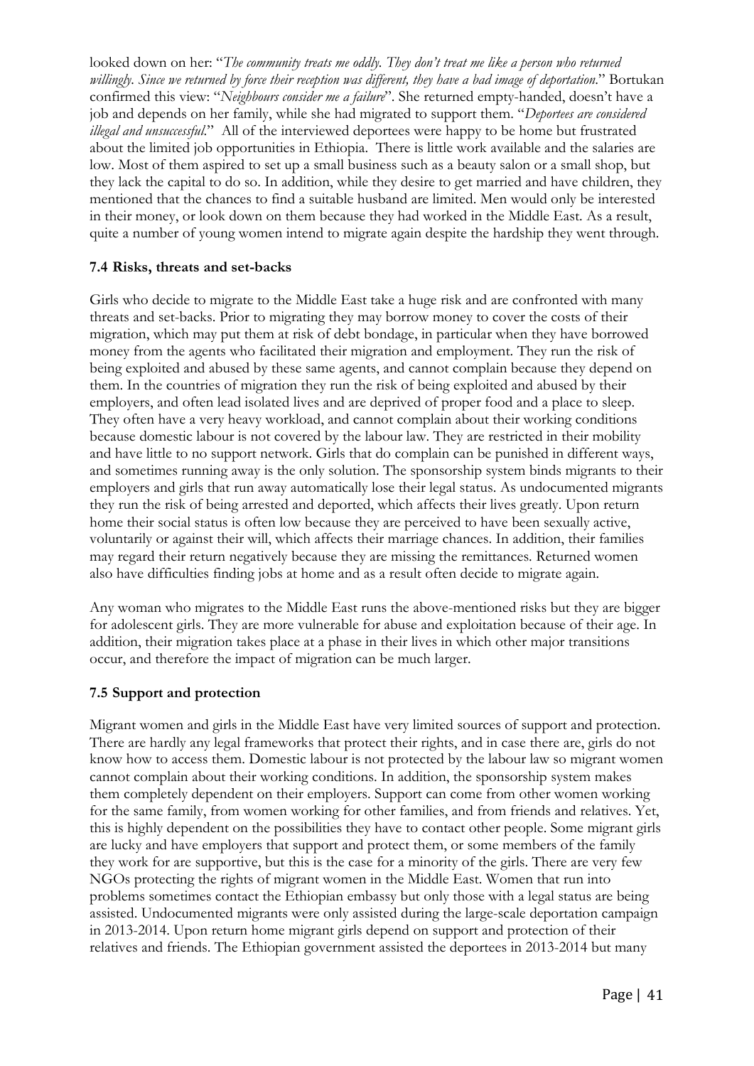looked down on her: "*The community treats me oddly. They don't treat me like a person who returned willingly. Since we returned by force their reception was different, they have a bad image of deportation*." Bortukan confirmed this view: "*Neighbours consider me a failure*". She returned empty-handed, doesn't have a job and depends on her family, while she had migrated to support them. "*Deportees are considered illegal and unsuccessful*." All of the interviewed deportees were happy to be home but frustrated about the limited job opportunities in Ethiopia. There is little work available and the salaries are low. Most of them aspired to set up a small business such as a beauty salon or a small shop, but they lack the capital to do so. In addition, while they desire to get married and have children, they mentioned that the chances to find a suitable husband are limited. Men would only be interested in their money, or look down on them because they had worked in the Middle East. As a result, quite a number of young women intend to migrate again despite the hardship they went through.

### 7.4 Risks, threats and set-backs

Girls who decide to migrate to the Middle East take a huge risk and are confronted with many threats and set-backs. Prior to migrating they may borrow money to cover the costs of their migration, which may put them at risk of debt bondage, in particular when they have borrowed money from the agents who facilitated their migration and employment. They run the risk of being exploited and abused by these same agents, and cannot complain because they depend on them. In the countries of migration they run the risk of being exploited and abused by their employers, and often lead isolated lives and are deprived of proper food and a place to sleep. They often have a very heavy workload, and cannot complain about their working conditions because domestic labour is not covered by the labour law. They are restricted in their mobility and have little to no support network. Girls that do complain can be punished in different ways, and sometimes running away is the only solution. The sponsorship system binds migrants to their employers and girls that run away automatically lose their legal status. As undocumented migrants they run the risk of being arrested and deported, which affects their lives greatly. Upon return home their social status is often low because they are perceived to have been sexually active, voluntarily or against their will, which affects their marriage chances. In addition, their families may regard their return negatively because they are missing the remittances. Returned women also have difficulties finding jobs at home and as a result often decide to migrate again.

Any woman who migrates to the Middle East runs the above-mentioned risks but they are bigger for adolescent girls. They are more vulnerable for abuse and exploitation because of their age. In addition, their migration takes place at a phase in their lives in which other major transitions occur, and therefore the impact of migration can be much larger.

### 7.5 Support and protection

Migrant women and girls in the Middle East have very limited sources of support and protection. There are hardly any legal frameworks that protect their rights, and in case there are, girls do not know how to access them. Domestic labour is not protected by the labour law so migrant women cannot complain about their working conditions. In addition, the sponsorship system makes them completely dependent on their employers. Support can come from other women working for the same family, from women working for other families, and from friends and relatives. Yet, this is highly dependent on the possibilities they have to contact other people. Some migrant girls are lucky and have employers that support and protect them, or some members of the family they work for are supportive, but this is the case for a minority of the girls. There are very few NGOs protecting the rights of migrant women in the Middle East. Women that run into problems sometimes contact the Ethiopian embassy but only those with a legal status are being assisted. Undocumented migrants were only assisted during the large-scale deportation campaign in 2013-2014. Upon return home migrant girls depend on support and protection of their relatives and friends. The Ethiopian government assisted the deportees in 2013-2014 but many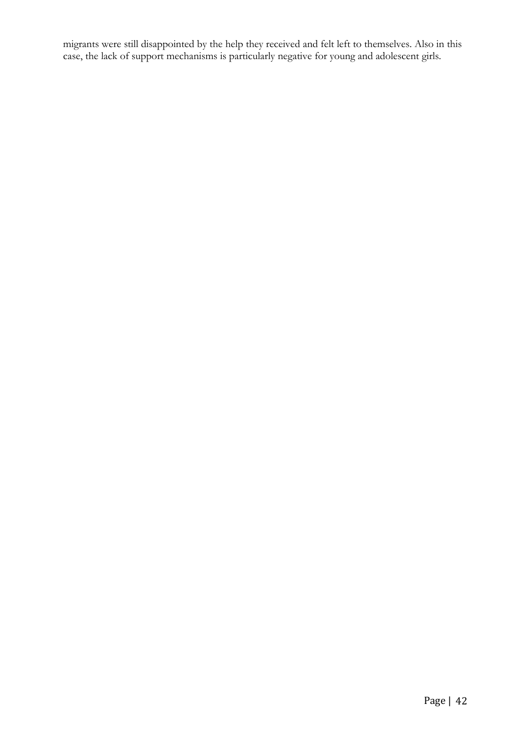migrants were still disappointed by the help they received and felt left to themselves. Also in this case, the lack of support mechanisms is particularly negative for young and adolescent girls.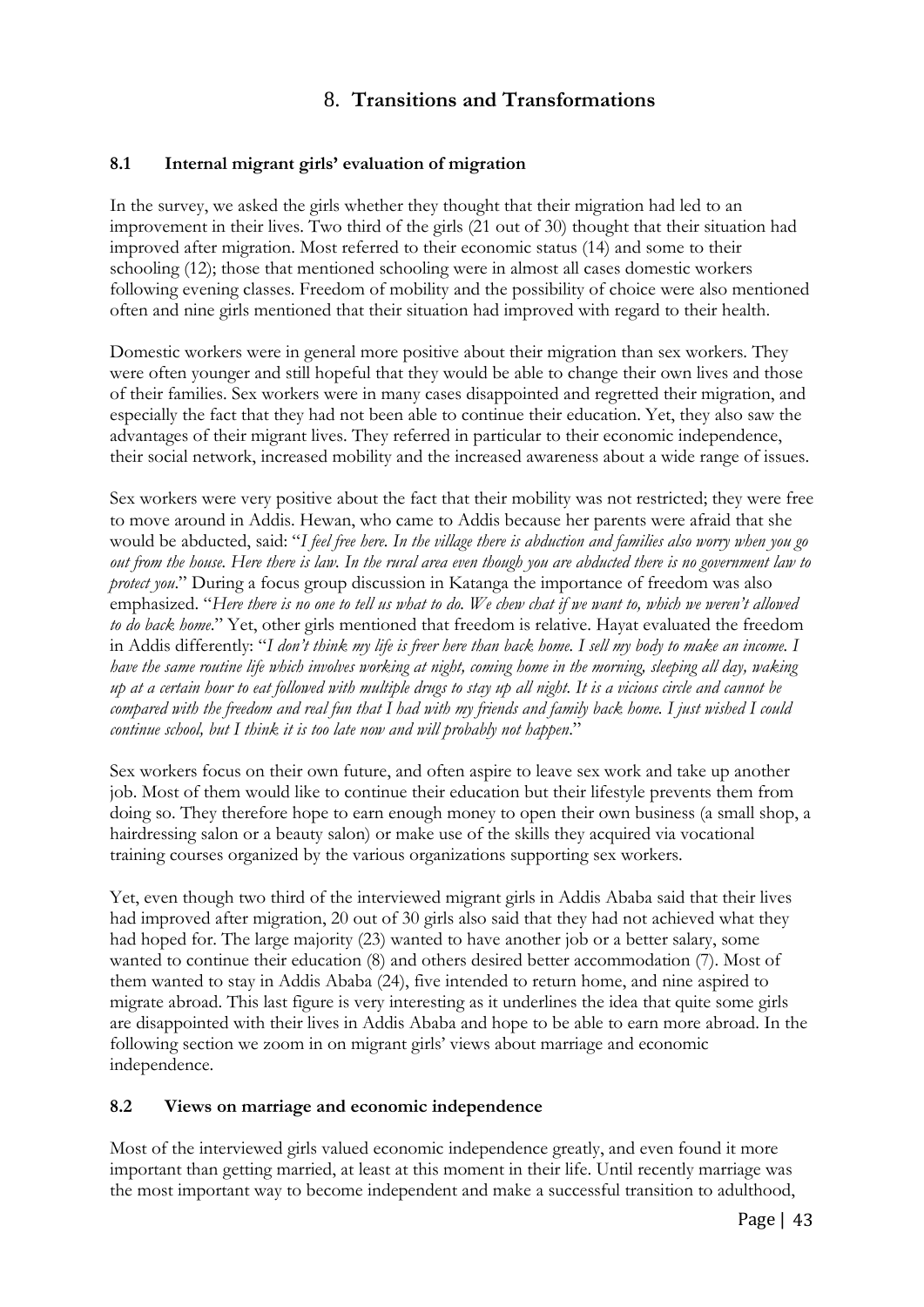# 8. **Transitions and Transformations**

## 8.1 Internal migrant girls' evaluation of migration

In the survey, we asked the girls whether they thought that their migration had led to an improvement in their lives. Two third of the girls (21 out of 30) thought that their situation had improved after migration. Most referred to their economic status (14) and some to their schooling (12); those that mentioned schooling were in almost all cases domestic workers following evening classes. Freedom of mobility and the possibility of choice were also mentioned often and nine girls mentioned that their situation had improved with regard to their health.

Domestic workers were in general more positive about their migration than sex workers. They were often younger and still hopeful that they would be able to change their own lives and those of their families. Sex workers were in many cases disappointed and regretted their migration, and especially the fact that they had not been able to continue their education. Yet, they also saw the advantages of their migrant lives. They referred in particular to their economic independence, their social network, increased mobility and the increased awareness about a wide range of issues.

Sex workers were very positive about the fact that their mobility was not restricted; they were free to move around in Addis. Hewan, who came to Addis because her parents were afraid that she would be abducted, said: "*I feel free here. In the village there is abduction and families also worry when you go out from the house. Here there is law. In the rural area even though you are abducted there is no government law to protect you*." During a focus group discussion in Katanga the importance of freedom was also emphasized. "*Here there is no one to tell us what to do. We chew chat if we want to, which we weren't allowed to do back home*." Yet, other girls mentioned that freedom is relative. Hayat evaluated the freedom in Addis differently: "*I don't think my life is freer here than back home. I sell my body to make an income. I have the same routine life which involves working at night, coming home in the morning, sleeping all day, waking up at a certain hour to eat followed with multiple drugs to stay up all night. It is a vicious circle and cannot be compared with the freedom and real fun that I had with my friends and family back home. I just wished I could continue school, but I think it is too late now and will probably not happen*."

Sex workers focus on their own future, and often aspire to leave sex work and take up another job. Most of them would like to continue their education but their lifestyle prevents them from doing so. They therefore hope to earn enough money to open their own business (a small shop, a hairdressing salon or a beauty salon) or make use of the skills they acquired via vocational training courses organized by the various organizations supporting sex workers.

Yet, even though two third of the interviewed migrant girls in Addis Ababa said that their lives had improved after migration, 20 out of 30 girls also said that they had not achieved what they had hoped for. The large majority (23) wanted to have another job or a better salary, some wanted to continue their education (8) and others desired better accommodation (7). Most of them wanted to stay in Addis Ababa (24), five intended to return home, and nine aspired to migrate abroad. This last figure is very interesting as it underlines the idea that quite some girls are disappointed with their lives in Addis Ababa and hope to be able to earn more abroad. In the following section we zoom in on migrant girls' views about marriage and economic independence.

## 8.2 Views on marriage and economic independence

Most of the interviewed girls valued economic independence greatly, and even found it more important than getting married, at least at this moment in their life. Until recently marriage was the most important way to become independent and make a successful transition to adulthood,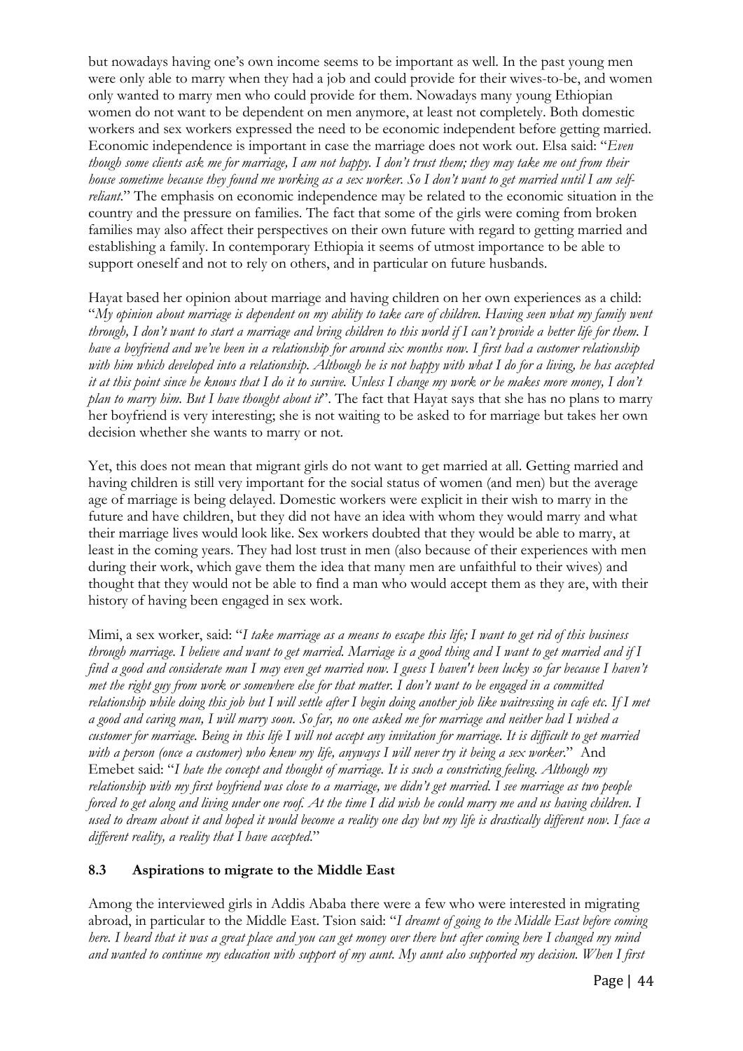but nowadays having one's own income seems to be important as well. In the past young men were only able to marry when they had a job and could provide for their wives-to-be, and women only wanted to marry men who could provide for them. Nowadays many young Ethiopian women do not want to be dependent on men anymore, at least not completely. Both domestic workers and sex workers expressed the need to be economic independent before getting married. Economic independence is important in case the marriage does not work out. Elsa said: "*Even though some clients ask me for marriage, I am not happy. I don't trust them; they may take me out from their house sometime because they found me working as a sex worker. So I don't want to get married until I am self-reliant.*" The emphasis on economic independence may be related to the economic situation in the country and the pressure on families. The fact that some of the girls were coming from broken families may also affect their perspectives on their own future with regard to getting married and establishing a family. In contemporary Ethiopia it seems of utmost importance to be able to support oneself and not to rely on others, and in particular on future husbands.

Hayat based her opinion about marriage and having children on her own experiences as a child: "*My opinion about marriage is dependent on my ability to take care of children. Having seen what my family went through, I don't want to start a marriage and bring children to this world if I can't provide a better life for them. I have a boyfriend and we've been in a relationship for around six months now. I first had a customer relationship with him which developed into a relationship. Although he is not happy with what I do for a living, he has accepted it at this point since he knows that I do it to survive. Unless I change my work or he makes more money, I don't plan to marry him. But I have thought about it*". The fact that Hayat says that she has no plans to marry her boyfriend is very interesting; she is not waiting to be asked to for marriage but takes her own decision whether she wants to marry or not.

Yet, this does not mean that migrant girls do not want to get married at all. Getting married and having children is still very important for the social status of women (and men) but the average age of marriage is being delayed. Domestic workers were explicit in their wish to marry in the future and have children, but they did not have an idea with whom they would marry and what their marriage lives would look like. Sex workers doubted that they would be able to marry, at least in the coming years. They had lost trust in men (also because of their experiences with men during their work, which gave them the idea that many men are unfaithful to their wives) and thought that they would not be able to find a man who would accept them as they are, with their history of having been engaged in sex work.

Mimi, a sex worker, said: "*I take marriage as a means to escape this life; I want to get rid of this business through marriage. I believe and want to get married. Marriage is a good thing and I want to get married and if I find a good and considerate man I may even get married now. I guess I haven't been lucky so far because I haven't met the right guy from work or somewhere else for that matter. I don't want to be engaged in a committed relationship while doing this job but I will settle after I begin doing another job like waitressing in cafe etc. If I met a good and caring man, I will marry soon. So far, no one asked me for marriage and neither had I wished a customer for marriage. Being in this life I will not accept any invitation for marriage. It is difficult to get married with a person (once a customer) who knew my life, anyways I will never try it being a sex worker.*" And Emebet said: "*I hate the concept and thought of marriage. It is such a constricting feeling. Although my relationship with my first boyfriend was close to a marriage, we didn't get married. I see marriage as two people forced to get along and living under one roof. At the time I did wish he could marry me and us having children. I used to dream about it and hoped it would become a reality one day but my life is drastically different now. I face a different reality, a reality that I have accepted.*"

### 8.3 Aspirations to migrate to the Middle East

Among the interviewed girls in Addis Ababa there were a few who were interested in migrating abroad, in particular to the Middle East. Tsion said: "*I dreamt of going to the Middle East before coming here. I heard that it was a great place and you can get money over there but after coming here I changed my mind and wanted to continue my education with support of my aunt. My aunt also supported my decision. When I first*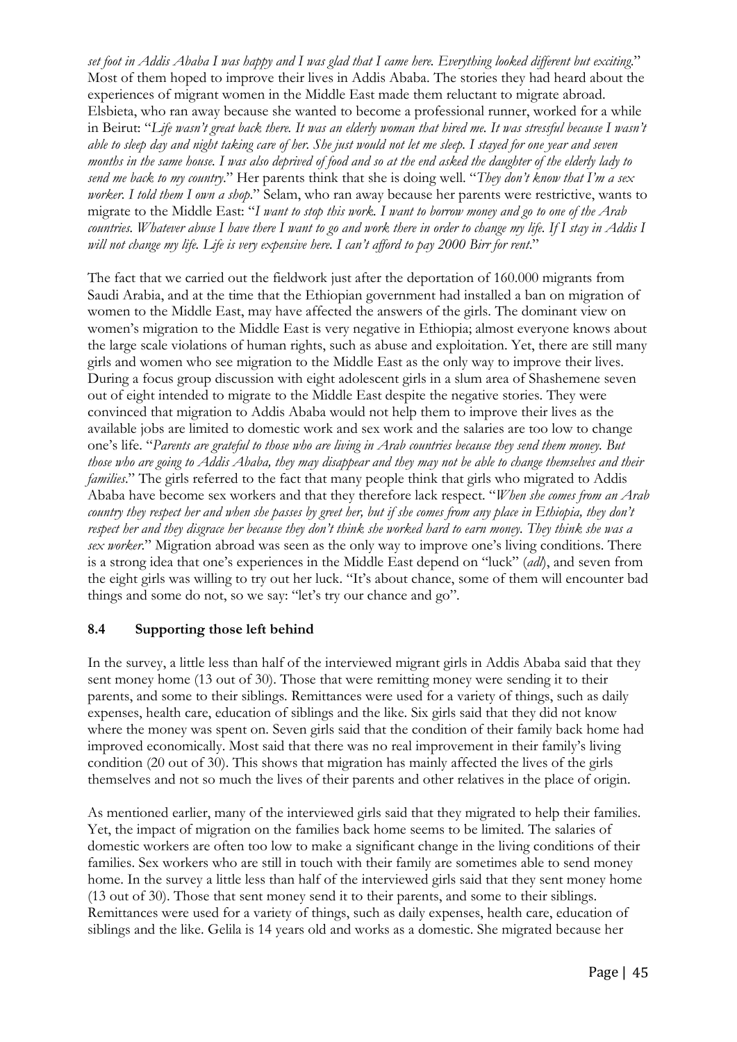*set foot in Addis Ababa I was happy and I was glad that I came here. Everything looked different but exciting*." Most of them hoped to improve their lives in Addis Ababa. The stories they had heard about the experiences of migrant women in the Middle East made them reluctant to migrate abroad. Elsbieta, who ran away because she wanted to become a professional runner, worked for a while in Beirut: "*Life wasn't great back there. It was an elderly woman that hired me. It was stressful because I wasn't able to sleep day and night taking care of her. She just would not let me sleep. I stayed for one year and seven months in the same house. I was also deprived of food and so at the end asked the daughter of the elderly lady to send me back to my country*." Her parents think that she is doing well. "*They don't know that I'm a sex worker. I told them I own a shop*." Selam, who ran away because her parents were restrictive, wants to migrate to the Middle East: "*I want to stop this work. I want to borrow money and go to one of the Arab countries. Whatever abuse I have there I want to go and work there in order to change my life. If I stay in Addis I will not change my life. Life is very expensive here. I can't afford to pay 2000 Birr for rent*."

The fact that we carried out the fieldwork just after the deportation of 160.000 migrants from Saudi Arabia, and at the time that the Ethiopian government had installed a ban on migration of women to the Middle East, may have affected the answers of the girls. The dominant view on women's migration to the Middle East is very negative in Ethiopia; almost everyone knows about the large scale violations of human rights, such as abuse and exploitation. Yet, there are still many girls and women who see migration to the Middle East as the only way to improve their lives. During a focus group discussion with eight adolescent girls in a slum area of Shashemene seven out of eight intended to migrate to the Middle East despite the negative stories. They were convinced that migration to Addis Ababa would not help them to improve their lives as the available jobs are limited to domestic work and sex work and the salaries are too low to change one's life. "*Parents are grateful to those who are living in Arab countries because they send them money. But those who are going to Addis Ababa, they may disappear and they may not be able to change themselves and their families*." The girls referred to the fact that many people think that girls who migrated to Addis Ababa have become sex workers and that they therefore lack respect. "*When she comes from an Arab country they respect her and when she passes by greet her, but if she comes from any place in Ethiopia, they don't respect her and they disgrace her because they don't think she worked hard to earn money. They think she was a sex worker*." Migration abroad was seen as the only way to improve one's living conditions. There is a strong idea that one's experiences in the Middle East depend on "luck" (*adl*), and seven from the eight girls was willing to try out her luck. "It's about chance, some of them will encounter bad things and some do not, so we say: "let's try our chance and go".

### 8.4 Supporting those left behind

In the survey, a little less than half of the interviewed migrant girls in Addis Ababa said that they sent money home (13 out of 30). Those that were remitting money were sending it to their parents, and some to their siblings. Remittances were used for a variety of things, such as daily expenses, health care, education of siblings and the like. Six girls said that they did not know where the money was spent on. Seven girls said that the condition of their family back home had improved economically. Most said that there was no real improvement in their family's living condition (20 out of 30). This shows that migration has mainly affected the lives of the girls themselves and not so much the lives of their parents and other relatives in the place of origin.

As mentioned earlier, many of the interviewed girls said that they migrated to help their families. Yet, the impact of migration on the families back home seems to be limited. The salaries of domestic workers are often too low to make a significant change in the living conditions of their families. Sex workers who are still in touch with their family are sometimes able to send money home. In the survey a little less than half of the interviewed girls said that they sent money home (13 out of 30). Those that sent money send it to their parents, and some to their siblings. Remittances were used for a variety of things, such as daily expenses, health care, education of siblings and the like. Gelila is 14 years old and works as a domestic. She migrated because her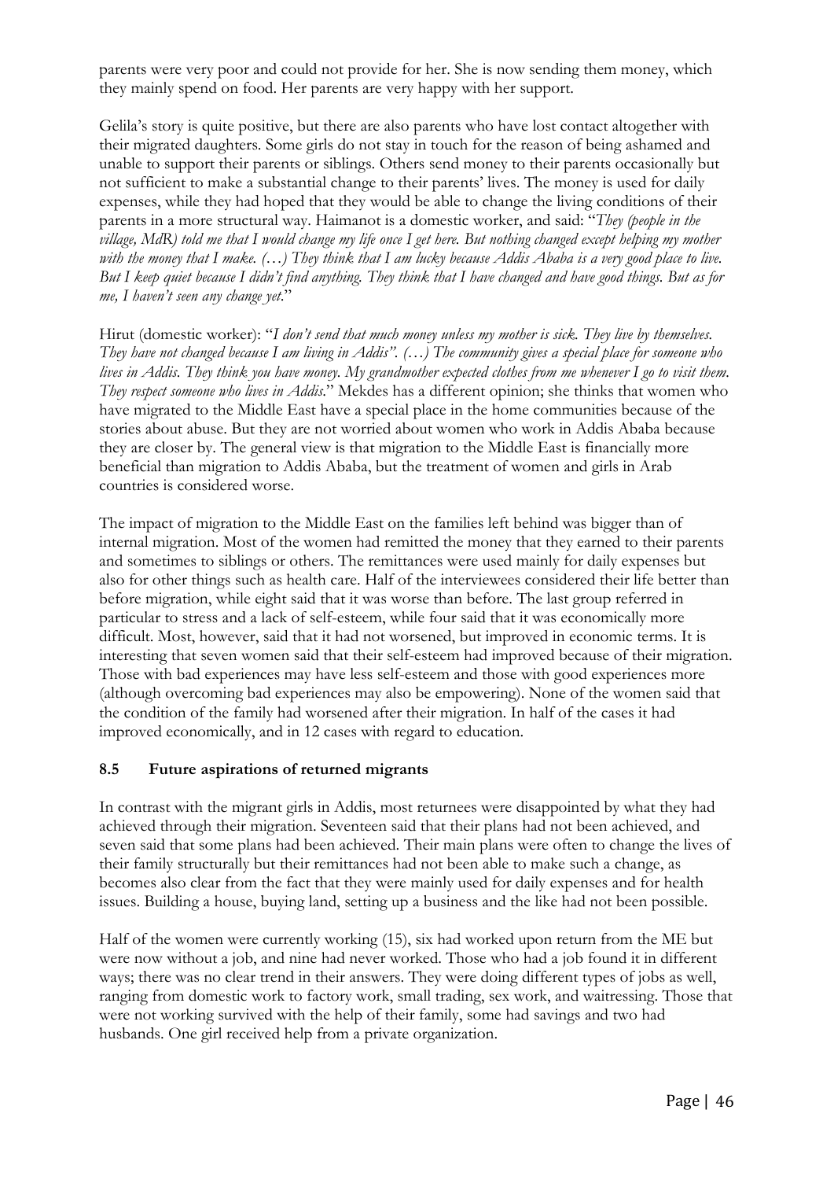parents were very poor and could not provide for her. She is now sending them money, which they mainly spend on food. Her parents are very happy with her support.

Gelila's story is quite positive, but there are also parents who have lost contact altogether with their migrated daughters. Some girls do not stay in touch for the reason of being ashamed and unable to support their parents or siblings. Others send money to their parents occasionally but not sufficient to make a substantial change to their parents' lives. The money is used for daily expenses, while they had hoped that they would be able to change the living conditions of their parents in a more structural way. Haimanot is a domestic worker, and said: "*They (people in the village, MdR) told me that I would change my life once I get here. But nothing changed except helping my mother with the money that I make. (…) They think that I am lucky because Addis Ababa is a very good place to live. But I keep quiet because I didn't find anything. They think that I have changed and have good things. But as for me, I haven't seen any change yet*."

Hirut (domestic worker): "*I don't send that much money unless my mother is sick. They live by themselves. They have not changed because I am living in Addis". (…) The community gives a special place for someone who lives in Addis. They think you have money. My grandmother expected clothes from me whenever I go to visit them. They respect someone who lives in Addis*." Mekdes has a different opinion; she thinks that women who have migrated to the Middle East have a special place in the home communities because of the stories about abuse. But they are not worried about women who work in Addis Ababa because they are closer by. The general view is that migration to the Middle East is financially more beneficial than migration to Addis Ababa, but the treatment of women and girls in Arab countries is considered worse.

The impact of migration to the Middle East on the families left behind was bigger than of internal migration. Most of the women had remitted the money that they earned to their parents and sometimes to siblings or others. The remittances were used mainly for daily expenses but also for other things such as health care. Half of the interviewees considered their life better than before migration, while eight said that it was worse than before. The last group referred in particular to stress and a lack of self-esteem, while four said that it was economically more difficult. Most, however, said that it had not worsened, but improved in economic terms. It is interesting that seven women said that their self-esteem had improved because of their migration. Those with bad experiences may have less self-esteem and those with good experiences more (although overcoming bad experiences may also be empowering). None of the women said that the condition of the family had worsened after their migration. In half of the cases it had improved economically, and in 12 cases with regard to education.

## 8.5 Future aspirations of returned migrants

In contrast with the migrant girls in Addis, most returnees were disappointed by what they had achieved through their migration. Seventeen said that their plans had not been achieved, and seven said that some plans had been achieved. Their main plans were often to change the lives of their family structurally but their remittances had not been able to make such a change, as becomes also clear from the fact that they were mainly used for daily expenses and for health issues. Building a house, buying land, setting up a business and the like had not been possible.

Half of the women were currently working (15), six had worked upon return from the ME but were now without a job, and nine had never worked. Those who had a job found it in different ways; there was no clear trend in their answers. They were doing different types of jobs as well, ranging from domestic work to factory work, small trading, sex work, and waitressing. Those that were not working survived with the help of their family, some had savings and two had husbands. One girl received help from a private organization.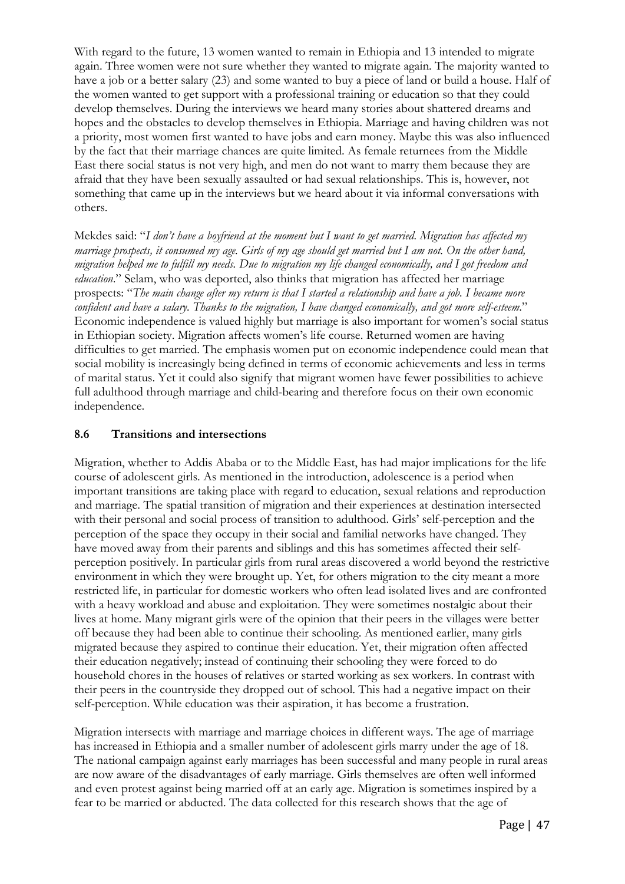With regard to the future, 13 women wanted to remain in Ethiopia and 13 intended to migrate again. Three women were not sure whether they wanted to migrate again. The majority wanted to have a job or a better salary (23) and some wanted to buy a piece of land or build a house. Half of the women wanted to get support with a professional training or education so that they could develop themselves. During the interviews we heard many stories about shattered dreams and hopes and the obstacles to develop themselves in Ethiopia. Marriage and having children was not a priority, most women first wanted to have jobs and earn money. Maybe this was also influenced by the fact that their marriage chances are quite limited. As female returnees from the Middle East there social status is not very high, and men do not want to marry them because they are afraid that they have been sexually assaulted or had sexual relationships. This is, however, not something that came up in the interviews but we heard about it via informal conversations with others.

Mekdes said: "*I don't have a boyfriend at the moment but I want to get married. Migration has affected my marriage prospects, it consumed my age. Girls of my age should get married but I am not. On the other hand, migration helped me to fulfill my needs. Due to migration my life changed economically, and I got freedom and education*." Selam, who was deported, also thinks that migration has affected her marriage prospects: "*The main change after my return is that I started a relationship and have a job. I became more confident and have a salary. Thanks to the migration, I have changed economically, and got more self-esteem*." Economic independence is valued highly but marriage is also important for women's social status in Ethiopian society. Migration affects women's life course. Returned women are having difficulties to get married. The emphasis women put on economic independence could mean that social mobility is increasingly being defined in terms of economic achievements and less in terms of marital status. Yet it could also signify that migrant women have fewer possibilities to achieve full adulthood through marriage and child-bearing and therefore focus on their own economic independence.

### 8.6 Transitions and intersections

Migration, whether to Addis Ababa or to the Middle East, has had major implications for the life course of adolescent girls. As mentioned in the introduction, adolescence is a period when important transitions are taking place with regard to education, sexual relations and reproduction and marriage. The spatial transition of migration and their experiences at destination intersected with their personal and social process of transition to adulthood. Girls' self-perception and the perception of the space they occupy in their social and familial networks have changed. They have moved away from their parents and siblings and this has sometimes affected their self-perception positively. In particular girls from rural areas discovered a world beyond the restrictive environment in which they were brought up. Yet, for others migration to the city meant a more restricted life, in particular for domestic workers who often lead isolated lives and are confronted with a heavy workload and abuse and exploitation. They were sometimes nostalgic about their lives at home. Many migrant girls were of the opinion that their peers in the villages were better off because they had been able to continue their schooling. As mentioned earlier, many girls migrated because they aspired to continue their education. Yet, their migration often affected their education negatively; instead of continuing their schooling they were forced to do household chores in the houses of relatives or started working as sex workers. In contrast with their peers in the countryside they dropped out of school. This had a negative impact on their self-perception. While education was their aspiration, it has become a frustration.

Migration intersects with marriage and marriage choices in different ways. The age of marriage has increased in Ethiopia and a smaller number of adolescent girls marry under the age of 18. The national campaign against early marriages has been successful and many people in rural areas are now aware of the disadvantages of early marriage. Girls themselves are often well informed and even protest against being married off at an early age. Migration is sometimes inspired by a fear to be married or abducted. The data collected for this research shows that the age of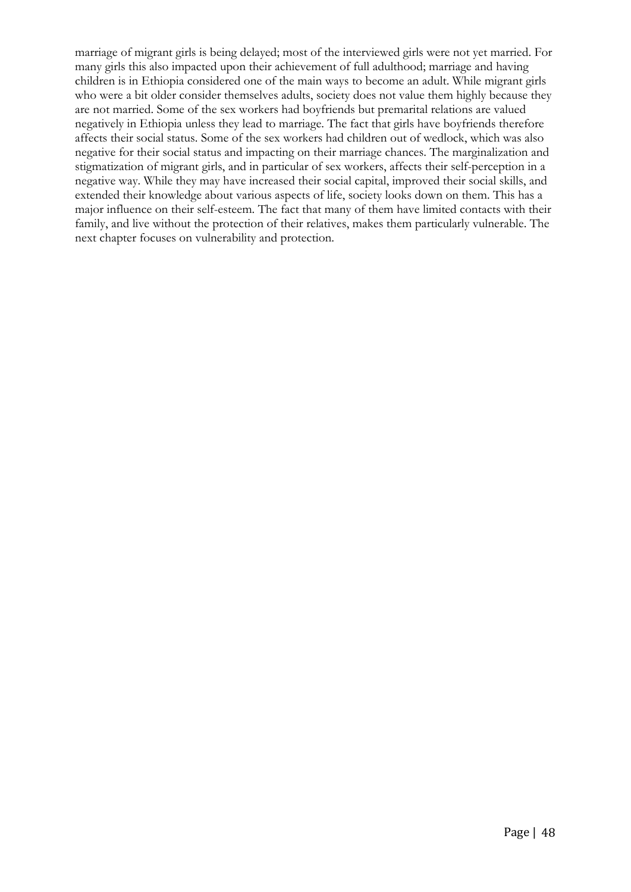marriage of migrant girls is being delayed; most of the interviewed girls were not yet married. For many girls this also impacted upon their achievement of full adulthood; marriage and having children is in Ethiopia considered one of the main ways to become an adult. While migrant girls who were a bit older consider themselves adults, society does not value them highly because they are not married. Some of the sex workers had boyfriends but premarital relations are valued negatively in Ethiopia unless they lead to marriage. The fact that girls have boyfriends therefore affects their social status. Some of the sex workers had children out of wedlock, which was also negative for their social status and impacting on their marriage chances. The marginalization and stigmatization of migrant girls, and in particular of sex workers, affects their self-perception in a negative way. While they may have increased their social capital, improved their social skills, and extended their knowledge about various aspects of life, society looks down on them. This has a major influence on their self-esteem. The fact that many of them have limited contacts with their family, and live without the protection of their relatives, makes them particularly vulnerable. The next chapter focuses on vulnerability and protection.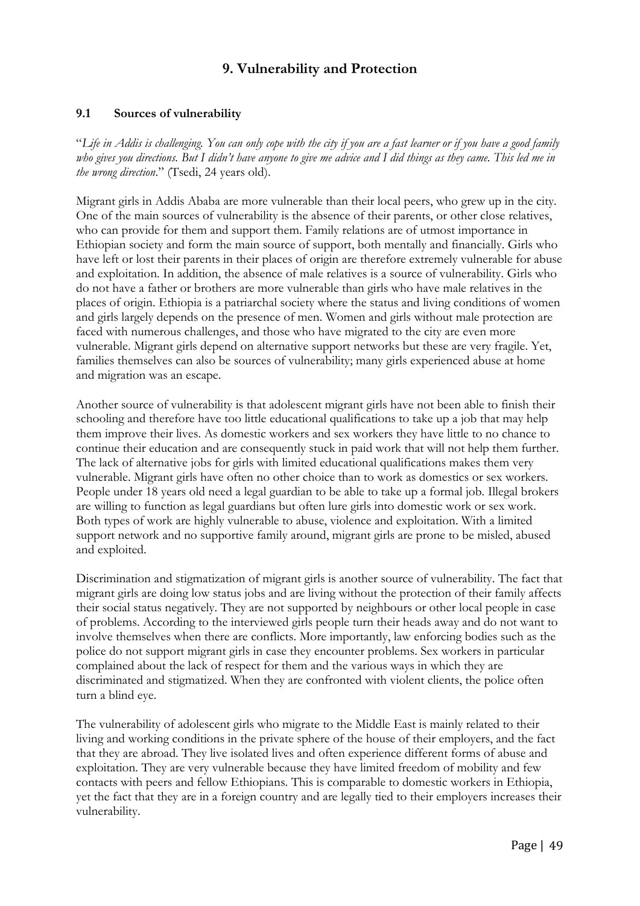# 9. Vulnerability and Protection

## 9.1 Sources of vulnerability

"*Life in Addis is challenging. You can only cope with the city if you are a fast learner or if you have a good family who gives you directions. But I didn't have anyone to give me advice and I did things as they came. This led me in the wrong direction*." (Tsedi, 24 years old).

Migrant girls in Addis Ababa are more vulnerable than their local peers, who grew up in the city. One of the main sources of vulnerability is the absence of their parents, or other close relatives, who can provide for them and support them. Family relations are of utmost importance in Ethiopian society and form the main source of support, both mentally and financially. Girls who have left or lost their parents in their places of origin are therefore extremely vulnerable for abuse and exploitation. In addition, the absence of male relatives is a source of vulnerability. Girls who do not have a father or brothers are more vulnerable than girls who have male relatives in the places of origin. Ethiopia is a patriarchal society where the status and living conditions of women and girls largely depends on the presence of men. Women and girls without male protection are faced with numerous challenges, and those who have migrated to the city are even more vulnerable. Migrant girls depend on alternative support networks but these are very fragile. Yet, families themselves can also be sources of vulnerability; many girls experienced abuse at home and migration was an escape.

Another source of vulnerability is that adolescent migrant girls have not been able to finish their schooling and therefore have too little educational qualifications to take up a job that may help them improve their lives. As domestic workers and sex workers they have little to no chance to continue their education and are consequently stuck in paid work that will not help them further. The lack of alternative jobs for girls with limited educational qualifications makes them very vulnerable. Migrant girls have often no other choice than to work as domestics or sex workers. People under 18 years old need a legal guardian to be able to take up a formal job. Illegal brokers are willing to function as legal guardians but often lure girls into domestic work or sex work. Both types of work are highly vulnerable to abuse, violence and exploitation. With a limited support network and no supportive family around, migrant girls are prone to be misled, abused and exploited.

Discrimination and stigmatization of migrant girls is another source of vulnerability. The fact that migrant girls are doing low status jobs and are living without the protection of their family affects their social status negatively. They are not supported by neighbours or other local people in case of problems. According to the interviewed girls people turn their heads away and do not want to involve themselves when there are conflicts. More importantly, law enforcing bodies such as the police do not support migrant girls in case they encounter problems. Sex workers in particular complained about the lack of respect for them and the various ways in which they are discriminated and stigmatized. When they are confronted with violent clients, the police often turn a blind eye.

The vulnerability of adolescent girls who migrate to the Middle East is mainly related to their living and working conditions in the private sphere of the house of their employers, and the fact that they are abroad. They live isolated lives and often experience different forms of abuse and exploitation. They are very vulnerable because they have limited freedom of mobility and few contacts with peers and fellow Ethiopians. This is comparable to domestic workers in Ethiopia, yet the fact that they are in a foreign country and are legally tied to their employers increases their vulnerability.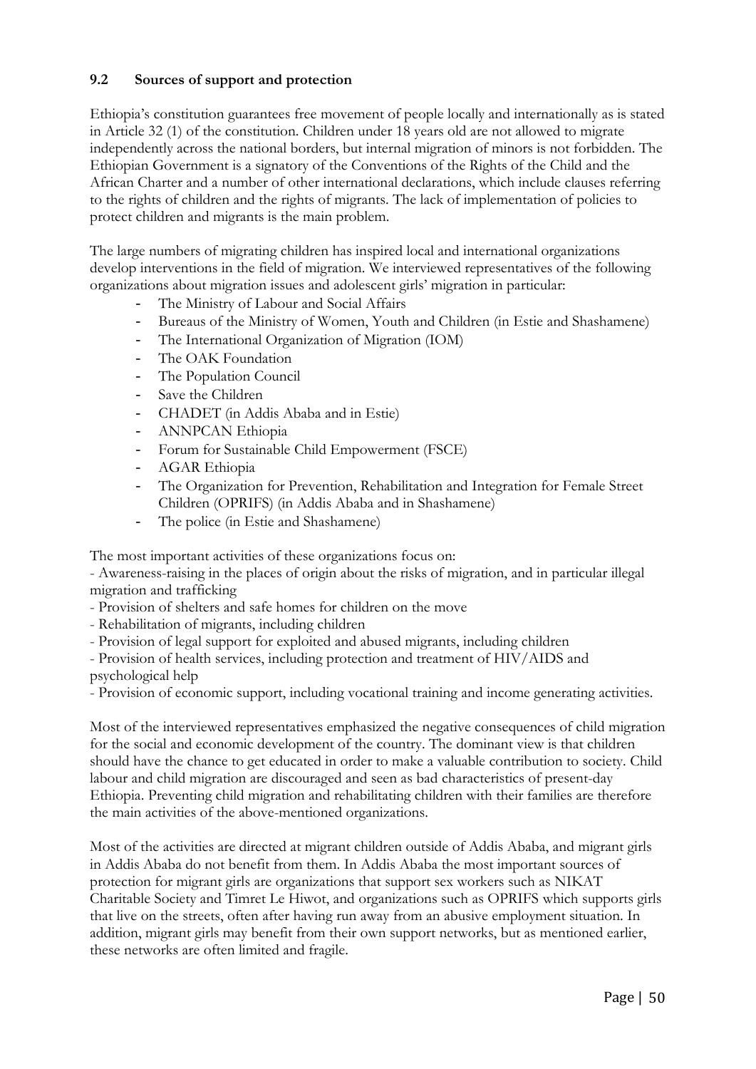### 9.2 Sources of support and protection

Ethiopia's constitution guarantees free movement of people locally and internationally as is stated in Article 32 (1) of the constitution. Children under 18 years old are not allowed to migrate independently across the national borders, but internal migration of minors is not forbidden. The Ethiopian Government is a signatory of the Conventions of the Rights of the Child and the African Charter and a number of other international declarations, which include clauses referring to the rights of children and the rights of migrants. The lack of implementation of policies to protect children and migrants is the main problem.

The large numbers of migrating children has inspired local and international organizations develop interventions in the field of migration. We interviewed representatives of the following organizations about migration issues and adolescent girls' migration in particular:

- The Ministry of Labour and Social Affairs
- Bureaus of the Ministry of Women, Youth and Children (in Estie and Shashamene)
- The International Organization of Migration (IOM)
- The OAK Foundation
- The Population Council
- Save the Children
- CHADET (in Addis Ababa and in Estie)
- ANNPCAN Ethiopia
- Forum for Sustainable Child Empowerment (FSCE)
- AGAR Ethiopia
- The Organization for Prevention, Rehabilitation and Integration for Female Street Children (OPRIFS) (in Addis Ababa and in Shashamene)
- The police (in Estie and Shashamene)

The most important activities of these organizations focus on:

- Awareness-raising in the places of origin about the risks of migration, and in particular illegal migration and trafficking
- Provision of shelters and safe homes for children on the move
- Rehabilitation of migrants, including children
- Provision of legal support for exploited and abused migrants, including children
- Provision of health services, including protection and treatment of HIV/AIDS and psychological help
- Provision of economic support, including vocational training and income generating activities.

Most of the interviewed representatives emphasized the negative consequences of child migration for the social and economic development of the country. The dominant view is that children should have the chance to get educated in order to make a valuable contribution to society. Child labour and child migration are discouraged and seen as bad characteristics of present-day Ethiopia. Preventing child migration and rehabilitating children with their families are therefore the main activities of the above-mentioned organizations.

Most of the activities are directed at migrant children outside of Addis Ababa, and migrant girls in Addis Ababa do not benefit from them. In Addis Ababa the most important sources of protection for migrant girls are organizations that support sex workers such as NIKAT Charitable Society and Timret Le Hiwot, and organizations such as OPRIFS which supports girls that live on the streets, often after having run away from an abusive employment situation. In addition, migrant girls may benefit from their own support networks, but as mentioned earlier, these networks are often limited and fragile.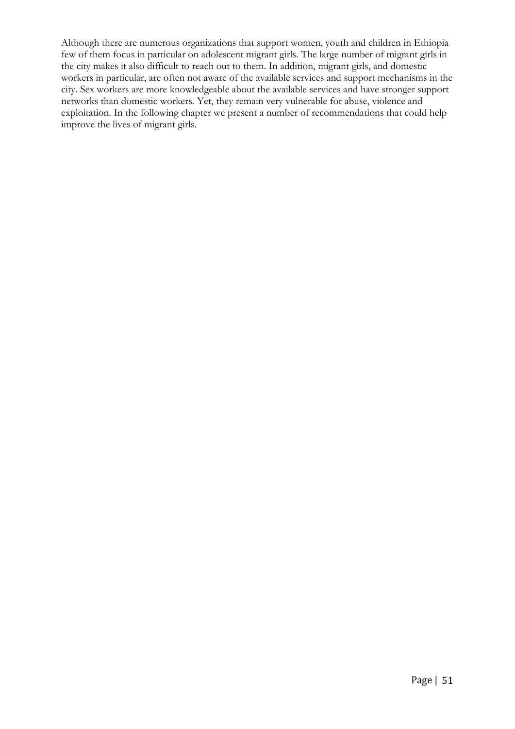Although there are numerous organizations that support women, youth and children in Ethiopia few of them focus in particular on adolescent migrant girls. The large number of migrant girls in the city makes it also difficult to reach out to them. In addition, migrant girls, and domestic workers in particular, are often not aware of the available services and support mechanisms in the city. Sex workers are more knowledgeable about the available services and have stronger support networks than domestic workers. Yet, they remain very vulnerable for abuse, violence and exploitation. In the following chapter we present a number of recommendations that could help improve the lives of migrant girls.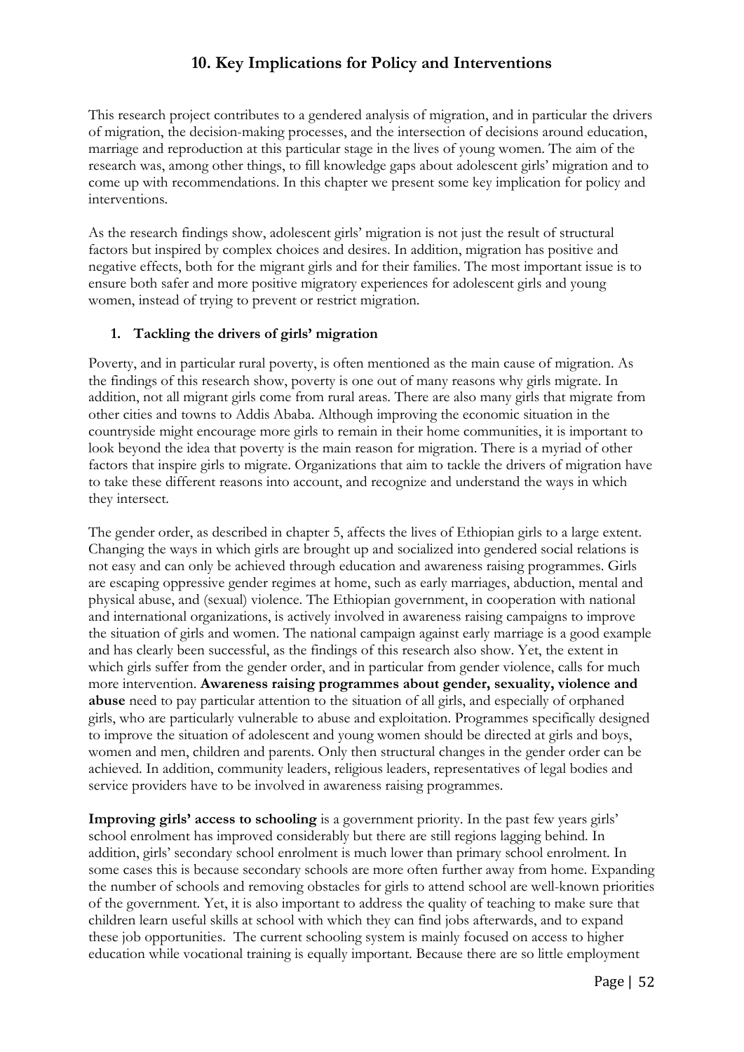# 10. Key Implications for Policy and Interventions

This research project contributes to a gendered analysis of migration, and in particular the drivers of migration, the decision-making processes, and the intersection of decisions around education, marriage and reproduction at this particular stage in the lives of young women. The aim of the research was, among other things, to fill knowledge gaps about adolescent girls' migration and to come up with recommendations. In this chapter we present some key implication for policy and interventions.

As the research findings show, adolescent girls' migration is not just the result of structural factors but inspired by complex choices and desires. In addition, migration has positive and negative effects, both for the migrant girls and for their families. The most important issue is to ensure both safer and more positive migratory experiences for adolescent girls and young women, instead of trying to prevent or restrict migration.

1. **Tackling the drivers of girls' migration**

Poverty, and in particular rural poverty, is often mentioned as the main cause of migration. As the findings of this research show, poverty is one out of many reasons why girls migrate. In addition, not all migrant girls come from rural areas. There are also many girls that migrate from other cities and towns to Addis Ababa. Although improving the economic situation in the countryside might encourage more girls to remain in their home communities, it is important to look beyond the idea that poverty is the main reason for migration. There is a myriad of other factors that inspire girls to migrate. Organizations that aim to tackle the drivers of migration have to take these different reasons into account, and recognize and understand the ways in which they intersect.

The gender order, as described in chapter 5, affects the lives of Ethiopian girls to a large extent. Changing the ways in which girls are brought up and socialized into gendered social relations is not easy and can only be achieved through education and awareness raising programmes. Girls are escaping oppressive gender regimes at home, such as early marriages, abduction, mental and physical abuse, and (sexual) violence. The Ethiopian government, in cooperation with national and international organizations, is actively involved in awareness raising campaigns to improve the situation of girls and women. The national campaign against early marriage is a good example and has clearly been successful, as the findings of this research also show. Yet, the extent in which girls suffer from the gender order, and in particular from gender violence, calls for much more intervention. **Awareness raising programmes about gender, sexuality, violence and abuse** need to pay particular attention to the situation of all girls, and especially of orphaned girls, who are particularly vulnerable to abuse and exploitation. Programmes specifically designed to improve the situation of adolescent and young women should be directed at girls and boys, women and men, children and parents. Only then structural changes in the gender order can be achieved. In addition, community leaders, religious leaders, representatives of legal bodies and service providers have to be involved in awareness raising programmes.

**Improving girls' access to schooling** is a government priority. In the past few years girls' school enrolment has improved considerably but there are still regions lagging behind. In addition, girls' secondary school enrolment is much lower than primary school enrolment. In some cases this is because secondary schools are more often further away from home. Expanding the number of schools and removing obstacles for girls to attend school are well-known priorities of the government. Yet, it is also important to address the quality of teaching to make sure that children learn useful skills at school with which they can find jobs afterwards, and to expand these job opportunities. The current schooling system is mainly focused on access to higher education while vocational training is equally important. Because there are so little employment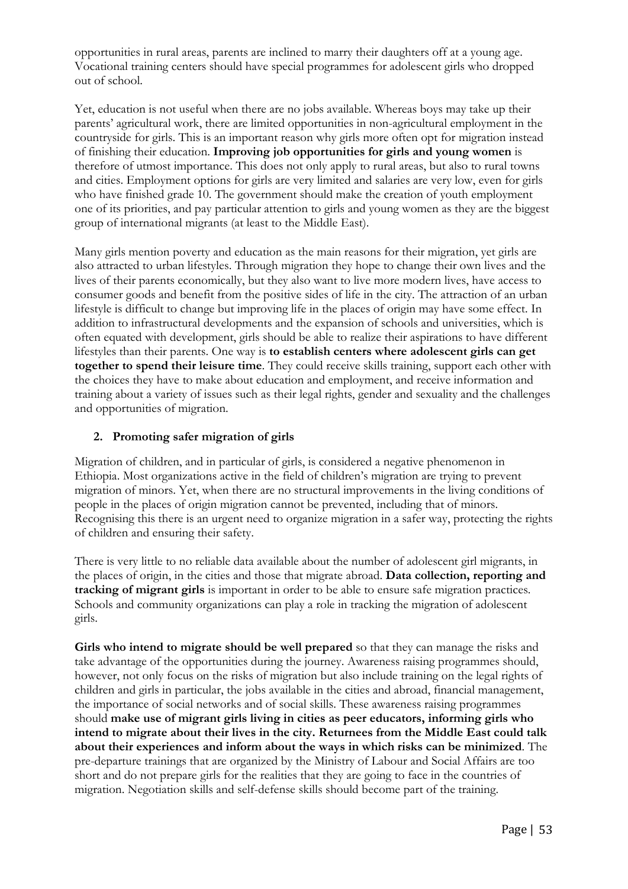opportunities in rural areas, parents are inclined to marry their daughters off at a young age. Vocational training centers should have special programmes for adolescent girls who dropped out of school.

Yet, education is not useful when there are no jobs available. Whereas boys may take up their parents' agricultural work, there are limited opportunities in non-agricultural employment in the countryside for girls. This is an important reason why girls more often opt for migration instead of finishing their education. **Improving job opportunities for girls and young women** is therefore of utmost importance. This does not only apply to rural areas, but also to rural towns and cities. Employment options for girls are very limited and salaries are very low, even for girls who have finished grade 10. The government should make the creation of youth employment one of its priorities, and pay particular attention to girls and young women as they are the biggest group of international migrants (at least to the Middle East).

Many girls mention poverty and education as the main reasons for their migration, yet girls are also attracted to urban lifestyles. Through migration they hope to change their own lives and the lives of their parents economically, but they also want to live more modern lives, have access to consumer goods and benefit from the positive sides of life in the city. The attraction of an urban lifestyle is difficult to change but improving life in the places of origin may have some effect. In addition to infrastructural developments and the expansion of schools and universities, which is often equated with development, girls should be able to realize their aspirations to have different lifestyles than their parents. One way is **to establish centers where adolescent girls can get together to spend their leisure time**. They could receive skills training, support each other with the choices they have to make about education and employment, and receive information and training about a variety of issues such as their legal rights, gender and sexuality and the challenges and opportunities of migration.

## 2. Promoting safer migration of girls

Migration of children, and in particular of girls, is considered a negative phenomenon in Ethiopia. Most organizations active in the field of children's migration are trying to prevent migration of minors. Yet, when there are no structural improvements in the living conditions of people in the places of origin migration cannot be prevented, including that of minors. Recognising this there is an urgent need to organize migration in a safer way, protecting the rights of children and ensuring their safety.

There is very little to no reliable data available about the number of adolescent girl migrants, in the places of origin, in the cities and those that migrate abroad. **Data collection, reporting and tracking of migrant girls** is important in order to be able to ensure safe migration practices. Schools and community organizations can play a role in tracking the migration of adolescent girls.

**Girls who intend to migrate should be well prepared** so that they can manage the risks and take advantage of the opportunities during the journey. Awareness raising programmes should, however, not only focus on the risks of migration but also include training on the legal rights of children and girls in particular, the jobs available in the cities and abroad, financial management, the importance of social networks and of social skills. These awareness raising programmes should **make use of migrant girls living in cities as peer educators, informing girls who intend to migrate about their lives in the city. Returnees from the Middle East could talk about their experiences and inform about the ways in which risks can be minimized**. The pre-departure trainings that are organized by the Ministry of Labour and Social Affairs are too short and do not prepare girls for the realities that they are going to face in the countries of migration. Negotiation skills and self-defense skills should become part of the training.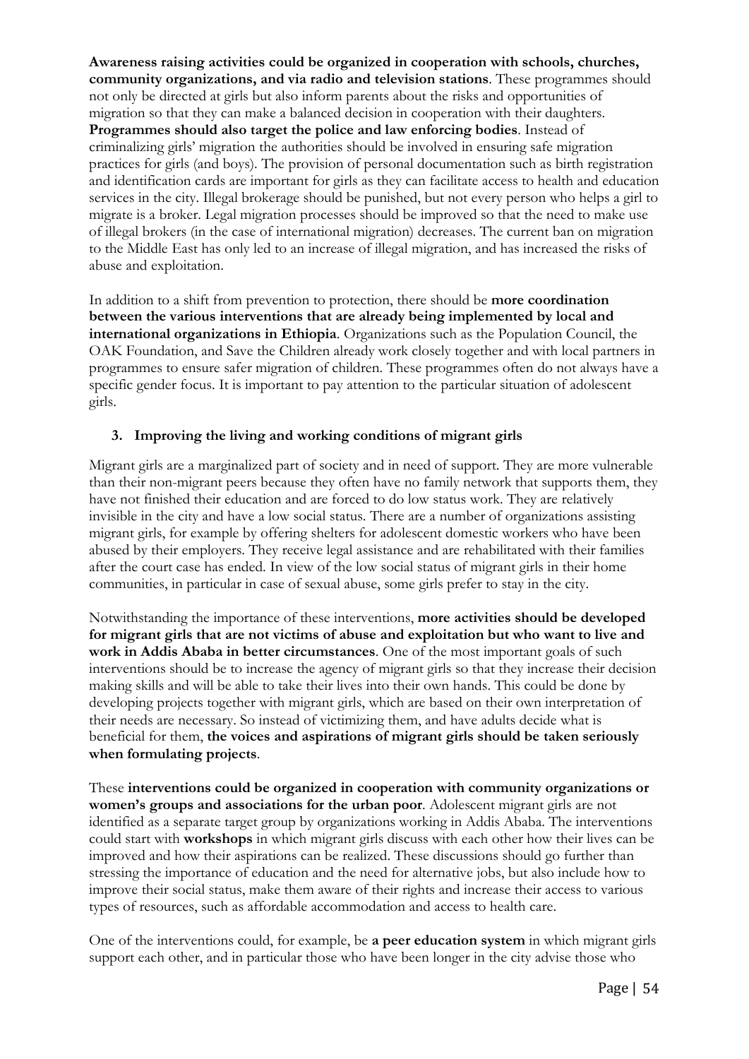**Awareness raising activities could be organized in cooperation with schools, churches, community organizations, and via radio and television stations**. These programmes should not only be directed at girls but also inform parents about the risks and opportunities of migration so that they can make a balanced decision in cooperation with their daughters. **Programmes should also target the police and law enforcing bodies**. Instead of criminalizing girls' migration the authorities should be involved in ensuring safe migration practices for girls (and boys). The provision of personal documentation such as birth registration and identification cards are important for girls as they can facilitate access to health and education services in the city. Illegal brokerage should be punished, but not every person who helps a girl to migrate is a broker. Legal migration processes should be improved so that the need to make use of illegal brokers (in the case of international migration) decreases. The current ban on migration to the Middle East has only led to an increase of illegal migration, and has increased the risks of abuse and exploitation.

In addition to a shift from prevention to protection, there should be **more coordination between the various interventions that are already being implemented by local and international organizations in Ethiopia**. Organizations such as the Population Council, the OAK Foundation, and Save the Children already work closely together and with local partners in programmes to ensure safer migration of children. These programmes often do not always have a specific gender focus. It is important to pay attention to the particular situation of adolescent girls.

### 3. Improving the living and working conditions of migrant girls

Migrant girls are a marginalized part of society and in need of support. They are more vulnerable than their non-migrant peers because they often have no family network that supports them, they have not finished their education and are forced to do low status work. They are relatively invisible in the city and have a low social status. There are a number of organizations assisting migrant girls, for example by offering shelters for adolescent domestic workers who have been abused by their employers. They receive legal assistance and are rehabilitated with their families after the court case has ended. In view of the low social status of migrant girls in their home communities, in particular in case of sexual abuse, some girls prefer to stay in the city.

Notwithstanding the importance of these interventions, **more activities should be developed for migrant girls that are not victims of abuse and exploitation but who want to live and work in Addis Ababa in better circumstances**. One of the most important goals of such interventions should be to increase the agency of migrant girls so that they increase their decision making skills and will be able to take their lives into their own hands. This could be done by developing projects together with migrant girls, which are based on their own interpretation of their needs are necessary. So instead of victimizing them, and have adults decide what is beneficial for them, **the voices and aspirations of migrant girls should be taken seriously when formulating projects**.

These **interventions could be organized in cooperation with community organizations or women's groups and associations for the urban poor**. Adolescent migrant girls are not identified as a separate target group by organizations working in Addis Ababa. The interventions could start with **workshops** in which migrant girls discuss with each other how their lives can be improved and how their aspirations can be realized. These discussions should go further than stressing the importance of education and the need for alternative jobs, but also include how to improve their social status, make them aware of their rights and increase their access to various types of resources, such as affordable accommodation and access to health care.

One of the interventions could, for example, be **a peer education system** in which migrant girls support each other, and in particular those who have been longer in the city advise those who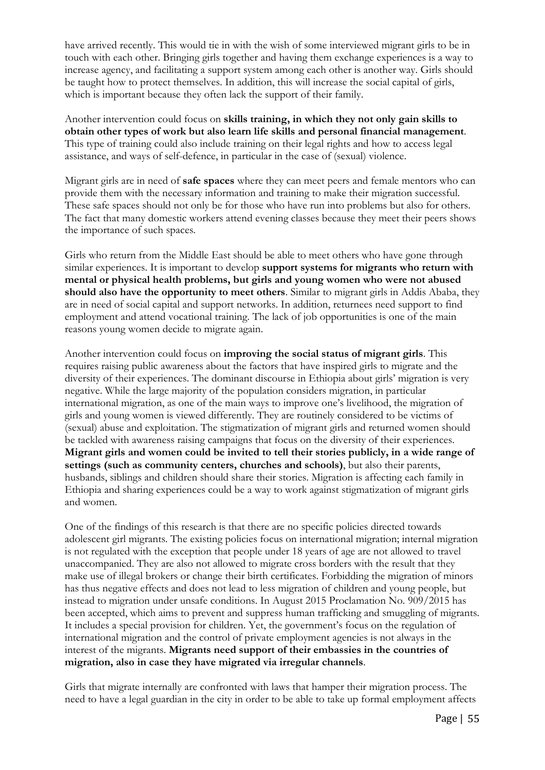have arrived recently. This would tie in with the wish of some interviewed migrant girls to be in touch with each other. Bringing girls together and having them exchange experiences is a way to increase agency, and facilitating a support system among each other is another way. Girls should be taught how to protect themselves. In addition, this will increase the social capital of girls, which is important because they often lack the support of their family.

Another intervention could focus on **skills training, in which they not only gain skills to obtain other types of work but also learn life skills and personal financial management**. This type of training could also include training on their legal rights and how to access legal assistance, and ways of self-defence, in particular in the case of (sexual) violence.

Migrant girls are in need of **safe spaces** where they can meet peers and female mentors who can provide them with the necessary information and training to make their migration successful. These safe spaces should not only be for those who have run into problems but also for others. The fact that many domestic workers attend evening classes because they meet their peers shows the importance of such spaces.

Girls who return from the Middle East should be able to meet others who have gone through similar experiences. It is important to develop **support systems for migrants who return with mental or physical health problems, but girls and young women who were not abused should also have the opportunity to meet others**. Similar to migrant girls in Addis Ababa, they are in need of social capital and support networks. In addition, returnees need support to find employment and attend vocational training. The lack of job opportunities is one of the main reasons young women decide to migrate again.

Another intervention could focus on **improving the social status of migrant girls**. This requires raising public awareness about the factors that have inspired girls to migrate and the diversity of their experiences. The dominant discourse in Ethiopia about girls' migration is very negative. While the large majority of the population considers migration, in particular international migration, as one of the main ways to improve one's livelihood, the migration of girls and young women is viewed differently. They are routinely considered to be victims of (sexual) abuse and exploitation. The stigmatization of migrant girls and returned women should be tackled with awareness raising campaigns that focus on the diversity of their experiences. **Migrant girls and women could be invited to tell their stories publicly, in a wide range of settings (such as community centers, churches and schools)**, but also their parents, husbands, siblings and children should share their stories. Migration is affecting each family in Ethiopia and sharing experiences could be a way to work against stigmatization of migrant girls and women.

One of the findings of this research is that there are no specific policies directed towards adolescent girl migrants. The existing policies focus on international migration; internal migration is not regulated with the exception that people under 18 years of age are not allowed to travel unaccompanied. They are also not allowed to migrate cross borders with the result that they make use of illegal brokers or change their birth certificates. Forbidding the migration of minors has thus negative effects and does not lead to less migration of children and young people, but instead to migration under unsafe conditions. In August 2015 Proclamation No. 909/2015 has been accepted, which aims to prevent and suppress human trafficking and smuggling of migrants. It includes a special provision for children. Yet, the government's focus on the regulation of international migration and the control of private employment agencies is not always in the interest of the migrants. **Migrants need support of their embassies in the countries of migration, also in case they have migrated via irregular channels**.

Girls that migrate internally are confronted with laws that hamper their migration process. The need to have a legal guardian in the city in order to be able to take up formal employment affects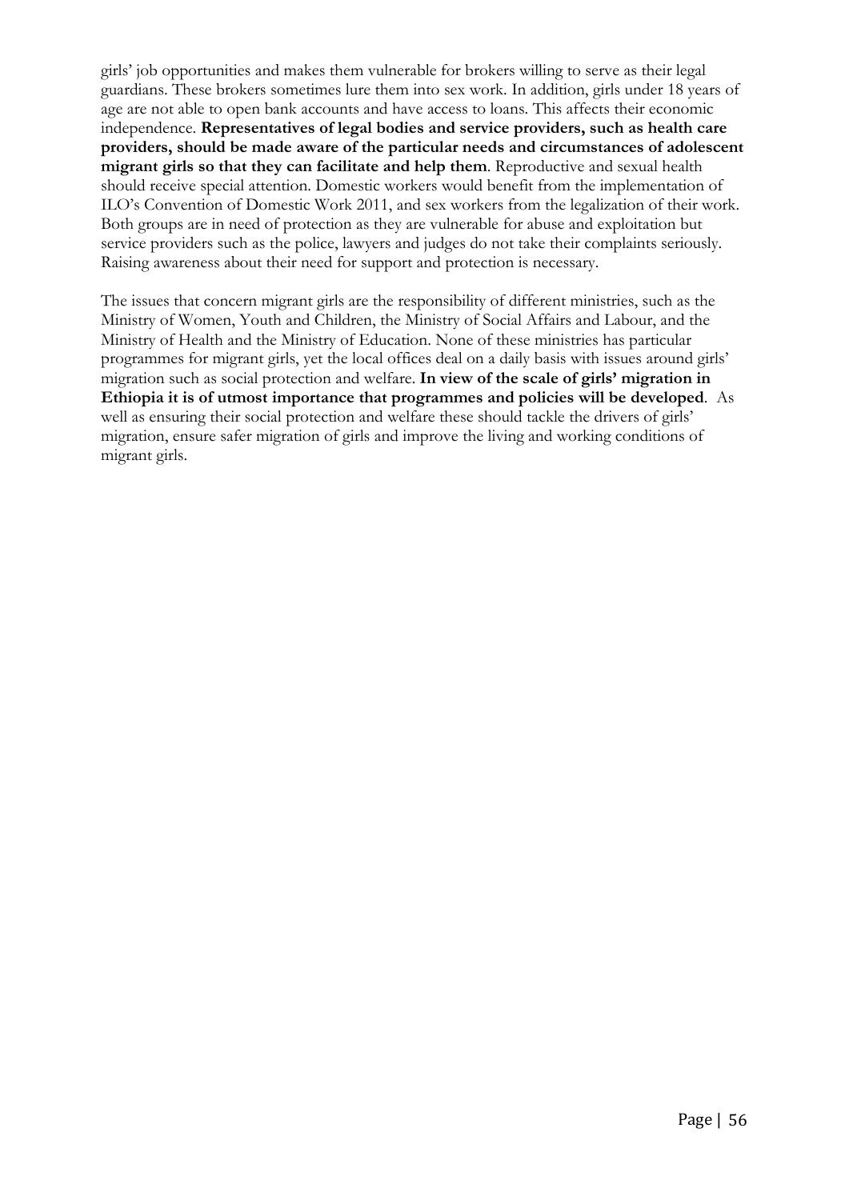girls' job opportunities and makes them vulnerable for brokers willing to serve as their legal guardians. These brokers sometimes lure them into sex work. In addition, girls under 18 years of age are not able to open bank accounts and have access to loans. This affects their economic independence. **Representatives of legal bodies and service providers, such as health care providers, should be made aware of the particular needs and circumstances of adolescent migrant girls so that they can facilitate and help them**. Reproductive and sexual health should receive special attention. Domestic workers would benefit from the implementation of ILO's Convention of Domestic Work 2011, and sex workers from the legalization of their work. Both groups are in need of protection as they are vulnerable for abuse and exploitation but service providers such as the police, lawyers and judges do not take their complaints seriously. Raising awareness about their need for support and protection is necessary.

The issues that concern migrant girls are the responsibility of different ministries, such as the Ministry of Women, Youth and Children, the Ministry of Social Affairs and Labour, and the Ministry of Health and the Ministry of Education. None of these ministries has particular programmes for migrant girls, yet the local offices deal on a daily basis with issues around girls' migration such as social protection and welfare. **In view of the scale of girls' migration in Ethiopia it is of utmost importance that programmes and policies will be developed**. As well as ensuring their social protection and welfare these should tackle the drivers of girls' migration, ensure safer migration of girls and improve the living and working conditions of migrant girls.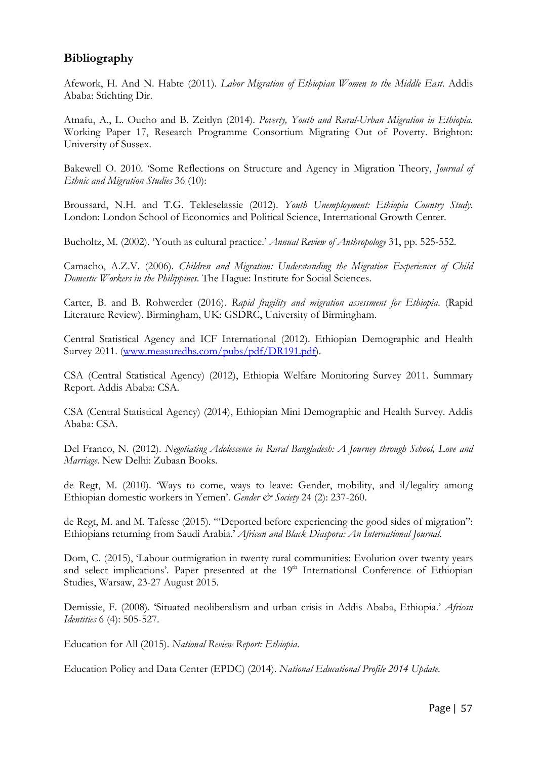## Bibliography

Afework, H. And N. Habte (2011). *Labor Migration of Ethiopian Women to the Middle East*. Addis Ababa: Stichting Dir.

Atnafu, A., L. Oucho and B. Zeitlyn (2014). *Poverty, Youth and Rural-Urban Migration in Ethiopia*. Working Paper 17, Research Programme Consortium Migrating Out of Poverty. Brighton: University of Sussex.

Bakewell O. 2010. 'Some Reflections on Structure and Agency in Migration Theory, *Journal of Ethnic and Migration Studies* 36 (10):

Broussard, N.H. and T.G. Tekleselassie (2012). *Youth Unemployment: Ethiopia Country Study*. London: London School of Economics and Political Science, International Growth Center.

Bucholtz, M. (2002). 'Youth as cultural practice.' *Annual Review of Anthropology* 31, pp. 525-552.

Camacho, A.Z.V. (2006). *Children and Migration: Understanding the Migration Experiences of Child Domestic Workers in the Philippines*. The Hague: Institute for Social Sciences.

Carter, B. and B. Rohwerder (2016). *Rapid fragility and migration assessment for Ethiopia*. (Rapid Literature Review). Birmingham, UK: GSDRC, University of Birmingham.

Central Statistical Agency and ICF International (2012). Ethiopian Demographic and Health Survey 2011. (www.measuredhs.com/pubs/pdf/DR191.pdf).

CSA (Central Statistical Agency) (2012), Ethiopia Welfare Monitoring Survey 2011. Summary Report. Addis Ababa: CSA.

CSA (Central Statistical Agency) (2014), Ethiopian Mini Demographic and Health Survey. Addis Ababa: CSA.

Del Franco, N. (2012). *Negotiating Adolescence in Rural Bangladesh: A Journey through School, Love and Marriage*. New Delhi: Zubaan Books.

de Regt, M. (2010). 'Ways to come, ways to leave: Gender, mobility, and il/legality among Ethiopian domestic workers in Yemen'. *Gender & Society* 24 (2): 237-260.

de Regt, M. and M. Tafesse (2015). '"Deported before experiencing the good sides of migration": Ethiopians returning from Saudi Arabia.' *African and Black Diaspora: An International Journal*.

Dom, C. (2015), 'Labour outmigration in twenty rural communities: Evolution over twenty years and select implications'. Paper presented at the 19th International Conference of Ethiopian Studies, Warsaw, 23-27 August 2015.

Demissie, F. (2008). 'Situated neoliberalism and urban crisis in Addis Ababa, Ethiopia.' *African Identities* 6 (4): 505-527.

Education for All (2015). *National Review Report: Ethiopia*.

Education Policy and Data Center (EPDC) (2014). *National Educational Profile 2014 Update*.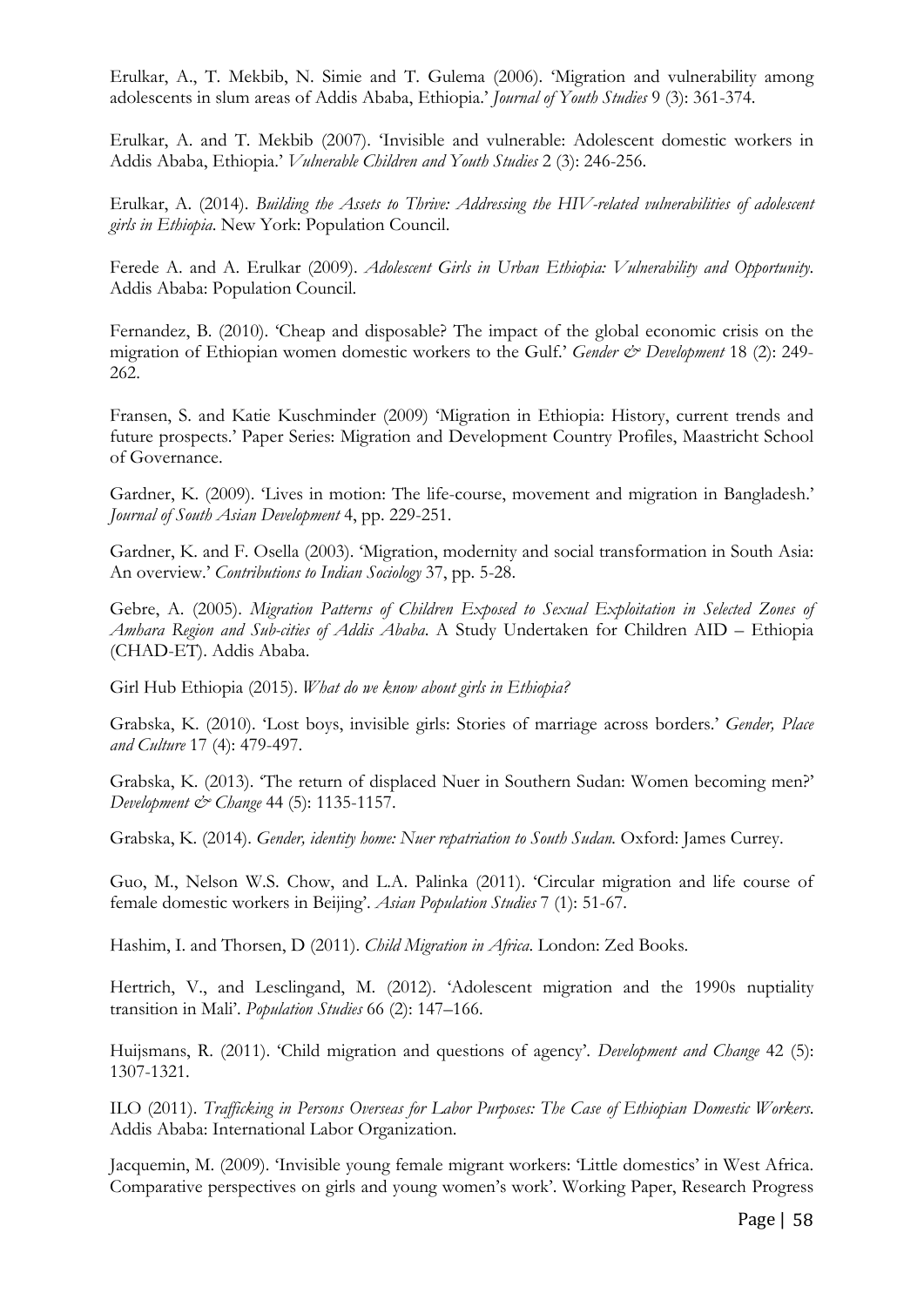Erulkar, A., T. Mekbib, N. Simie and T. Gulema (2006). 'Migration and vulnerability among adolescents in slum areas of Addis Ababa, Ethiopia.' *Journal of Youth Studies* 9 (3): 361-374.

Erulkar, A. and T. Mekbib (2007). 'Invisible and vulnerable: Adolescent domestic workers in Addis Ababa, Ethiopia.' *Vulnerable Children and Youth Studies* 2 (3): 246-256.

Erulkar, A. (2014). *Building the Assets to Thrive: Addressing the HIV-related vulnerabilities of adolescent girls in Ethiopia*. New York: Population Council.

Ferede A. and A. Erulkar (2009). *Adolescent Girls in Urban Ethiopia: Vulnerability and Opportunity.* Addis Ababa: Population Council.

Fernandez, B. (2010). 'Cheap and disposable? The impact of the global economic crisis on the migration of Ethiopian women domestic workers to the Gulf.' *Gender & Development* 18 (2): 249-262.

Fransen, S. and Katie Kuschminder (2009) 'Migration in Ethiopia: History, current trends and future prospects.' Paper Series: Migration and Development Country Profiles, Maastricht School of Governance.

Gardner, K. (2009). 'Lives in motion: The life-course, movement and migration in Bangladesh.' *Journal of South Asian Development* 4, pp. 229-251.

Gardner, K. and F. Osella (2003). 'Migration, modernity and social transformation in South Asia: An overview.' *Contributions to Indian Sociology* 37, pp. 5-28.

Gebre, A. (2005). *Migration Patterns of Children Exposed to Sexual Exploitation in Selected Zones of Amhara Region and Sub-cities of Addis Ababa*. A Study Undertaken for Children AID – Ethiopia (CHAD-ET). Addis Ababa.

Girl Hub Ethiopia (2015). *What do we know about girls in Ethiopia?*

Grabska, K. (2010). 'Lost boys, invisible girls: Stories of marriage across borders.' *Gender, Place and Culture* 17 (4): 479-497.

Grabska, K. (2013). 'The return of displaced Nuer in Southern Sudan: Women becoming men?' *Development & Change* 44 (5): 1135-1157.

Grabska, K. (2014). *Gender, identity home: Nuer repatriation to South Sudan.* Oxford: James Currey.

Guo, M., Nelson W.S. Chow, and L.A. Palinka (2011). 'Circular migration and life course of female domestic workers in Beijing'. *Asian Population Studies* 7 (1): 51-67.

Hashim, I. and Thorsen, D (2011). *Child Migration in Africa*. London: Zed Books.

Hertrich, V., and Lesclingand, M. (2012). 'Adolescent migration and the 1990s nuptiality transition in Mali'. *Population Studies* 66 (2): 147–166.

Huijsmans, R. (2011). 'Child migration and questions of agency'. *Development and Change* 42 (5): 1307-1321.

ILO (2011). *Trafficking in Persons Overseas for Labor Purposes: The Case of Ethiopian Domestic Workers*. Addis Ababa: International Labor Organization.

Jacquemin, M. (2009). 'Invisible young female migrant workers: 'Little domestics' in West Africa. Comparative perspectives on girls and young women's work'. Working Paper, Research Progress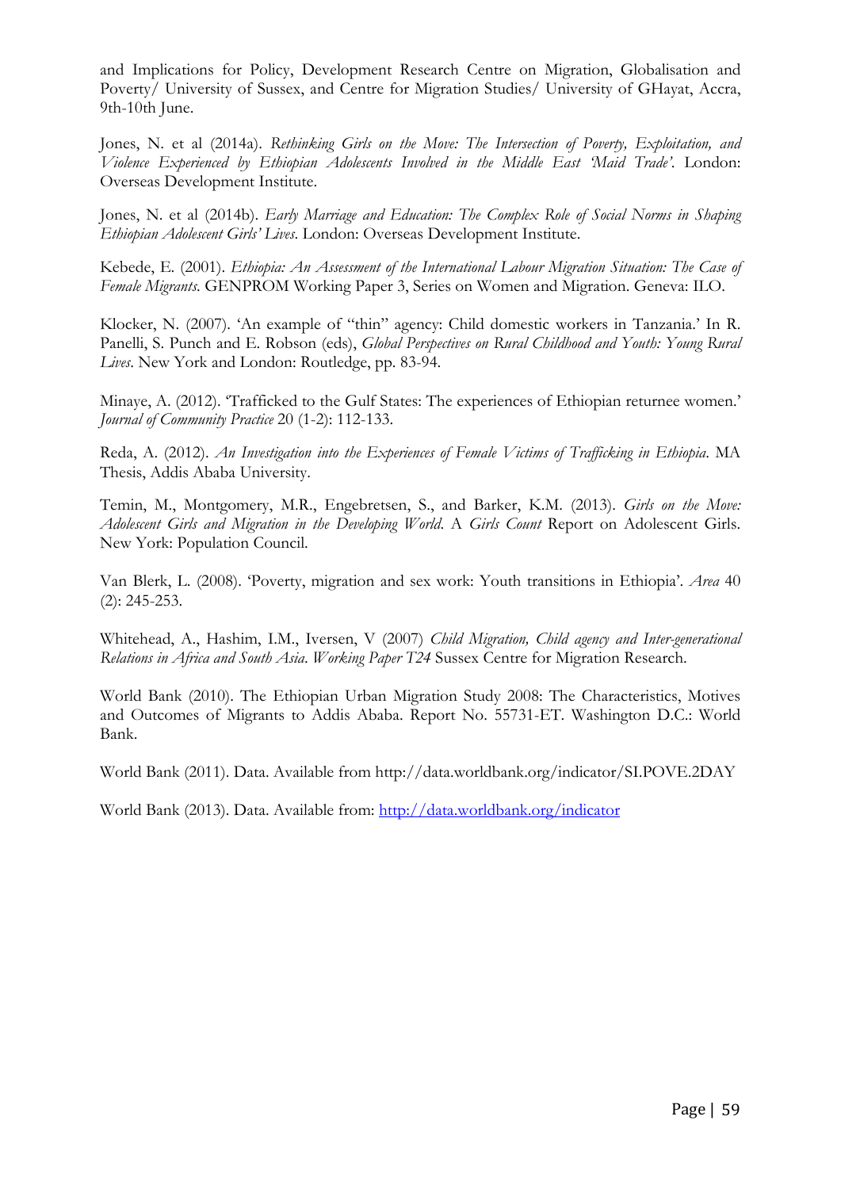and Implications for Policy, Development Research Centre on Migration, Globalisation and Poverty/ University of Sussex, and Centre for Migration Studies/ University of GHayat, Accra, 9th-10th June.

Jones, N. et al (2014a). *Rethinking Girls on the Move: The Intersection of Poverty, Exploitation, and Violence Experienced by Ethiopian Adolescents Involved in the Middle East 'Maid Trade'*. London: Overseas Development Institute.

Jones, N. et al (2014b). *Early Marriage and Education: The Complex Role of Social Norms in Shaping Ethiopian Adolescent Girls' Lives*. London: Overseas Development Institute.

Kebede, E. (2001). *Ethiopia: An Assessment of the International Labour Migration Situation: The Case of Female Migrants*. GENPROM Working Paper 3, Series on Women and Migration. Geneva: ILO.

Klocker, N. (2007). 'An example of "thin" agency: Child domestic workers in Tanzania.' In R. Panelli, S. Punch and E. Robson (eds), *Global Perspectives on Rural Childhood and Youth: Young Rural Lives*. New York and London: Routledge, pp. 83-94.

Minaye, A. (2012). 'Trafficked to the Gulf States: The experiences of Ethiopian returnee women.' *Journal of Community Practice* 20 (1-2): 112-133.

Reda, A. (2012). *An Investigation into the Experiences of Female Victims of Trafficking in Ethiopia*. MA Thesis, Addis Ababa University.

Temin, M., Montgomery, M.R., Engebretsen, S., and Barker, K.M. (2013). *Girls on the Move: Adolescent Girls and Migration in the Developing World*. A *Girls Count* Report on Adolescent Girls. New York: Population Council.

Van Blerk, L. (2008). 'Poverty, migration and sex work: Youth transitions in Ethiopia'. *Area* 40 (2): 245-253.

Whitehead, A., Hashim, I.M., Iversen, V (2007) *Child Migration, Child agency and Inter-generational Relations in Africa and South Asia*. *Working Paper T24* Sussex Centre for Migration Research.

World Bank (2010). The Ethiopian Urban Migration Study 2008: The Characteristics, Motives and Outcomes of Migrants to Addis Ababa. Report No. 55731-ET. Washington D.C.: World Bank.

World Bank (2011). Data. Available from http://data.worldbank.org/indicator/SI.POVE.2DAY

World Bank (2013). Data. Available from: http://data.worldbank.org/indicator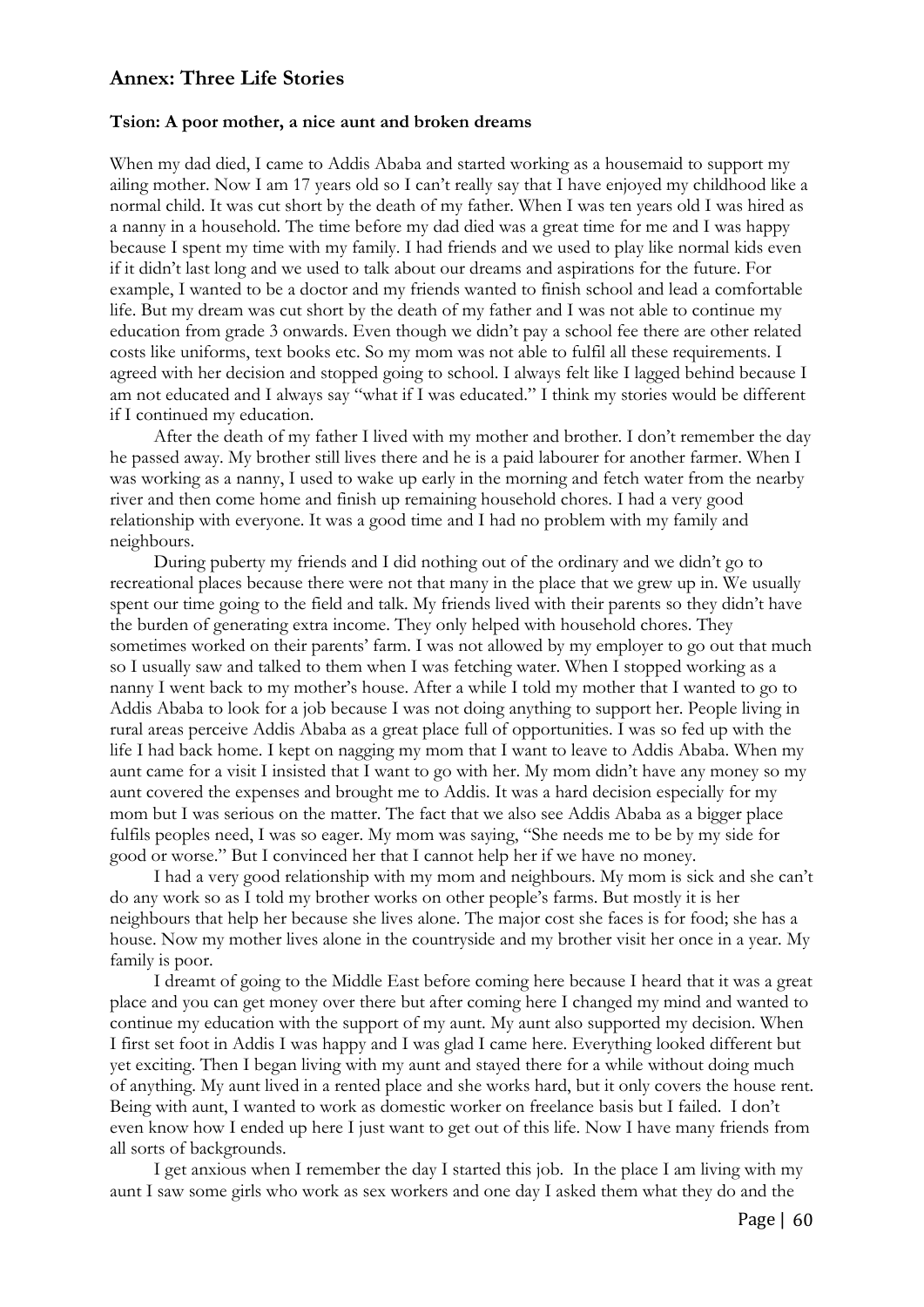## Annex: Three Life Stories

### Tsion: A poor mother, a nice aunt and broken dreams

When my dad died, I came to Addis Ababa and started working as a housemaid to support my ailing mother. Now I am 17 years old so I can't really say that I have enjoyed my childhood like a normal child. It was cut short by the death of my father. When I was ten years old I was hired as a nanny in a household. The time before my dad died was a great time for me and I was happy because I spent my time with my family. I had friends and we used to play like normal kids even if it didn't last long and we used to talk about our dreams and aspirations for the future. For example, I wanted to be a doctor and my friends wanted to finish school and lead a comfortable life. But my dream was cut short by the death of my father and I was not able to continue my education from grade 3 onwards. Even though we didn't pay a school fee there are other related costs like uniforms, text books etc. So my mom was not able to fulfil all these requirements. I agreed with her decision and stopped going to school. I always felt like I lagged behind because I am not educated and I always say "what if I was educated." I think my stories would be different if I continued my education.

After the death of my father I lived with my mother and brother. I don't remember the day he passed away. My brother still lives there and he is a paid labourer for another farmer. When I was working as a nanny, I used to wake up early in the morning and fetch water from the nearby river and then come home and finish up remaining household chores. I had a very good relationship with everyone. It was a good time and I had no problem with my family and neighbours.

During puberty my friends and I did nothing out of the ordinary and we didn't go to recreational places because there were not that many in the place that we grew up in. We usually spent our time going to the field and talk. My friends lived with their parents so they didn't have the burden of generating extra income. They only helped with household chores. They sometimes worked on their parents' farm. I was not allowed by my employer to go out that much so I usually saw and talked to them when I was fetching water. When I stopped working as a nanny I went back to my mother's house. After a while I told my mother that I wanted to go to Addis Ababa to look for a job because I was not doing anything to support her. People living in rural areas perceive Addis Ababa as a great place full of opportunities. I was so fed up with the life I had back home. I kept on nagging my mom that I want to leave to Addis Ababa. When my aunt came for a visit I insisted that I want to go with her. My mom didn't have any money so my aunt covered the expenses and brought me to Addis. It was a hard decision especially for my mom but I was serious on the matter. The fact that we also see Addis Ababa as a bigger place fulfils peoples need, I was so eager. My mom was saying, "She needs me to be by my side for good or worse." But I convinced her that I cannot help her if we have no money.

I had a very good relationship with my mom and neighbours. My mom is sick and she can't do any work so as I told my brother works on other people's farms. But mostly it is her neighbours that help her because she lives alone. The major cost she faces is for food; she has a house. Now my mother lives alone in the countryside and my brother visit her once in a year. My family is poor.

I dreamt of going to the Middle East before coming here because I heard that it was a great place and you can get money over there but after coming here I changed my mind and wanted to continue my education with the support of my aunt. My aunt also supported my decision. When I first set foot in Addis I was happy and I was glad I came here. Everything looked different but yet exciting. Then I began living with my aunt and stayed there for a while without doing much of anything. My aunt lived in a rented place and she works hard, but it only covers the house rent. Being with aunt, I wanted to work as domestic worker on freelance basis but I failed. I don't even know how I ended up here I just want to get out of this life. Now I have many friends from all sorts of backgrounds.

I get anxious when I remember the day I started this job. In the place I am living with my aunt I saw some girls who work as sex workers and one day I asked them what they do and the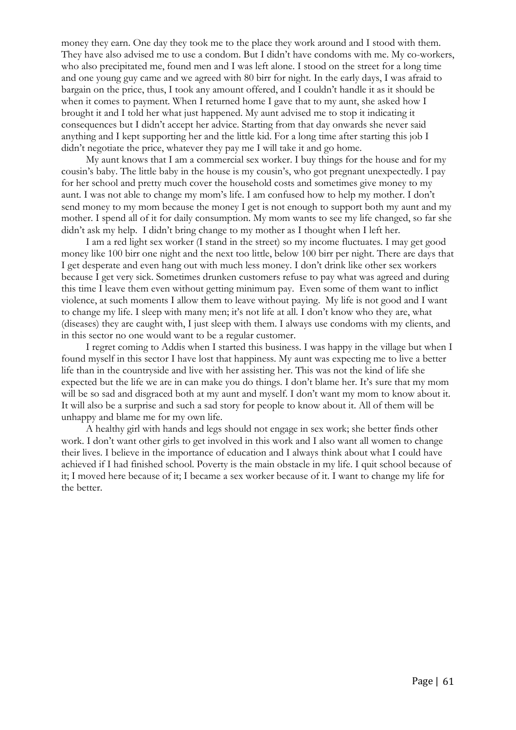money they earn. One day they took me to the place they work around and I stood with them. They have also advised me to use a condom. But I didn't have condoms with me. My co-workers, who also precipitated me, found men and I was left alone. I stood on the street for a long time and one young guy came and we agreed with 80 birr for night. In the early days, I was afraid to bargain on the price, thus, I took any amount offered, and I couldn't handle it as it should be when it comes to payment. When I returned home I gave that to my aunt, she asked how I brought it and I told her what just happened. My aunt advised me to stop it indicating it consequences but I didn't accept her advice. Starting from that day onwards she never said anything and I kept supporting her and the little kid. For a long time after starting this job I didn't negotiate the price, whatever they pay me I will take it and go home.

My aunt knows that I am a commercial sex worker. I buy things for the house and for my cousin's baby. The little baby in the house is my cousin's, who got pregnant unexpectedly. I pay for her school and pretty much cover the household costs and sometimes give money to my aunt. I was not able to change my mom's life. I am confused how to help my mother. I don't send money to my mom because the money I get is not enough to support both my aunt and my mother. I spend all of it for daily consumption. My mom wants to see my life changed, so far she didn't ask my help. I didn't bring change to my mother as I thought when I left her.

I am a red light sex worker (I stand in the street) so my income fluctuates. I may get good money like 100 birr one night and the next too little, below 100 birr per night. There are days that I get desperate and even hang out with much less money. I don't drink like other sex workers because I get very sick. Sometimes drunken customers refuse to pay what was agreed and during this time I leave them even without getting minimum pay. Even some of them want to inflict violence, at such moments I allow them to leave without paying. My life is not good and I want to change my life. I sleep with many men; it's not life at all. I don't know who they are, what (diseases) they are caught with, I just sleep with them. I always use condoms with my clients, and in this sector no one would want to be a regular customer.

I regret coming to Addis when I started this business. I was happy in the village but when I found myself in this sector I have lost that happiness. My aunt was expecting me to live a better life than in the countryside and live with her assisting her. This was not the kind of life she expected but the life we are in can make you do things. I don't blame her. It's sure that my mom will be so sad and disgraced both at my aunt and myself. I don't want my mom to know about it. It will also be a surprise and such a sad story for people to know about it. All of them will be unhappy and blame me for my own life.

A healthy girl with hands and legs should not engage in sex work; she better finds other work. I don't want other girls to get involved in this work and I also want all women to change their lives. I believe in the importance of education and I always think about what I could have achieved if I had finished school. Poverty is the main obstacle in my life. I quit school because of it; I moved here because of it; I became a sex worker because of it. I want to change my life for the better.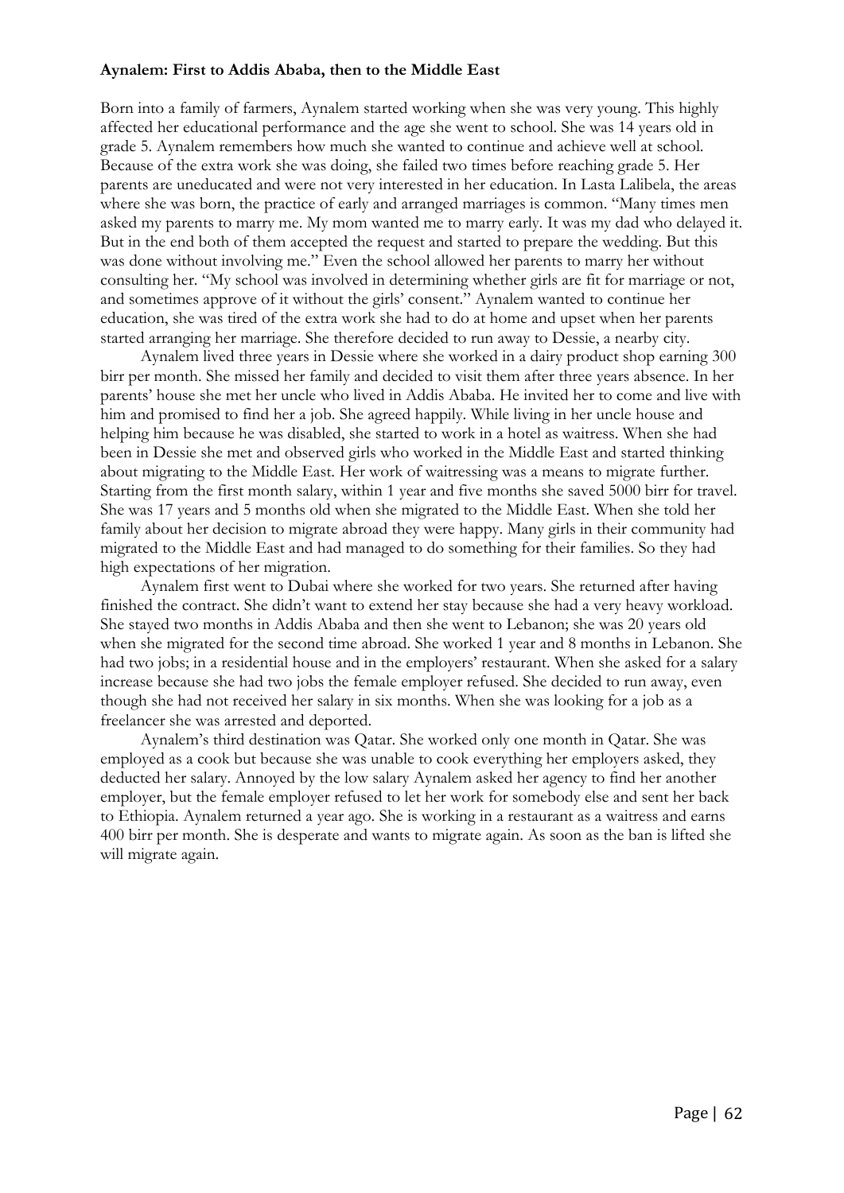**Aynalem: First to Addis Ababa, then to the Middle East**

Born into a family of farmers, Aynalem started working when she was very young. This highly affected her educational performance and the age she went to school. She was 14 years old in grade 5. Aynalem remembers how much she wanted to continue and achieve well at school. Because of the extra work she was doing, she failed two times before reaching grade 5. Her parents are uneducated and were not very interested in her education. In Lasta Lalibela, the areas where she was born, the practice of early and arranged marriages is common. "Many times men asked my parents to marry me. My mom wanted me to marry early. It was my dad who delayed it. But in the end both of them accepted the request and started to prepare the wedding. But this was done without involving me." Even the school allowed her parents to marry her without consulting her. "My school was involved in determining whether girls are fit for marriage or not, and sometimes approve of it without the girls' consent." Aynalem wanted to continue her education, she was tired of the extra work she had to do at home and upset when her parents started arranging her marriage. She therefore decided to run away to Dessie, a nearby city.

Aynalem lived three years in Dessie where she worked in a dairy product shop earning 300 birr per month. She missed her family and decided to visit them after three years absence. In her parents' house she met her uncle who lived in Addis Ababa. He invited her to come and live with him and promised to find her a job. She agreed happily. While living in her uncle house and helping him because he was disabled, she started to work in a hotel as waitress. When she had been in Dessie she met and observed girls who worked in the Middle East and started thinking about migrating to the Middle East. Her work of waitressing was a means to migrate further. Starting from the first month salary, within 1 year and five months she saved 5000 birr for travel. She was 17 years and 5 months old when she migrated to the Middle East. When she told her family about her decision to migrate abroad they were happy. Many girls in their community had migrated to the Middle East and had managed to do something for their families. So they had high expectations of her migration.

Aynalem first went to Dubai where she worked for two years. She returned after having finished the contract. She didn't want to extend her stay because she had a very heavy workload. She stayed two months in Addis Ababa and then she went to Lebanon; she was 20 years old when she migrated for the second time abroad. She worked 1 year and 8 months in Lebanon. She had two jobs; in a residential house and in the employers' restaurant. When she asked for a salary increase because she had two jobs the female employer refused. She decided to run away, even though she had not received her salary in six months. When she was looking for a job as a freelancer she was arrested and deported.

Aynalem's third destination was Qatar. She worked only one month in Qatar. She was employed as a cook but because she was unable to cook everything her employers asked, they deducted her salary. Annoyed by the low salary Aynalem asked her agency to find her another employer, but the female employer refused to let her work for somebody else and sent her back to Ethiopia. Aynalem returned a year ago. She is working in a restaurant as a waitress and earns 400 birr per month. She is desperate and wants to migrate again. As soon as the ban is lifted she will migrate again.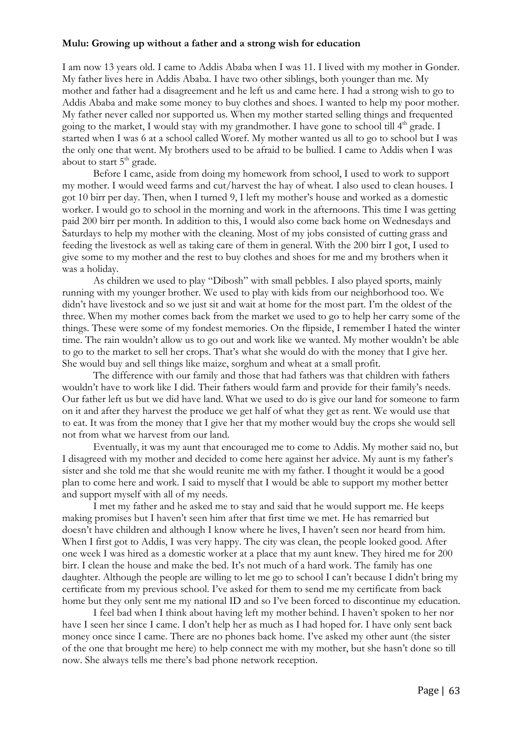**Mulu: Growing up without a father and a strong wish for education**

I am now 13 years old. I came to Addis Ababa when I was 11. I lived with my mother in Gonder. My father lives here in Addis Ababa. I have two other siblings, both younger than me. My mother and father had a disagreement and he left us and came here. I had a strong wish to go to Addis Ababa and make some money to buy clothes and shoes. I wanted to help my poor mother. My father never called nor supported us. When my mother started selling things and frequented going to the market, I would stay with my grandmother. I have gone to school till 4th grade. I started when I was 6 at a school called Woref. My mother wanted us all to go to school but I was the only one that went. My brothers used to be afraid to be bullied. I came to Addis when I was about to start 5th grade.

Before I came, aside from doing my homework from school, I used to work to support my mother. I would weed farms and cut/harvest the hay of wheat. I also used to clean houses. I got 10 birr per day. Then, when I turned 9, I left my mother's house and worked as a domestic worker. I would go to school in the morning and work in the afternoons. This time I was getting paid 200 birr per month. In addition to this, I would also come back home on Wednesdays and Saturdays to help my mother with the cleaning. Most of my jobs consisted of cutting grass and feeding the livestock as well as taking care of them in general. With the 200 birr I got, I used to give some to my mother and the rest to buy clothes and shoes for me and my brothers when it was a holiday.

As children we used to play "Dibosh" with small pebbles. I also played sports, mainly running with my younger brother. We used to play with kids from our neighborhood too. We didn't have livestock and so we just sit and wait at home for the most part. I'm the oldest of the three. When my mother comes back from the market we used to go to help her carry some of the things. These were some of my fondest memories. On the flipside, I remember I hated the winter time. The rain wouldn't allow us to go out and work like we wanted. My mother wouldn't be able to go to the market to sell her crops. That's what she would do with the money that I give her. She would buy and sell things like maize, sorghum and wheat at a small profit.

The difference with our family and those that had fathers was that children with fathers wouldn't have to work like I did. Their fathers would farm and provide for their family's needs. Our father left us but we did have land. What we used to do is give our land for someone to farm on it and after they harvest the produce we get half of what they get as rent. We would use that to eat. It was from the money that I give her that my mother would buy the crops she would sell not from what we harvest from our land.

Eventually, it was my aunt that encouraged me to come to Addis. My mother said no, but I disagreed with my mother and decided to come here against her advice. My aunt is my father's sister and she told me that she would reunite me with my father. I thought it would be a good plan to come here and work. I said to myself that I would be able to support my mother better and support myself with all of my needs.

I met my father and he asked me to stay and said that he would support me. He keeps making promises but I haven't seen him after that first time we met. He has remarried but doesn't have children and although I know where he lives, I haven't seen nor heard from him. When I first got to Addis, I was very happy. The city was clean, the people looked good. After one week I was hired as a domestic worker at a place that my aunt knew. They hired me for 200 birr. I clean the house and make the bed. It's not much of a hard work. The family has one daughter. Although the people are willing to let me go to school I can't because I didn't bring my certificate from my previous school. I've asked for them to send me my certificate from back home but they only sent me my national ID and so I've been forced to discontinue my education.

I feel bad when I think about having left my mother behind. I haven't spoken to her nor have I seen her since I came. I don't help her as much as I had hoped for. I have only sent back money once since I came. There are no phones back home. I've asked my other aunt (the sister of the one that brought me here) to help connect me with my mother, but she hasn't done so till now. She always tells me there's bad phone network reception.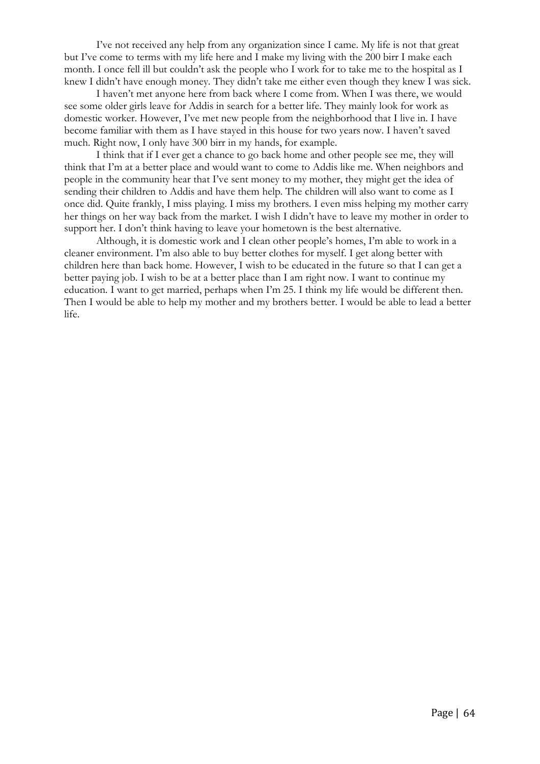I've not received any help from any organization since I came. My life is not that great but I've come to terms with my life here and I make my living with the 200 birr I make each month. I once fell ill but couldn't ask the people who I work for to take me to the hospital as I knew I didn't have enough money. They didn't take me either even though they knew I was sick.

I haven't met anyone here from back where I come from. When I was there, we would see some older girls leave for Addis in search for a better life. They mainly look for work as domestic worker. However, I've met new people from the neighborhood that I live in. I have become familiar with them as I have stayed in this house for two years now. I haven't saved much. Right now, I only have 300 birr in my hands, for example.

I think that if I ever get a chance to go back home and other people see me, they will think that I'm at a better place and would want to come to Addis like me. When neighbors and people in the community hear that I've sent money to my mother, they might get the idea of sending their children to Addis and have them help. The children will also want to come as I once did. Quite frankly, I miss playing. I miss my brothers. I even miss helping my mother carry her things on her way back from the market. I wish I didn't have to leave my mother in order to support her. I don't think having to leave your hometown is the best alternative.

Although, it is domestic work and I clean other people's homes, I'm able to work in a cleaner environment. I'm also able to buy better clothes for myself. I get along better with children here than back home. However, I wish to be educated in the future so that I can get a better paying job. I wish to be at a better place than I am right now. I want to continue my education. I want to get married, perhaps when I'm 25. I think my life would be different then. Then I would be able to help my mother and my brothers better. I would be able to lead a better life.